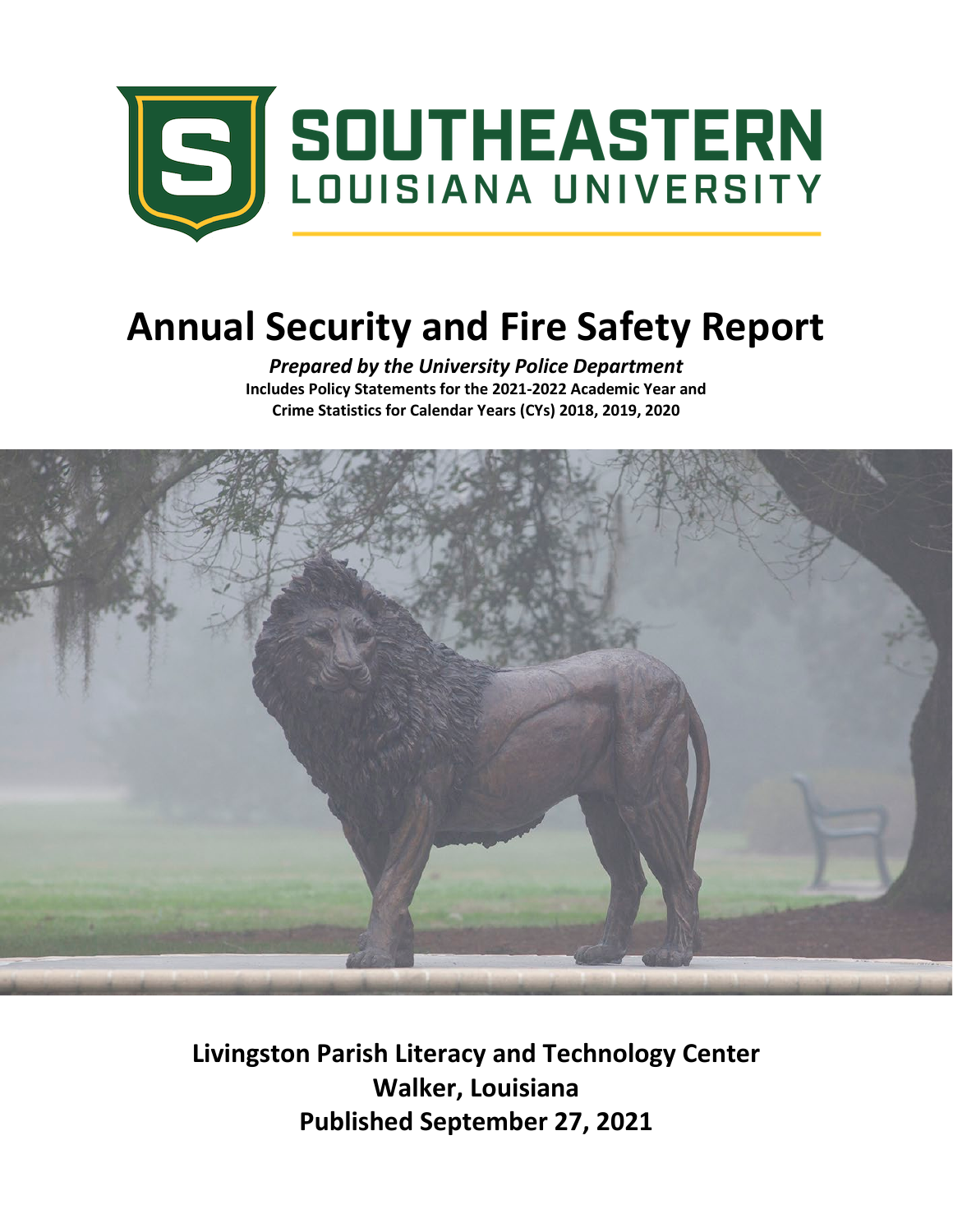# SOUTHEASTERN LOUISIANA UNIVERSITY

# Annual Security and Fire Safety Report

***Prepared by the University Police Department***

**Includes Policy Statements for the 2021-2022 Academic Year and Crime Statistics for Calendar Years (CYs) 2018, 2019, 2020**

**Livingston Parish Literacy and Technology Center**
**Walker, Louisiana**
**Published September 27, 2021**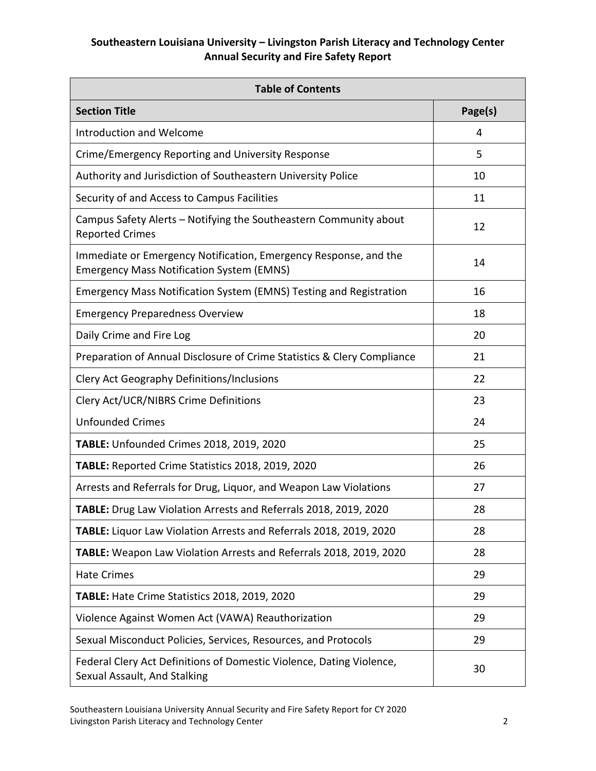**Southeastern Louisiana University – Livingston Parish Literacy and Technology Center**
**Annual Security and Fire Safety Report**

| Table of Contents | |
|---|---|
| **Section Title** | **Page(s)** |
| Introduction and Welcome | 4 |
| Crime/Emergency Reporting and University Response | 5 |
| Authority and Jurisdiction of Southeastern University Police | 10 |
| Security of and Access to Campus Facilities | 11 |
| Campus Safety Alerts – Notifying the Southeastern Community about Reported Crimes | 12 |
| Immediate or Emergency Notification, Emergency Response, and the Emergency Mass Notification System (EMNS) | 14 |
| Emergency Mass Notification System (EMNS) Testing and Registration | 16 |
| Emergency Preparedness Overview | 18 |
| Daily Crime and Fire Log | 20 |
| Preparation of Annual Disclosure of Crime Statistics & Clery Compliance | 21 |
| Clery Act Geography Definitions/Inclusions | 22 |
| Clery Act/UCR/NIBRS Crime Definitions | 23 |
| Unfounded Crimes | 24 |
| **TABLE:** Unfounded Crimes 2018, 2019, 2020 | 25 |
| **TABLE:** Reported Crime Statistics 2018, 2019, 2020 | 26 |
| Arrests and Referrals for Drug, Liquor, and Weapon Law Violations | 27 |
| **TABLE:** Drug Law Violation Arrests and Referrals 2018, 2019, 2020 | 28 |
| **TABLE:** Liquor Law Violation Arrests and Referrals 2018, 2019, 2020 | 28 |
| **TABLE:** Weapon Law Violation Arrests and Referrals 2018, 2019, 2020 | 28 |
| Hate Crimes | 29 |
| **TABLE:** Hate Crime Statistics 2018, 2019, 2020 | 29 |
| Violence Against Women Act (VAWA) Reauthorization | 29 |
| Sexual Misconduct Policies, Services, Resources, and Protocols | 29 |
| Federal Clery Act Definitions of Domestic Violence, Dating Violence, Sexual Assault, And Stalking | 30 |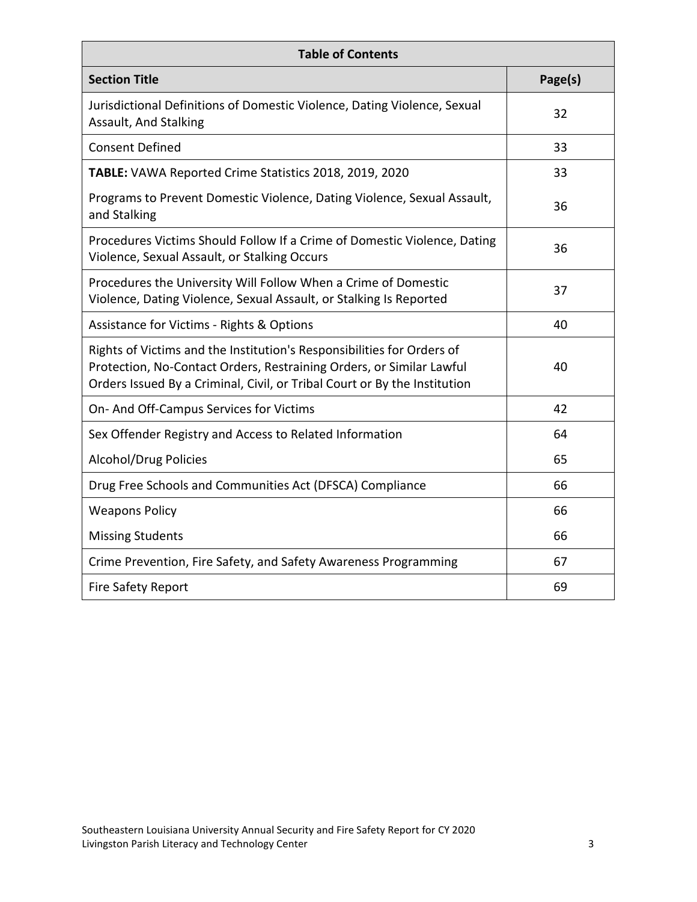| Table of Contents | |
|---|---|
| **Section Title** | **Page(s)** |
| Jurisdictional Definitions of Domestic Violence, Dating Violence, Sexual Assault, And Stalking | 32 |
| Consent Defined | 33 |
| **TABLE:** VAWA Reported Crime Statistics 2018, 2019, 2020 | 33 |
| Programs to Prevent Domestic Violence, Dating Violence, Sexual Assault, and Stalking | 36 |
| Procedures Victims Should Follow If a Crime of Domestic Violence, Dating Violence, Sexual Assault, or Stalking Occurs | 36 |
| Procedures the University Will Follow When a Crime of Domestic Violence, Dating Violence, Sexual Assault, or Stalking Is Reported | 37 |
| Assistance for Victims - Rights & Options | 40 |
| Rights of Victims and the Institution's Responsibilities for Orders of Protection, No-Contact Orders, Restraining Orders, or Similar Lawful Orders Issued By a Criminal, Civil, or Tribal Court or By the Institution | 40 |
| On- And Off-Campus Services for Victims | 42 |
| Sex Offender Registry and Access to Related Information | 64 |
| Alcohol/Drug Policies | 65 |
| Drug Free Schools and Communities Act (DFSCA) Compliance | 66 |
| Weapons Policy | 66 |
| Missing Students | 66 |
| Crime Prevention, Fire Safety, and Safety Awareness Programming | 67 |
| Fire Safety Report | 69 |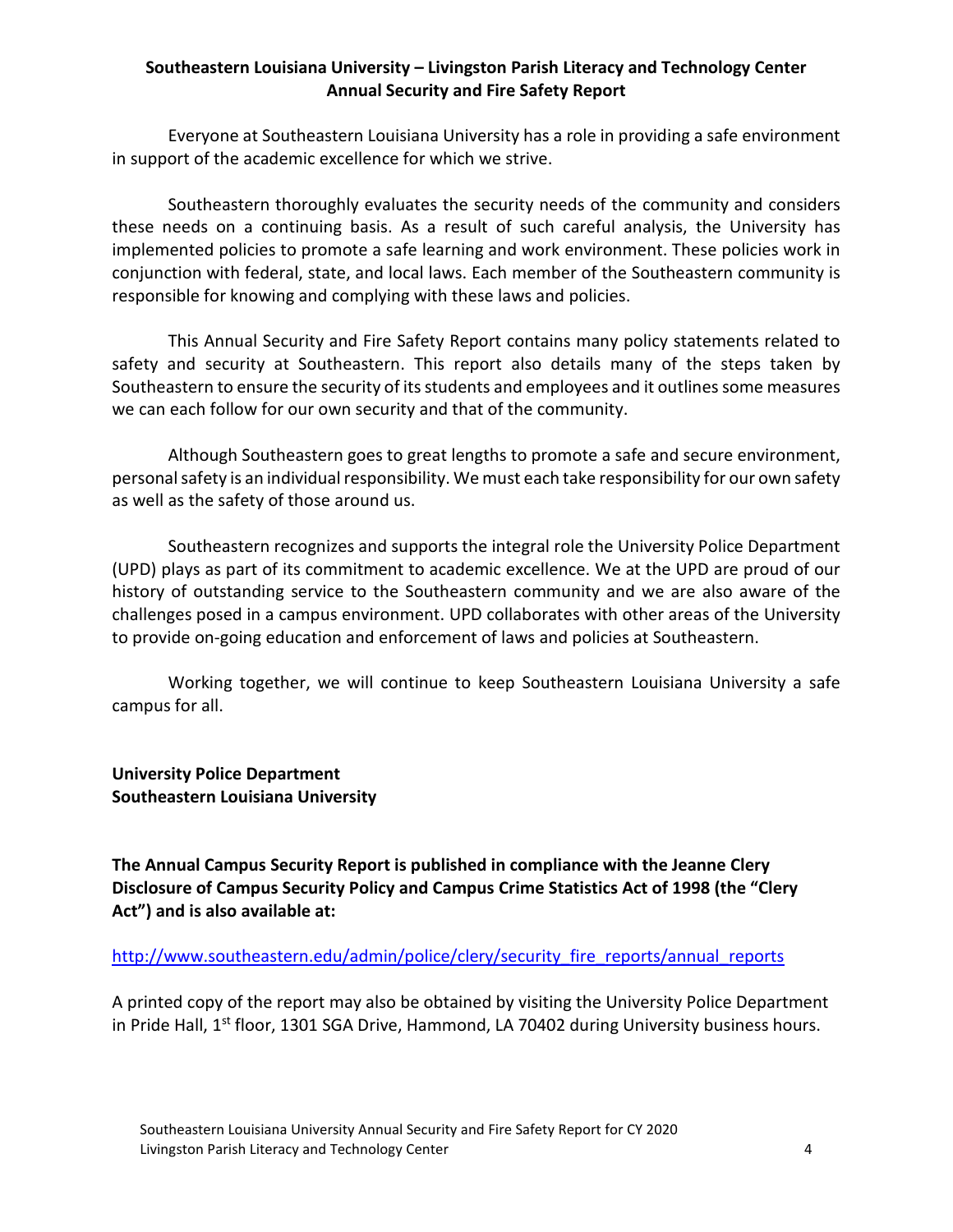**Southeastern Louisiana University – Livingston Parish Literacy and Technology Center**
**Annual Security and Fire Safety Report**

Everyone at Southeastern Louisiana University has a role in providing a safe environment in support of the academic excellence for which we strive.

Southeastern thoroughly evaluates the security needs of the community and considers these needs on a continuing basis. As a result of such careful analysis, the University has implemented policies to promote a safe learning and work environment. These policies work in conjunction with federal, state, and local laws. Each member of the Southeastern community is responsible for knowing and complying with these laws and policies.

This Annual Security and Fire Safety Report contains many policy statements related to safety and security at Southeastern. This report also details many of the steps taken by Southeastern to ensure the security of its students and employees and it outlines some measures we can each follow for our own security and that of the community.

Although Southeastern goes to great lengths to promote a safe and secure environment, personal safety is an individual responsibility. We must each take responsibility for our own safety as well as the safety of those around us.

Southeastern recognizes and supports the integral role the University Police Department (UPD) plays as part of its commitment to academic excellence. We at the UPD are proud of our history of outstanding service to the Southeastern community and we are also aware of the challenges posed in a campus environment. UPD collaborates with other areas of the University to provide on-going education and enforcement of laws and policies at Southeastern.

Working together, we will continue to keep Southeastern Louisiana University a safe campus for all.

**University Police Department**
**Southeastern Louisiana University**

**The Annual Campus Security Report is published in compliance with the Jeanne Clery Disclosure of Campus Security Policy and Campus Crime Statistics Act of 1998 (the "Clery Act") and is also available at:**

http://www.southeastern.edu/admin/police/clery/security_fire_reports/annual_reports

A printed copy of the report may also be obtained by visiting the University Police Department in Pride Hall, 1st floor, 1301 SGA Drive, Hammond, LA 70402 during University business hours.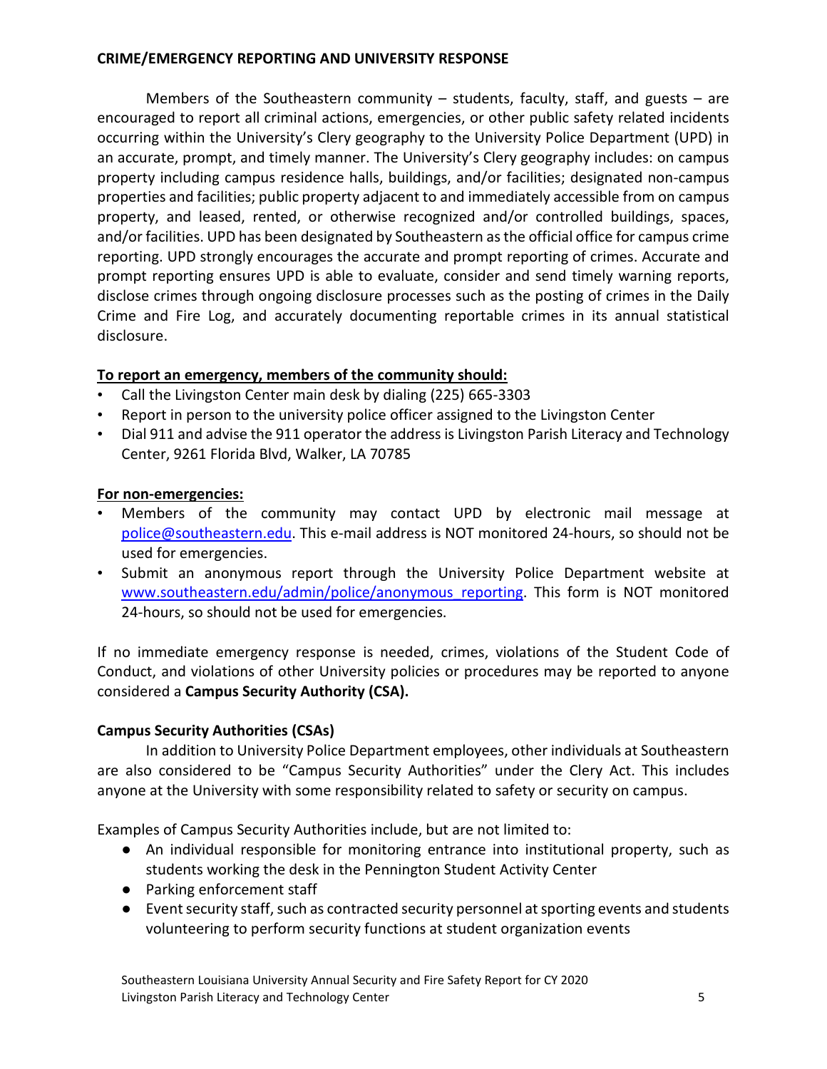## CRIME/EMERGENCY REPORTING AND UNIVERSITY RESPONSE

Members of the Southeastern community – students, faculty, staff, and guests – are encouraged to report all criminal actions, emergencies, or other public safety related incidents occurring within the University's Clery geography to the University Police Department (UPD) in an accurate, prompt, and timely manner. The University's Clery geography includes: on campus property including campus residence halls, buildings, and/or facilities; designated non-campus properties and facilities; public property adjacent to and immediately accessible from on campus property, and leased, rented, or otherwise recognized and/or controlled buildings, spaces, and/or facilities. UPD has been designated by Southeastern as the official office for campus crime reporting. UPD strongly encourages the accurate and prompt reporting of crimes. Accurate and prompt reporting ensures UPD is able to evaluate, consider and send timely warning reports, disclose crimes through ongoing disclosure processes such as the posting of crimes in the Daily Crime and Fire Log, and accurately documenting reportable crimes in its annual statistical disclosure.

**To report an emergency, members of the community should:**

- Call the Livingston Center main desk by dialing (225) 665-3303
- Report in person to the university police officer assigned to the Livingston Center
- Dial 911 and advise the 911 operator the address is Livingston Parish Literacy and Technology Center, 9261 Florida Blvd, Walker, LA 70785

**For non-emergencies:**

- Members of the community may contact UPD by electronic mail message at police@southeastern.edu. This e-mail address is NOT monitored 24-hours, so should not be used for emergencies.
- Submit an anonymous report through the University Police Department website at www.southeastern.edu/admin/police/anonymous_reporting. This form is NOT monitored 24-hours, so should not be used for emergencies.

If no immediate emergency response is needed, crimes, violations of the Student Code of Conduct, and violations of other University policies or procedures may be reported to anyone considered a **Campus Security Authority (CSA).**

### Campus Security Authorities (CSAs)

In addition to University Police Department employees, other individuals at Southeastern are also considered to be "Campus Security Authorities" under the Clery Act. This includes anyone at the University with some responsibility related to safety or security on campus.

Examples of Campus Security Authorities include, but are not limited to:

- An individual responsible for monitoring entrance into institutional property, such as students working the desk in the Pennington Student Activity Center
- Parking enforcement staff
- Event security staff, such as contracted security personnel at sporting events and students volunteering to perform security functions at student organization events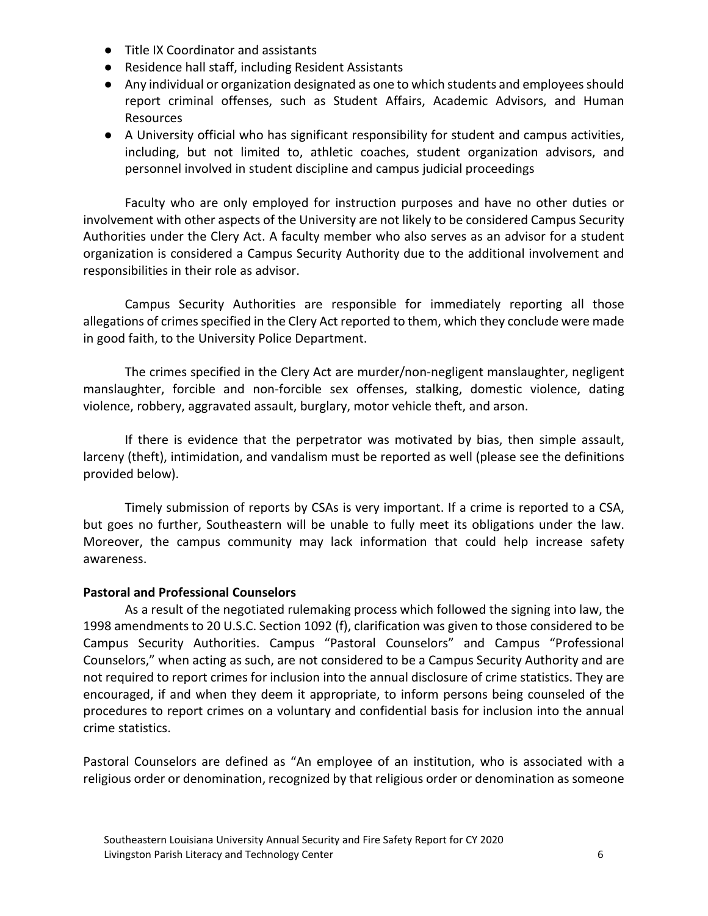- Title IX Coordinator and assistants
- Residence hall staff, including Resident Assistants
- Any individual or organization designated as one to which students and employees should report criminal offenses, such as Student Affairs, Academic Advisors, and Human Resources
- A University official who has significant responsibility for student and campus activities, including, but not limited to, athletic coaches, student organization advisors, and personnel involved in student discipline and campus judicial proceedings

Faculty who are only employed for instruction purposes and have no other duties or involvement with other aspects of the University are not likely to be considered Campus Security Authorities under the Clery Act. A faculty member who also serves as an advisor for a student organization is considered a Campus Security Authority due to the additional involvement and responsibilities in their role as advisor.

Campus Security Authorities are responsible for immediately reporting all those allegations of crimes specified in the Clery Act reported to them, which they conclude were made in good faith, to the University Police Department.

The crimes specified in the Clery Act are murder/non-negligent manslaughter, negligent manslaughter, forcible and non-forcible sex offenses, stalking, domestic violence, dating violence, robbery, aggravated assault, burglary, motor vehicle theft, and arson.

If there is evidence that the perpetrator was motivated by bias, then simple assault, larceny (theft), intimidation, and vandalism must be reported as well (please see the definitions provided below).

Timely submission of reports by CSAs is very important. If a crime is reported to a CSA, but goes no further, Southeastern will be unable to fully meet its obligations under the law. Moreover, the campus community may lack information that could help increase safety awareness.

**Pastoral and Professional Counselors**

As a result of the negotiated rulemaking process which followed the signing into law, the 1998 amendments to 20 U.S.C. Section 1092 (f), clarification was given to those considered to be Campus Security Authorities. Campus "Pastoral Counselors" and Campus "Professional Counselors," when acting as such, are not considered to be a Campus Security Authority and are not required to report crimes for inclusion into the annual disclosure of crime statistics. They are encouraged, if and when they deem it appropriate, to inform persons being counseled of the procedures to report crimes on a voluntary and confidential basis for inclusion into the annual crime statistics.

Pastoral Counselors are defined as "An employee of an institution, who is associated with a religious order or denomination, recognized by that religious order or denomination as someone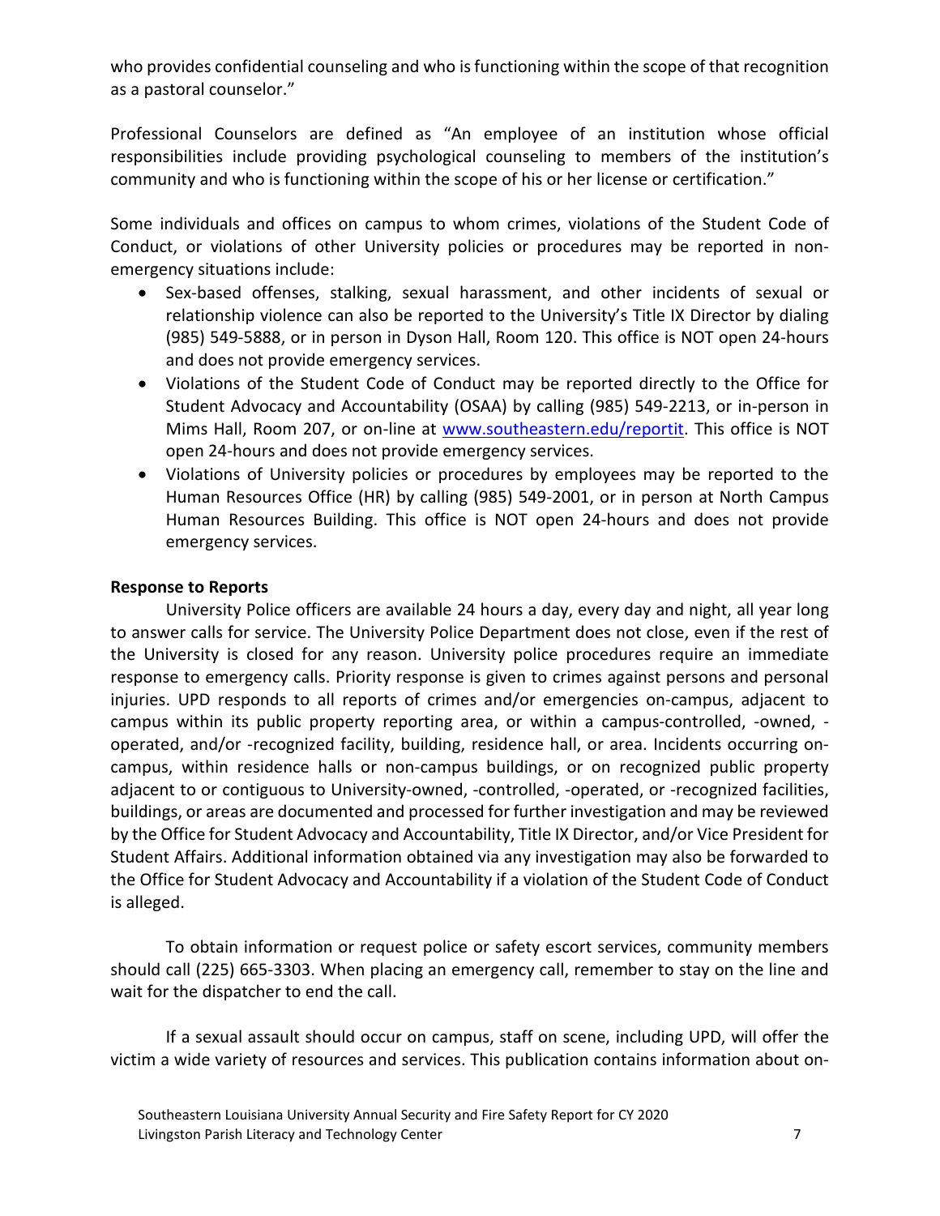who provides confidential counseling and who is functioning within the scope of that recognition as a pastoral counselor."

Professional Counselors are defined as "An employee of an institution whose official responsibilities include providing psychological counseling to members of the institution's community and who is functioning within the scope of his or her license or certification."

Some individuals and offices on campus to whom crimes, violations of the Student Code of Conduct, or violations of other University policies or procedures may be reported in non-emergency situations include:

- Sex-based offenses, stalking, sexual harassment, and other incidents of sexual or relationship violence can also be reported to the University's Title IX Director by dialing (985) 549-5888, or in person in Dyson Hall, Room 120. This office is NOT open 24-hours and does not provide emergency services.
- Violations of the Student Code of Conduct may be reported directly to the Office for Student Advocacy and Accountability (OSAA) by calling (985) 549-2213, or in-person in Mims Hall, Room 207, or on-line at [www.southeastern.edu/reportit](www.southeastern.edu/reportit). This office is NOT open 24-hours and does not provide emergency services.
- Violations of University policies or procedures by employees may be reported to the Human Resources Office (HR) by calling (985) 549-2001, or in person at North Campus Human Resources Building. This office is NOT open 24-hours and does not provide emergency services.

**Response to Reports**

University Police officers are available 24 hours a day, every day and night, all year long to answer calls for service. The University Police Department does not close, even if the rest of the University is closed for any reason. University police procedures require an immediate response to emergency calls. Priority response is given to crimes against persons and personal injuries. UPD responds to all reports of crimes and/or emergencies on-campus, adjacent to campus within its public property reporting area, or within a campus-controlled, -owned, -operated, and/or -recognized facility, building, residence hall, or area. Incidents occurring on-campus, within residence halls or non-campus buildings, or on recognized public property adjacent to or contiguous to University-owned, -controlled, -operated, or -recognized facilities, buildings, or areas are documented and processed for further investigation and may be reviewed by the Office for Student Advocacy and Accountability, Title IX Director, and/or Vice President for Student Affairs. Additional information obtained via any investigation may also be forwarded to the Office for Student Advocacy and Accountability if a violation of the Student Code of Conduct is alleged.

To obtain information or request police or safety escort services, community members should call (225) 665-3303. When placing an emergency call, remember to stay on the line and wait for the dispatcher to end the call.

If a sexual assault should occur on campus, staff on scene, including UPD, will offer the victim a wide variety of resources and services. This publication contains information about on-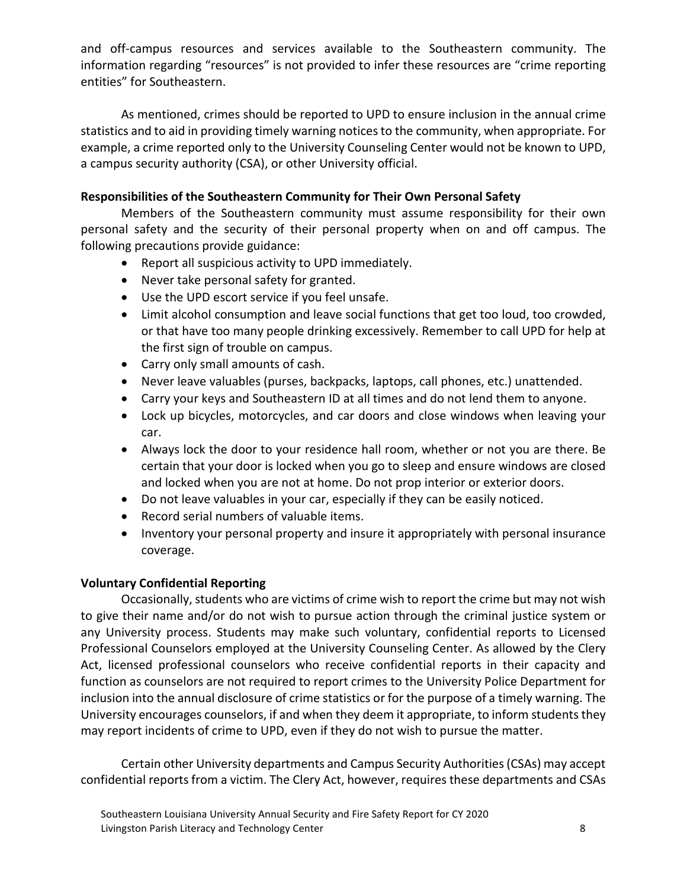and off-campus resources and services available to the Southeastern community. The information regarding "resources" is not provided to infer these resources are "crime reporting entities" for Southeastern.

As mentioned, crimes should be reported to UPD to ensure inclusion in the annual crime statistics and to aid in providing timely warning notices to the community, when appropriate. For example, a crime reported only to the University Counseling Center would not be known to UPD, a campus security authority (CSA), or other University official.

**Responsibilities of the Southeastern Community for Their Own Personal Safety**

Members of the Southeastern community must assume responsibility for their own personal safety and the security of their personal property when on and off campus. The following precautions provide guidance:

- Report all suspicious activity to UPD immediately.
- Never take personal safety for granted.
- Use the UPD escort service if you feel unsafe.
- Limit alcohol consumption and leave social functions that get too loud, too crowded, or that have too many people drinking excessively. Remember to call UPD for help at the first sign of trouble on campus.
- Carry only small amounts of cash.
- Never leave valuables (purses, backpacks, laptops, call phones, etc.) unattended.
- Carry your keys and Southeastern ID at all times and do not lend them to anyone.
- Lock up bicycles, motorcycles, and car doors and close windows when leaving your car.
- Always lock the door to your residence hall room, whether or not you are there. Be certain that your door is locked when you go to sleep and ensure windows are closed and locked when you are not at home. Do not prop interior or exterior doors.
- Do not leave valuables in your car, especially if they can be easily noticed.
- Record serial numbers of valuable items.
- Inventory your personal property and insure it appropriately with personal insurance coverage.

**Voluntary Confidential Reporting**

Occasionally, students who are victims of crime wish to report the crime but may not wish to give their name and/or do not wish to pursue action through the criminal justice system or any University process. Students may make such voluntary, confidential reports to Licensed Professional Counselors employed at the University Counseling Center. As allowed by the Clery Act, licensed professional counselors who receive confidential reports in their capacity and function as counselors are not required to report crimes to the University Police Department for inclusion into the annual disclosure of crime statistics or for the purpose of a timely warning. The University encourages counselors, if and when they deem it appropriate, to inform students they may report incidents of crime to UPD, even if they do not wish to pursue the matter.

Certain other University departments and Campus Security Authorities (CSAs) may accept confidential reports from a victim. The Clery Act, however, requires these departments and CSAs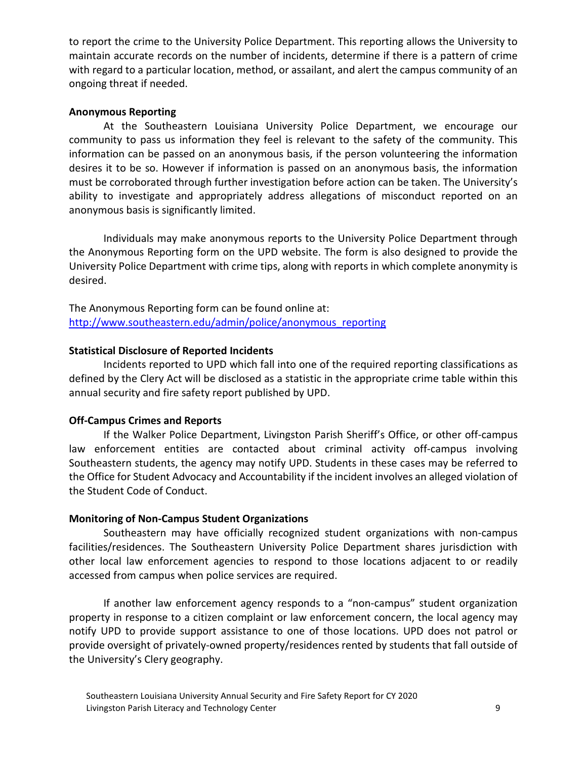to report the crime to the University Police Department. This reporting allows the University to maintain accurate records on the number of incidents, determine if there is a pattern of crime with regard to a particular location, method, or assailant, and alert the campus community of an ongoing threat if needed.

**Anonymous Reporting**

At the Southeastern Louisiana University Police Department, we encourage our community to pass us information they feel is relevant to the safety of the community. This information can be passed on an anonymous basis, if the person volunteering the information desires it to be so. However if information is passed on an anonymous basis, the information must be corroborated through further investigation before action can be taken. The University's ability to investigate and appropriately address allegations of misconduct reported on an anonymous basis is significantly limited.

Individuals may make anonymous reports to the University Police Department through the Anonymous Reporting form on the UPD website. The form is also designed to provide the University Police Department with crime tips, along with reports in which complete anonymity is desired.

The Anonymous Reporting form can be found online at:
[http://www.southeastern.edu/admin/police/anonymous_reporting](http://www.southeastern.edu/admin/police/anonymous_reporting)

**Statistical Disclosure of Reported Incidents**

Incidents reported to UPD which fall into one of the required reporting classifications as defined by the Clery Act will be disclosed as a statistic in the appropriate crime table within this annual security and fire safety report published by UPD.

**Off-Campus Crimes and Reports**

If the Walker Police Department, Livingston Parish Sheriff's Office, or other off-campus law enforcement entities are contacted about criminal activity off-campus involving Southeastern students, the agency may notify UPD. Students in these cases may be referred to the Office for Student Advocacy and Accountability if the incident involves an alleged violation of the Student Code of Conduct.

**Monitoring of Non-Campus Student Organizations**

Southeastern may have officially recognized student organizations with non-campus facilities/residences. The Southeastern University Police Department shares jurisdiction with other local law enforcement agencies to respond to those locations adjacent to or readily accessed from campus when police services are required.

If another law enforcement agency responds to a "non-campus" student organization property in response to a citizen complaint or law enforcement concern, the local agency may notify UPD to provide support assistance to one of those locations. UPD does not patrol or provide oversight of privately-owned property/residences rented by students that fall outside of the University's Clery geography.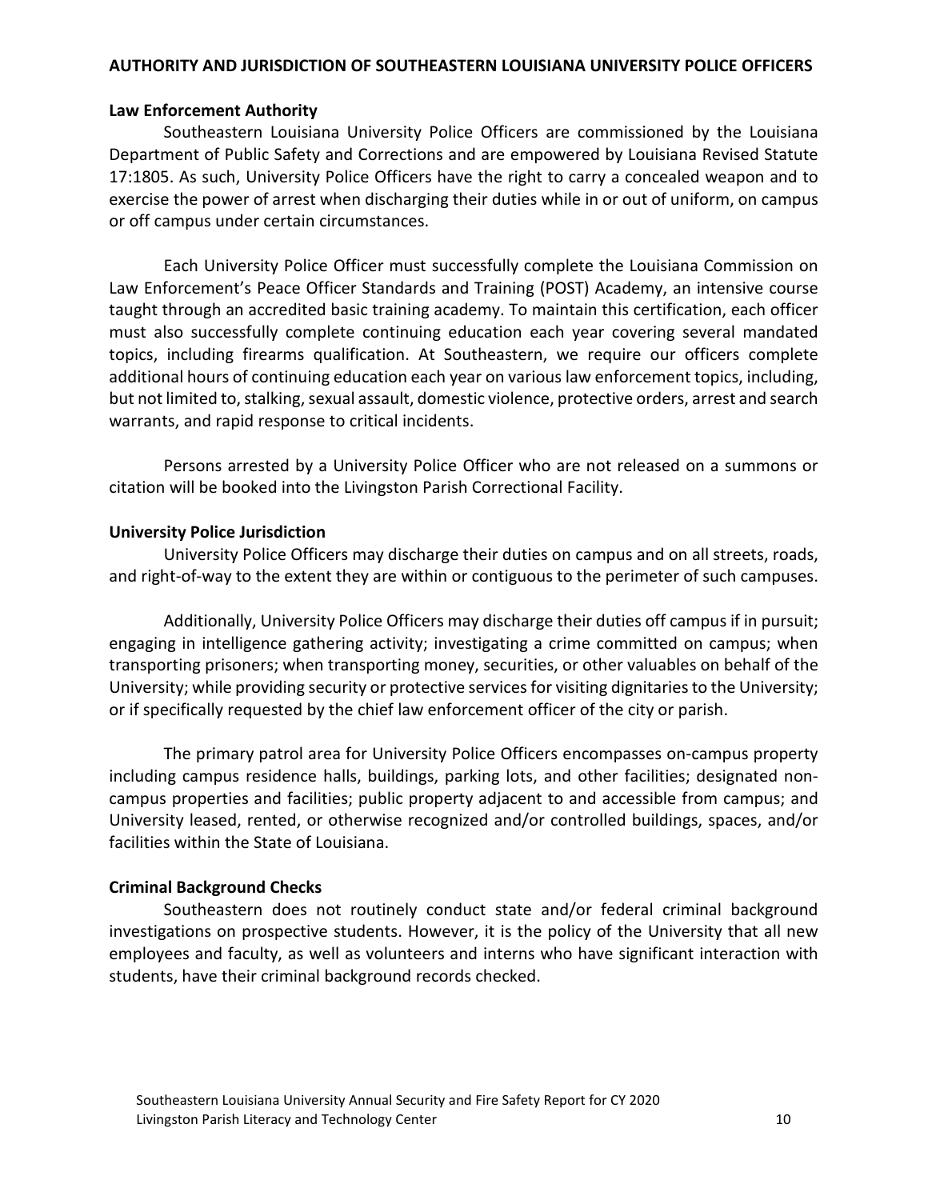## AUTHORITY AND JURISDICTION OF SOUTHEASTERN LOUISIANA UNIVERSITY POLICE OFFICERS

### Law Enforcement Authority

Southeastern Louisiana University Police Officers are commissioned by the Louisiana Department of Public Safety and Corrections and are empowered by Louisiana Revised Statute 17:1805. As such, University Police Officers have the right to carry a concealed weapon and to exercise the power of arrest when discharging their duties while in or out of uniform, on campus or off campus under certain circumstances.

Each University Police Officer must successfully complete the Louisiana Commission on Law Enforcement's Peace Officer Standards and Training (POST) Academy, an intensive course taught through an accredited basic training academy. To maintain this certification, each officer must also successfully complete continuing education each year covering several mandated topics, including firearms qualification. At Southeastern, we require our officers complete additional hours of continuing education each year on various law enforcement topics, including, but not limited to, stalking, sexual assault, domestic violence, protective orders, arrest and search warrants, and rapid response to critical incidents.

Persons arrested by a University Police Officer who are not released on a summons or citation will be booked into the Livingston Parish Correctional Facility.

### University Police Jurisdiction

University Police Officers may discharge their duties on campus and on all streets, roads, and right-of-way to the extent they are within or contiguous to the perimeter of such campuses.

Additionally, University Police Officers may discharge their duties off campus if in pursuit; engaging in intelligence gathering activity; investigating a crime committed on campus; when transporting prisoners; when transporting money, securities, or other valuables on behalf of the University; while providing security or protective services for visiting dignitaries to the University; or if specifically requested by the chief law enforcement officer of the city or parish.

The primary patrol area for University Police Officers encompasses on-campus property including campus residence halls, buildings, parking lots, and other facilities; designated non-campus properties and facilities; public property adjacent to and accessible from campus; and University leased, rented, or otherwise recognized and/or controlled buildings, spaces, and/or facilities within the State of Louisiana.

### Criminal Background Checks

Southeastern does not routinely conduct state and/or federal criminal background investigations on prospective students. However, it is the policy of the University that all new employees and faculty, as well as volunteers and interns who have significant interaction with students, have their criminal background records checked.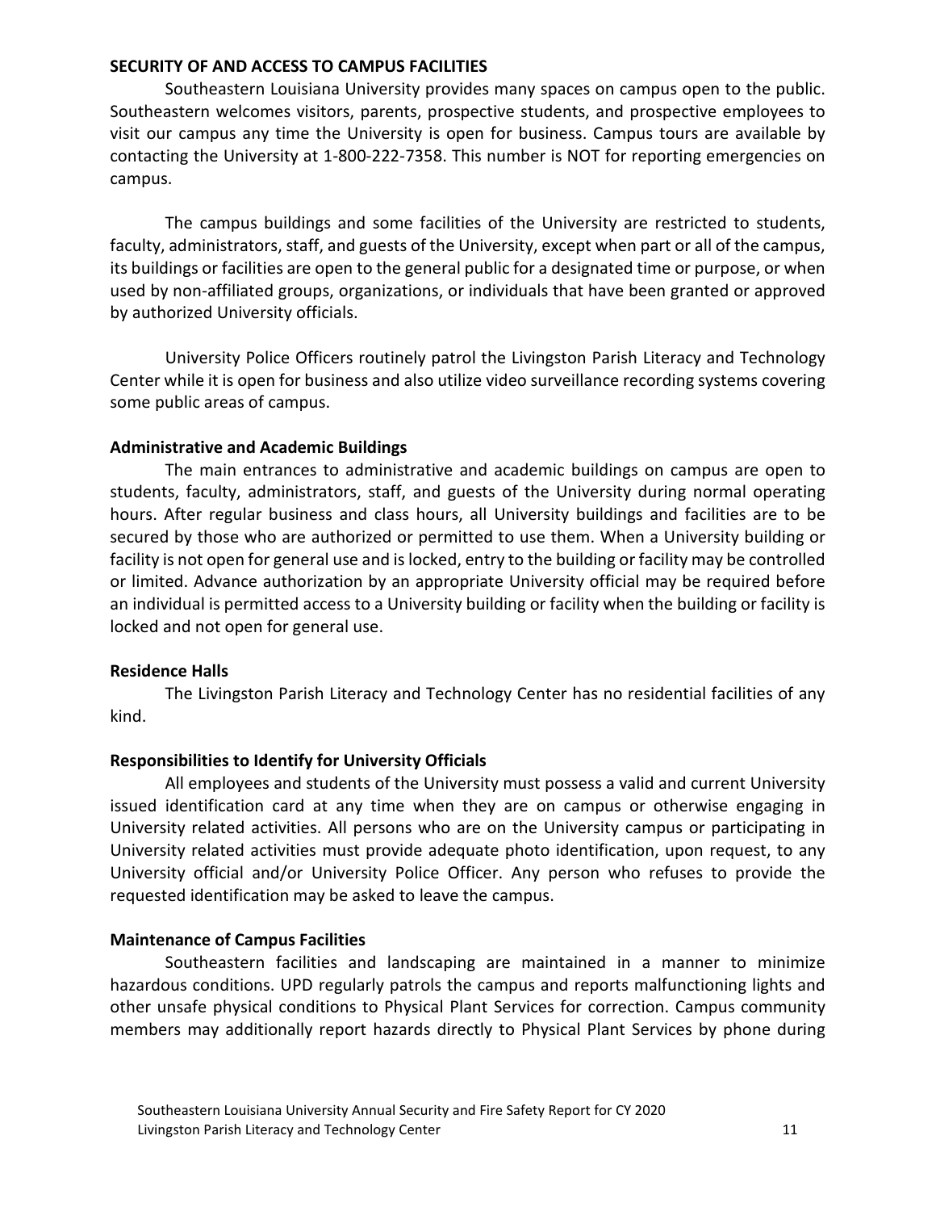## SECURITY OF AND ACCESS TO CAMPUS FACILITIES

Southeastern Louisiana University provides many spaces on campus open to the public. Southeastern welcomes visitors, parents, prospective students, and prospective employees to visit our campus any time the University is open for business. Campus tours are available by contacting the University at 1-800-222-7358. This number is NOT for reporting emergencies on campus.

The campus buildings and some facilities of the University are restricted to students, faculty, administrators, staff, and guests of the University, except when part or all of the campus, its buildings or facilities are open to the general public for a designated time or purpose, or when used by non-affiliated groups, organizations, or individuals that have been granted or approved by authorized University officials.

University Police Officers routinely patrol the Livingston Parish Literacy and Technology Center while it is open for business and also utilize video surveillance recording systems covering some public areas of campus.

### Administrative and Academic Buildings

The main entrances to administrative and academic buildings on campus are open to students, faculty, administrators, staff, and guests of the University during normal operating hours. After regular business and class hours, all University buildings and facilities are to be secured by those who are authorized or permitted to use them. When a University building or facility is not open for general use and is locked, entry to the building or facility may be controlled or limited. Advance authorization by an appropriate University official may be required before an individual is permitted access to a University building or facility when the building or facility is locked and not open for general use.

### Residence Halls

The Livingston Parish Literacy and Technology Center has no residential facilities of any kind.

### Responsibilities to Identify for University Officials

All employees and students of the University must possess a valid and current University issued identification card at any time when they are on campus or otherwise engaging in University related activities. All persons who are on the University campus or participating in University related activities must provide adequate photo identification, upon request, to any University official and/or University Police Officer. Any person who refuses to provide the requested identification may be asked to leave the campus.

### Maintenance of Campus Facilities

Southeastern facilities and landscaping are maintained in a manner to minimize hazardous conditions. UPD regularly patrols the campus and reports malfunctioning lights and other unsafe physical conditions to Physical Plant Services for correction. Campus community members may additionally report hazards directly to Physical Plant Services by phone during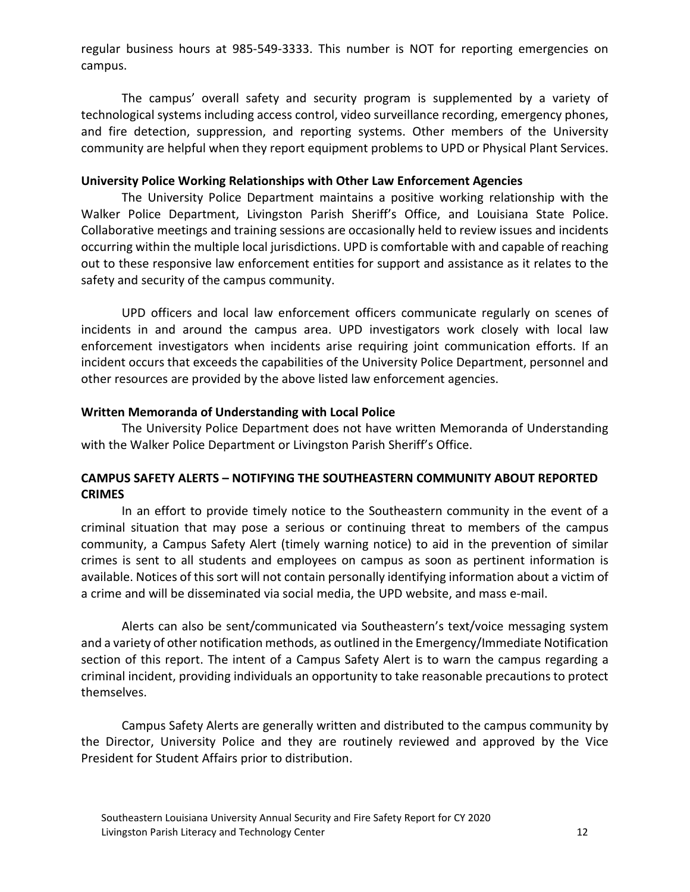regular business hours at 985-549-3333. This number is NOT for reporting emergencies on campus.

The campus' overall safety and security program is supplemented by a variety of technological systems including access control, video surveillance recording, emergency phones, and fire detection, suppression, and reporting systems. Other members of the University community are helpful when they report equipment problems to UPD or Physical Plant Services.

**University Police Working Relationships with Other Law Enforcement Agencies**

The University Police Department maintains a positive working relationship with the Walker Police Department, Livingston Parish Sheriff's Office, and Louisiana State Police. Collaborative meetings and training sessions are occasionally held to review issues and incidents occurring within the multiple local jurisdictions. UPD is comfortable with and capable of reaching out to these responsive law enforcement entities for support and assistance as it relates to the safety and security of the campus community.

UPD officers and local law enforcement officers communicate regularly on scenes of incidents in and around the campus area. UPD investigators work closely with local law enforcement investigators when incidents arise requiring joint communication efforts. If an incident occurs that exceeds the capabilities of the University Police Department, personnel and other resources are provided by the above listed law enforcement agencies.

**Written Memoranda of Understanding with Local Police**

The University Police Department does not have written Memoranda of Understanding with the Walker Police Department or Livingston Parish Sheriff's Office.

## CAMPUS SAFETY ALERTS – NOTIFYING THE SOUTHEASTERN COMMUNITY ABOUT REPORTED CRIMES

In an effort to provide timely notice to the Southeastern community in the event of a criminal situation that may pose a serious or continuing threat to members of the campus community, a Campus Safety Alert (timely warning notice) to aid in the prevention of similar crimes is sent to all students and employees on campus as soon as pertinent information is available. Notices of this sort will not contain personally identifying information about a victim of a crime and will be disseminated via social media, the UPD website, and mass e-mail.

Alerts can also be sent/communicated via Southeastern's text/voice messaging system and a variety of other notification methods, as outlined in the Emergency/Immediate Notification section of this report. The intent of a Campus Safety Alert is to warn the campus regarding a criminal incident, providing individuals an opportunity to take reasonable precautions to protect themselves.

Campus Safety Alerts are generally written and distributed to the campus community by the Director, University Police and they are routinely reviewed and approved by the Vice President for Student Affairs prior to distribution.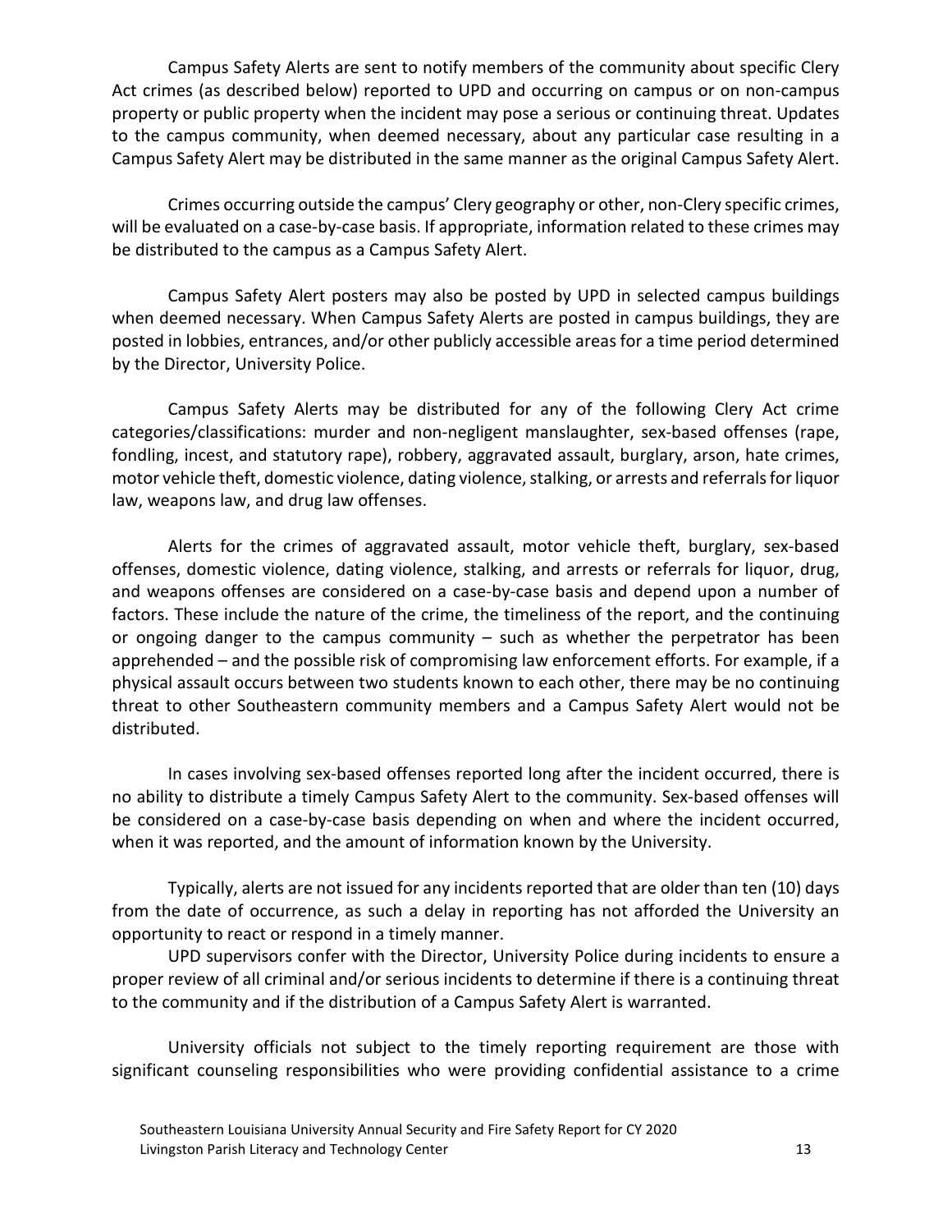Campus Safety Alerts are sent to notify members of the community about specific Clery Act crimes (as described below) reported to UPD and occurring on campus or on non-campus property or public property when the incident may pose a serious or continuing threat. Updates to the campus community, when deemed necessary, about any particular case resulting in a Campus Safety Alert may be distributed in the same manner as the original Campus Safety Alert.

Crimes occurring outside the campus' Clery geography or other, non-Clery specific crimes, will be evaluated on a case-by-case basis. If appropriate, information related to these crimes may be distributed to the campus as a Campus Safety Alert.

Campus Safety Alert posters may also be posted by UPD in selected campus buildings when deemed necessary. When Campus Safety Alerts are posted in campus buildings, they are posted in lobbies, entrances, and/or other publicly accessible areas for a time period determined by the Director, University Police.

Campus Safety Alerts may be distributed for any of the following Clery Act crime categories/classifications: murder and non-negligent manslaughter, sex-based offenses (rape, fondling, incest, and statutory rape), robbery, aggravated assault, burglary, arson, hate crimes, motor vehicle theft, domestic violence, dating violence, stalking, or arrests and referrals for liquor law, weapons law, and drug law offenses.

Alerts for the crimes of aggravated assault, motor vehicle theft, burglary, sex-based offenses, domestic violence, dating violence, stalking, and arrests or referrals for liquor, drug, and weapons offenses are considered on a case-by-case basis and depend upon a number of factors. These include the nature of the crime, the timeliness of the report, and the continuing or ongoing danger to the campus community – such as whether the perpetrator has been apprehended – and the possible risk of compromising law enforcement efforts. For example, if a physical assault occurs between two students known to each other, there may be no continuing threat to other Southeastern community members and a Campus Safety Alert would not be distributed.

In cases involving sex-based offenses reported long after the incident occurred, there is no ability to distribute a timely Campus Safety Alert to the community. Sex-based offenses will be considered on a case-by-case basis depending on when and where the incident occurred, when it was reported, and the amount of information known by the University.

Typically, alerts are not issued for any incidents reported that are older than ten (10) days from the date of occurrence, as such a delay in reporting has not afforded the University an opportunity to react or respond in a timely manner.

UPD supervisors confer with the Director, University Police during incidents to ensure a proper review of all criminal and/or serious incidents to determine if there is a continuing threat to the community and if the distribution of a Campus Safety Alert is warranted.

University officials not subject to the timely reporting requirement are those with significant counseling responsibilities who were providing confidential assistance to a crime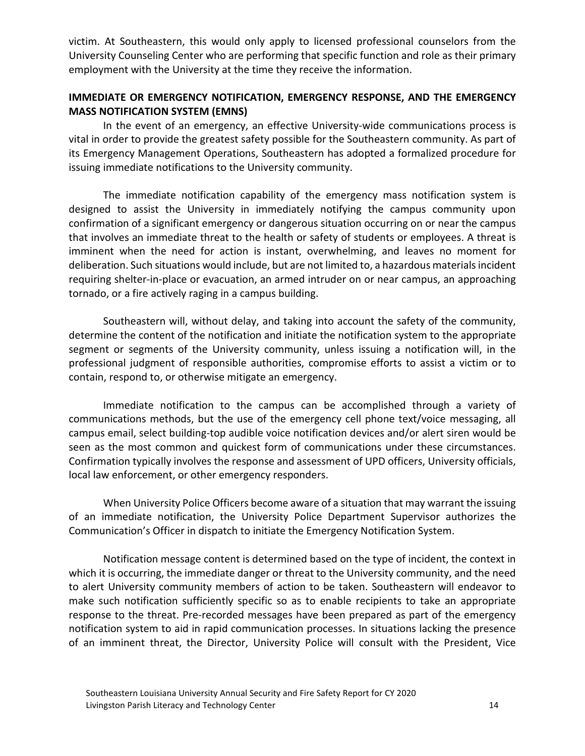victim. At Southeastern, this would only apply to licensed professional counselors from the University Counseling Center who are performing that specific function and role as their primary employment with the University at the time they receive the information.

## IMMEDIATE OR EMERGENCY NOTIFICATION, EMERGENCY RESPONSE, AND THE EMERGENCY MASS NOTIFICATION SYSTEM (EMNS)

In the event of an emergency, an effective University-wide communications process is vital in order to provide the greatest safety possible for the Southeastern community. As part of its Emergency Management Operations, Southeastern has adopted a formalized procedure for issuing immediate notifications to the University community.

The immediate notification capability of the emergency mass notification system is designed to assist the University in immediately notifying the campus community upon confirmation of a significant emergency or dangerous situation occurring on or near the campus that involves an immediate threat to the health or safety of students or employees. A threat is imminent when the need for action is instant, overwhelming, and leaves no moment for deliberation. Such situations would include, but are not limited to, a hazardous materials incident requiring shelter-in-place or evacuation, an armed intruder on or near campus, an approaching tornado, or a fire actively raging in a campus building.

Southeastern will, without delay, and taking into account the safety of the community, determine the content of the notification and initiate the notification system to the appropriate segment or segments of the University community, unless issuing a notification will, in the professional judgment of responsible authorities, compromise efforts to assist a victim or to contain, respond to, or otherwise mitigate an emergency.

Immediate notification to the campus can be accomplished through a variety of communications methods, but the use of the emergency cell phone text/voice messaging, all campus email, select building-top audible voice notification devices and/or alert siren would be seen as the most common and quickest form of communications under these circumstances. Confirmation typically involves the response and assessment of UPD officers, University officials, local law enforcement, or other emergency responders.

When University Police Officers become aware of a situation that may warrant the issuing of an immediate notification, the University Police Department Supervisor authorizes the Communication's Officer in dispatch to initiate the Emergency Notification System.

Notification message content is determined based on the type of incident, the context in which it is occurring, the immediate danger or threat to the University community, and the need to alert University community members of action to be taken. Southeastern will endeavor to make such notification sufficiently specific so as to enable recipients to take an appropriate response to the threat. Pre-recorded messages have been prepared as part of the emergency notification system to aid in rapid communication processes. In situations lacking the presence of an imminent threat, the Director, University Police will consult with the President, Vice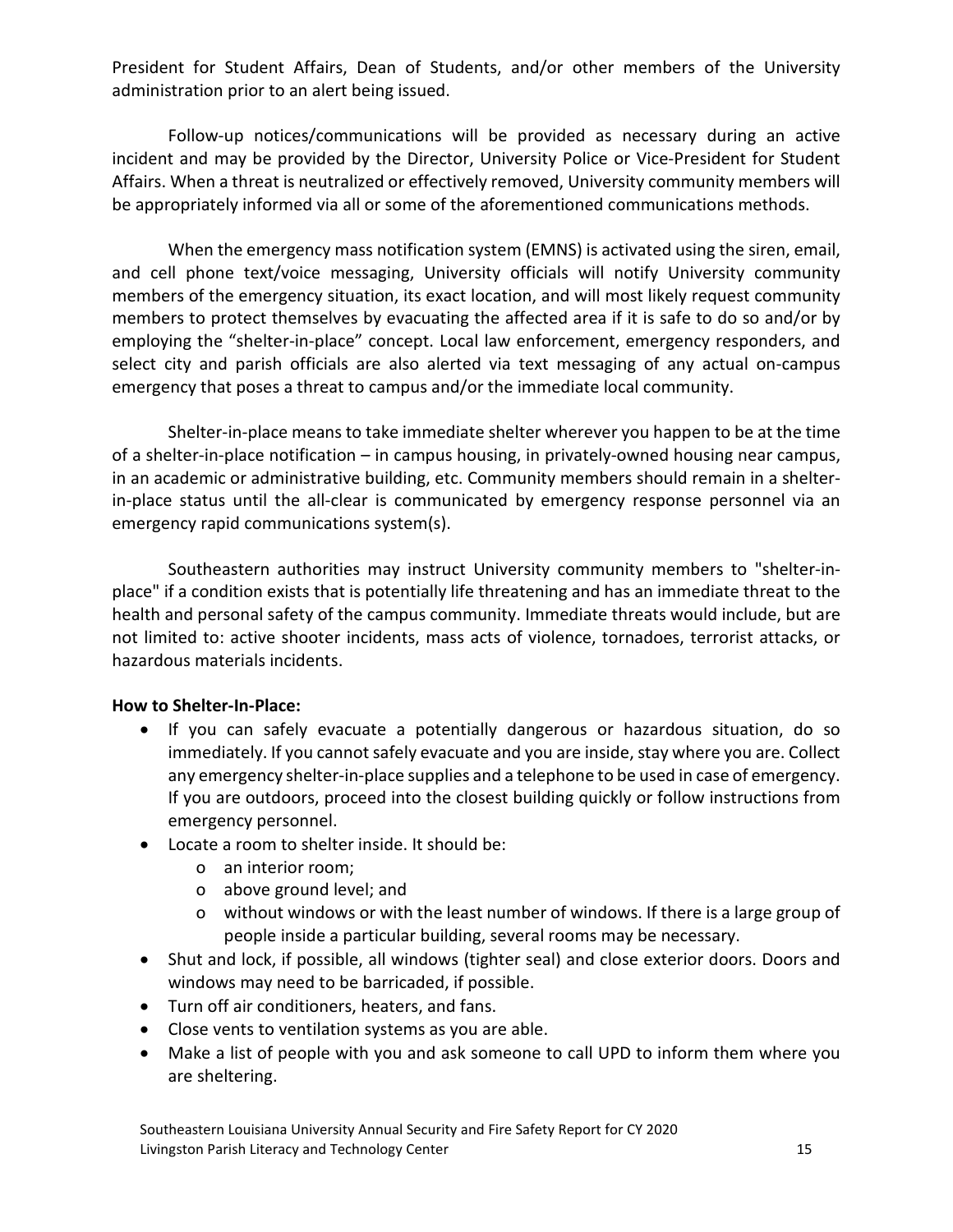President for Student Affairs, Dean of Students, and/or other members of the University administration prior to an alert being issued.

Follow-up notices/communications will be provided as necessary during an active incident and may be provided by the Director, University Police or Vice-President for Student Affairs. When a threat is neutralized or effectively removed, University community members will be appropriately informed via all or some of the aforementioned communications methods.

When the emergency mass notification system (EMNS) is activated using the siren, email, and cell phone text/voice messaging, University officials will notify University community members of the emergency situation, its exact location, and will most likely request community members to protect themselves by evacuating the affected area if it is safe to do so and/or by employing the "shelter-in-place" concept. Local law enforcement, emergency responders, and select city and parish officials are also alerted via text messaging of any actual on-campus emergency that poses a threat to campus and/or the immediate local community.

Shelter-in-place means to take immediate shelter wherever you happen to be at the time of a shelter-in-place notification – in campus housing, in privately-owned housing near campus, in an academic or administrative building, etc. Community members should remain in a shelter-in-place status until the all-clear is communicated by emergency response personnel via an emergency rapid communications system(s).

Southeastern authorities may instruct University community members to "shelter-in-place" if a condition exists that is potentially life threatening and has an immediate threat to the health and personal safety of the campus community. Immediate threats would include, but are not limited to: active shooter incidents, mass acts of violence, tornadoes, terrorist attacks, or hazardous materials incidents.

**How to Shelter-In-Place:**

- If you can safely evacuate a potentially dangerous or hazardous situation, do so immediately. If you cannot safely evacuate and you are inside, stay where you are. Collect any emergency shelter-in-place supplies and a telephone to be used in case of emergency. If you are outdoors, proceed into the closest building quickly or follow instructions from emergency personnel.
- Locate a room to shelter inside. It should be:
  - an interior room;
  - above ground level; and
  - without windows or with the least number of windows. If there is a large group of people inside a particular building, several rooms may be necessary.
- Shut and lock, if possible, all windows (tighter seal) and close exterior doors. Doors and windows may need to be barricaded, if possible.
- Turn off air conditioners, heaters, and fans.
- Close vents to ventilation systems as you are able.
- Make a list of people with you and ask someone to call UPD to inform them where you are sheltering.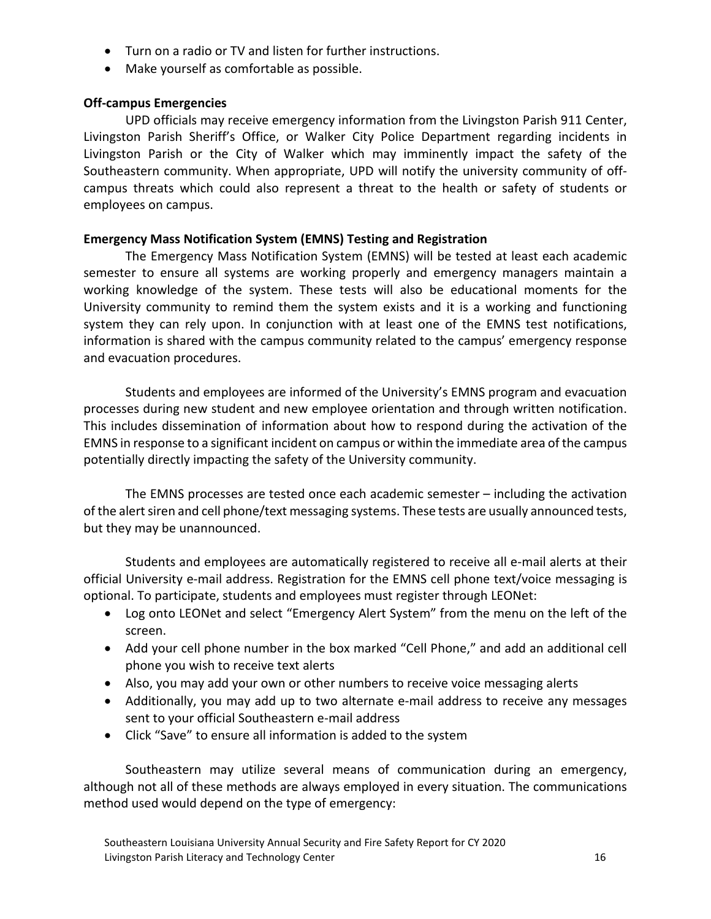- Turn on a radio or TV and listen for further instructions.
- Make yourself as comfortable as possible.

**Off-campus Emergencies**

UPD officials may receive emergency information from the Livingston Parish 911 Center, Livingston Parish Sheriff's Office, or Walker City Police Department regarding incidents in Livingston Parish or the City of Walker which may imminently impact the safety of the Southeastern community. When appropriate, UPD will notify the university community of off-campus threats which could also represent a threat to the health or safety of students or employees on campus.

**Emergency Mass Notification System (EMNS) Testing and Registration**

The Emergency Mass Notification System (EMNS) will be tested at least each academic semester to ensure all systems are working properly and emergency managers maintain a working knowledge of the system. These tests will also be educational moments for the University community to remind them the system exists and it is a working and functioning system they can rely upon. In conjunction with at least one of the EMNS test notifications, information is shared with the campus community related to the campus' emergency response and evacuation procedures.

Students and employees are informed of the University's EMNS program and evacuation processes during new student and new employee orientation and through written notification. This includes dissemination of information about how to respond during the activation of the EMNS in response to a significant incident on campus or within the immediate area of the campus potentially directly impacting the safety of the University community.

The EMNS processes are tested once each academic semester – including the activation of the alert siren and cell phone/text messaging systems. These tests are usually announced tests, but they may be unannounced.

Students and employees are automatically registered to receive all e-mail alerts at their official University e-mail address. Registration for the EMNS cell phone text/voice messaging is optional. To participate, students and employees must register through LEONet:

- Log onto LEONet and select "Emergency Alert System" from the menu on the left of the screen.
- Add your cell phone number in the box marked "Cell Phone," and add an additional cell phone you wish to receive text alerts
- Also, you may add your own or other numbers to receive voice messaging alerts
- Additionally, you may add up to two alternate e-mail address to receive any messages sent to your official Southeastern e-mail address
- Click "Save" to ensure all information is added to the system

Southeastern may utilize several means of communication during an emergency, although not all of these methods are always employed in every situation. The communications method used would depend on the type of emergency: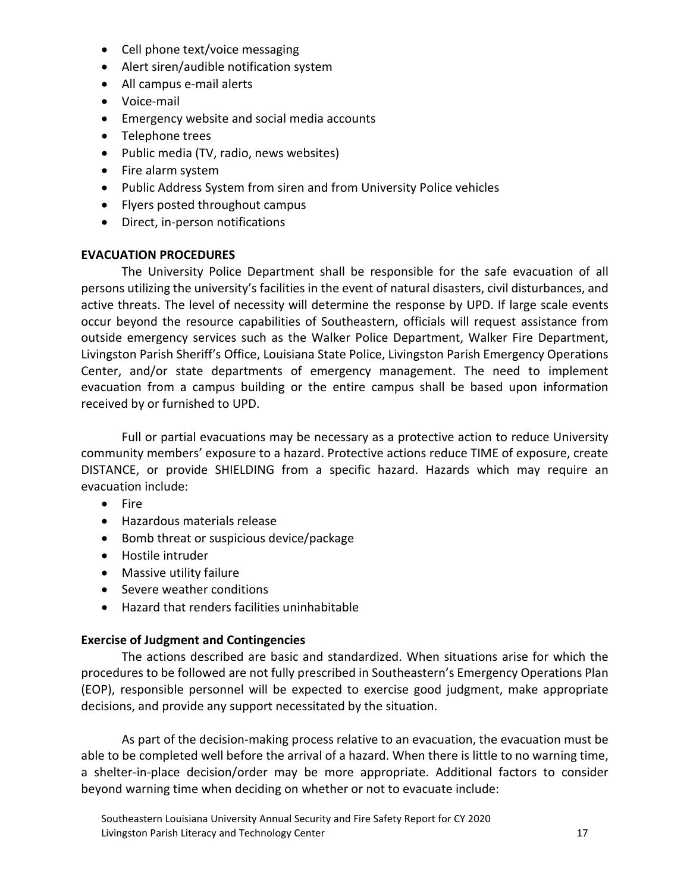- Cell phone text/voice messaging
- Alert siren/audible notification system
- All campus e-mail alerts
- Voice-mail
- Emergency website and social media accounts
- Telephone trees
- Public media (TV, radio, news websites)
- Fire alarm system
- Public Address System from siren and from University Police vehicles
- Flyers posted throughout campus
- Direct, in-person notifications

**EVACUATION PROCEDURES**

The University Police Department shall be responsible for the safe evacuation of all persons utilizing the university's facilities in the event of natural disasters, civil disturbances, and active threats. The level of necessity will determine the response by UPD. If large scale events occur beyond the resource capabilities of Southeastern, officials will request assistance from outside emergency services such as the Walker Police Department, Walker Fire Department, Livingston Parish Sheriff's Office, Louisiana State Police, Livingston Parish Emergency Operations Center, and/or state departments of emergency management. The need to implement evacuation from a campus building or the entire campus shall be based upon information received by or furnished to UPD.

Full or partial evacuations may be necessary as a protective action to reduce University community members' exposure to a hazard. Protective actions reduce TIME of exposure, create DISTANCE, or provide SHIELDING from a specific hazard. Hazards which may require an evacuation include:

- Fire
- Hazardous materials release
- Bomb threat or suspicious device/package
- Hostile intruder
- Massive utility failure
- Severe weather conditions
- Hazard that renders facilities uninhabitable

**Exercise of Judgment and Contingencies**

The actions described are basic and standardized. When situations arise for which the procedures to be followed are not fully prescribed in Southeastern's Emergency Operations Plan (EOP), responsible personnel will be expected to exercise good judgment, make appropriate decisions, and provide any support necessitated by the situation.

As part of the decision-making process relative to an evacuation, the evacuation must be able to be completed well before the arrival of a hazard. When there is little to no warning time, a shelter-in-place decision/order may be more appropriate. Additional factors to consider beyond warning time when deciding on whether or not to evacuate include: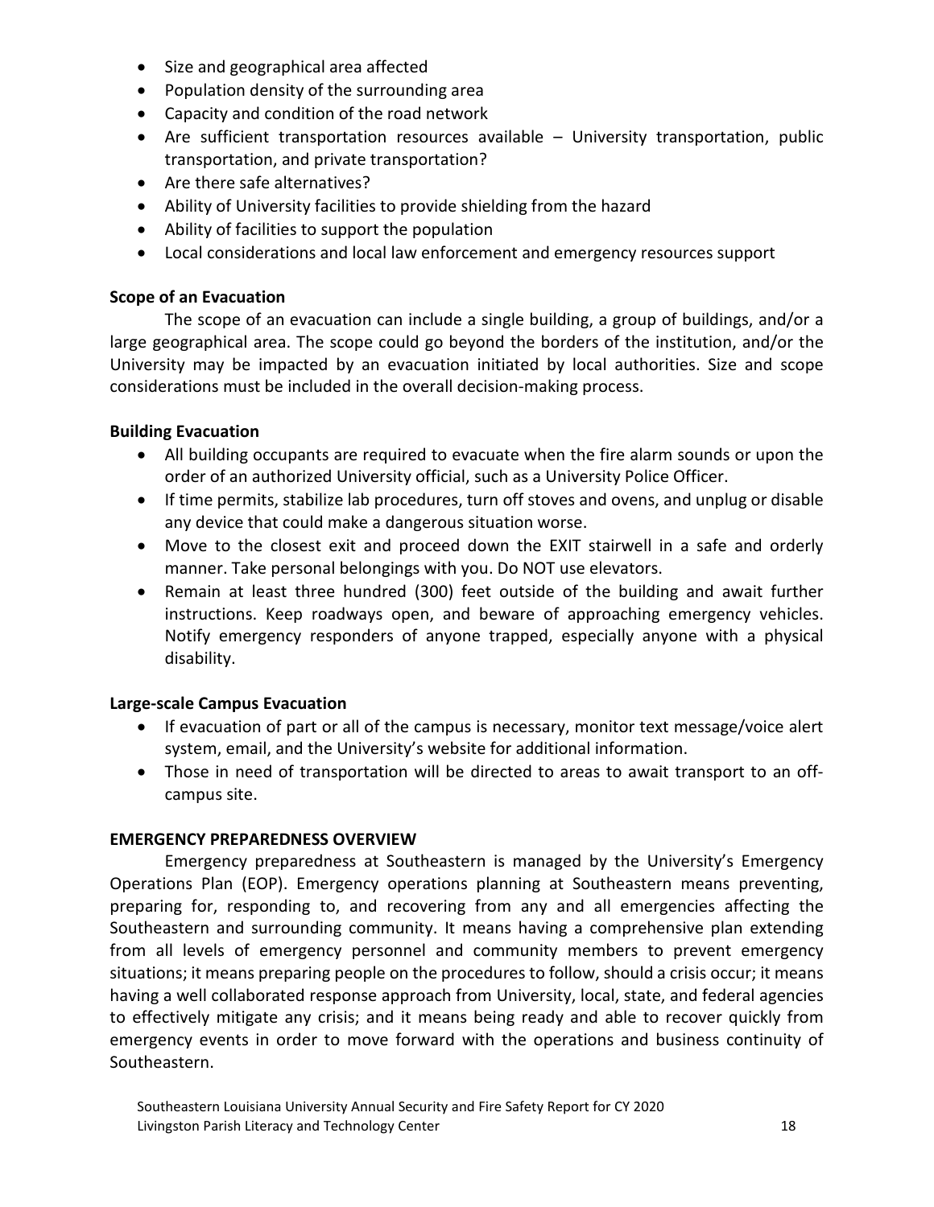- Size and geographical area affected
- Population density of the surrounding area
- Capacity and condition of the road network
- Are sufficient transportation resources available – University transportation, public transportation, and private transportation?
- Are there safe alternatives?
- Ability of University facilities to provide shielding from the hazard
- Ability of facilities to support the population
- Local considerations and local law enforcement and emergency resources support

**Scope of an Evacuation**

The scope of an evacuation can include a single building, a group of buildings, and/or a large geographical area. The scope could go beyond the borders of the institution, and/or the University may be impacted by an evacuation initiated by local authorities. Size and scope considerations must be included in the overall decision-making process.

**Building Evacuation**

- All building occupants are required to evacuate when the fire alarm sounds or upon the order of an authorized University official, such as a University Police Officer.
- If time permits, stabilize lab procedures, turn off stoves and ovens, and unplug or disable any device that could make a dangerous situation worse.
- Move to the closest exit and proceed down the EXIT stairwell in a safe and orderly manner. Take personal belongings with you. Do NOT use elevators.
- Remain at least three hundred (300) feet outside of the building and await further instructions. Keep roadways open, and beware of approaching emergency vehicles. Notify emergency responders of anyone trapped, especially anyone with a physical disability.

**Large-scale Campus Evacuation**

- If evacuation of part or all of the campus is necessary, monitor text message/voice alert system, email, and the University's website for additional information.
- Those in need of transportation will be directed to areas to await transport to an off-campus site.

**EMERGENCY PREPAREDNESS OVERVIEW**

Emergency preparedness at Southeastern is managed by the University's Emergency Operations Plan (EOP). Emergency operations planning at Southeastern means preventing, preparing for, responding to, and recovering from any and all emergencies affecting the Southeastern and surrounding community. It means having a comprehensive plan extending from all levels of emergency personnel and community members to prevent emergency situations; it means preparing people on the procedures to follow, should a crisis occur; it means having a well collaborated response approach from University, local, state, and federal agencies to effectively mitigate any crisis; and it means being ready and able to recover quickly from emergency events in order to move forward with the operations and business continuity of Southeastern.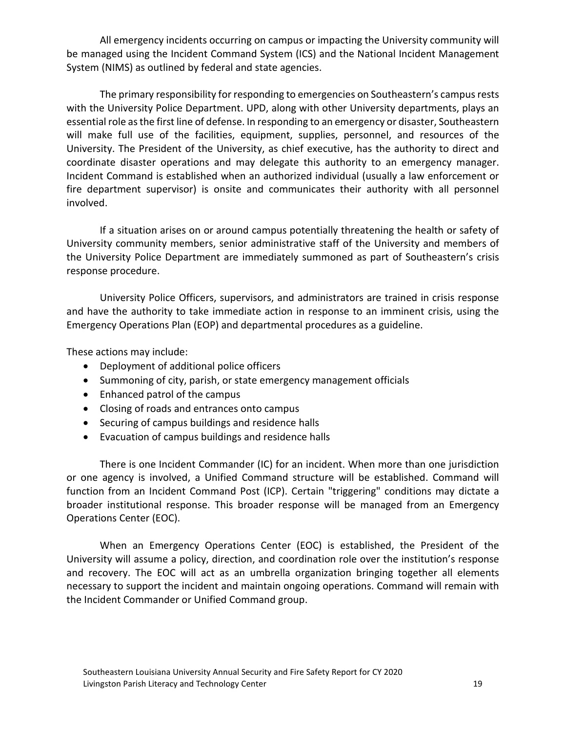All emergency incidents occurring on campus or impacting the University community will be managed using the Incident Command System (ICS) and the National Incident Management System (NIMS) as outlined by federal and state agencies.

The primary responsibility for responding to emergencies on Southeastern's campus rests with the University Police Department. UPD, along with other University departments, plays an essential role as the first line of defense. In responding to an emergency or disaster, Southeastern will make full use of the facilities, equipment, supplies, personnel, and resources of the University. The President of the University, as chief executive, has the authority to direct and coordinate disaster operations and may delegate this authority to an emergency manager. Incident Command is established when an authorized individual (usually a law enforcement or fire department supervisor) is onsite and communicates their authority with all personnel involved.

If a situation arises on or around campus potentially threatening the health or safety of University community members, senior administrative staff of the University and members of the University Police Department are immediately summoned as part of Southeastern's crisis response procedure.

University Police Officers, supervisors, and administrators are trained in crisis response and have the authority to take immediate action in response to an imminent crisis, using the Emergency Operations Plan (EOP) and departmental procedures as a guideline.

These actions may include:

- Deployment of additional police officers
- Summoning of city, parish, or state emergency management officials
- Enhanced patrol of the campus
- Closing of roads and entrances onto campus
- Securing of campus buildings and residence halls
- Evacuation of campus buildings and residence halls

There is one Incident Commander (IC) for an incident. When more than one jurisdiction or one agency is involved, a Unified Command structure will be established. Command will function from an Incident Command Post (ICP). Certain "triggering" conditions may dictate a broader institutional response. This broader response will be managed from an Emergency Operations Center (EOC).

When an Emergency Operations Center (EOC) is established, the President of the University will assume a policy, direction, and coordination role over the institution's response and recovery. The EOC will act as an umbrella organization bringing together all elements necessary to support the incident and maintain ongoing operations. Command will remain with the Incident Commander or Unified Command group.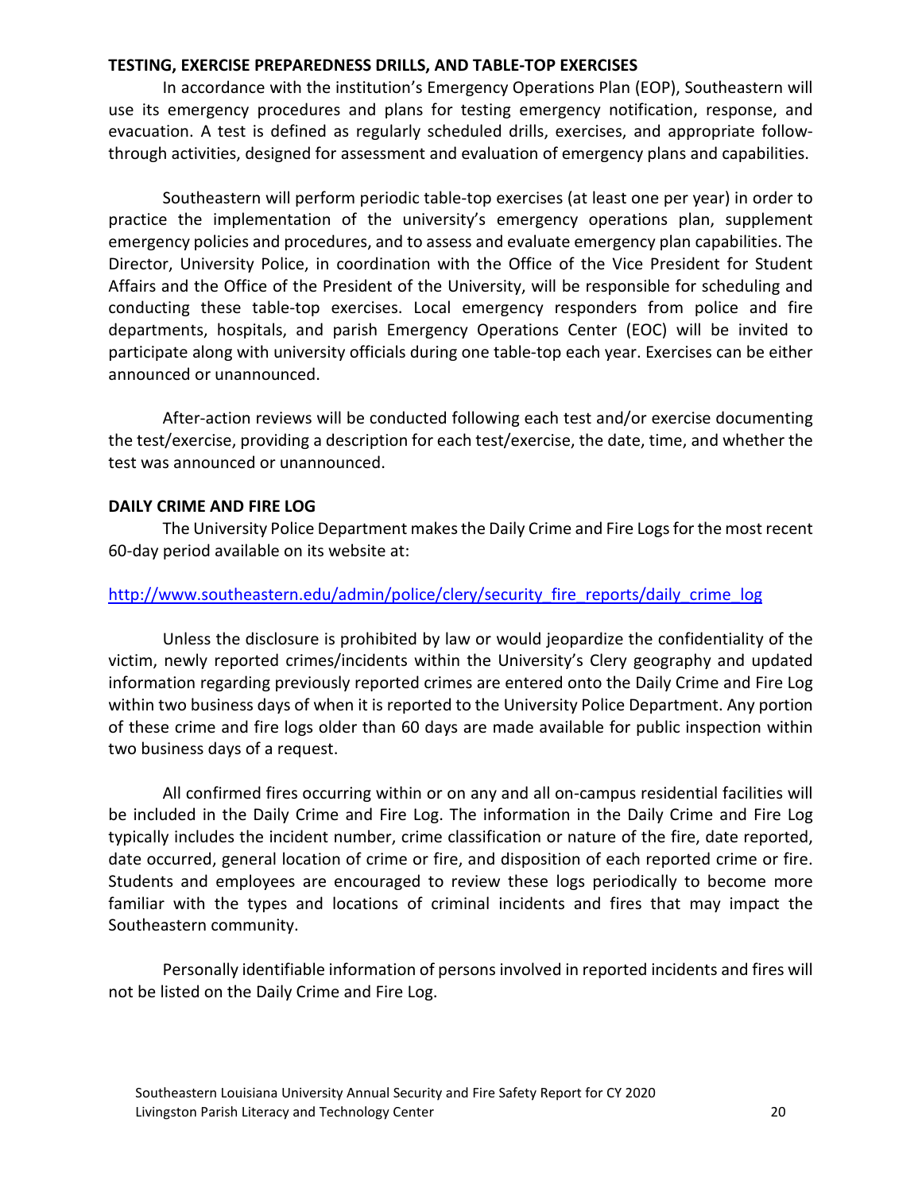## TESTING, EXERCISE PREPAREDNESS DRILLS, AND TABLE-TOP EXERCISES

In accordance with the institution's Emergency Operations Plan (EOP), Southeastern will use its emergency procedures and plans for testing emergency notification, response, and evacuation. A test is defined as regularly scheduled drills, exercises, and appropriate follow-through activities, designed for assessment and evaluation of emergency plans and capabilities.

Southeastern will perform periodic table-top exercises (at least one per year) in order to practice the implementation of the university's emergency operations plan, supplement emergency policies and procedures, and to assess and evaluate emergency plan capabilities. The Director, University Police, in coordination with the Office of the Vice President for Student Affairs and the Office of the President of the University, will be responsible for scheduling and conducting these table-top exercises. Local emergency responders from police and fire departments, hospitals, and parish Emergency Operations Center (EOC) will be invited to participate along with university officials during one table-top each year. Exercises can be either announced or unannounced.

After-action reviews will be conducted following each test and/or exercise documenting the test/exercise, providing a description for each test/exercise, the date, time, and whether the test was announced or unannounced.

## DAILY CRIME AND FIRE LOG

The University Police Department makes the Daily Crime and Fire Logs for the most recent 60-day period available on its website at:

http://www.southeastern.edu/admin/police/clery/security_fire_reports/daily_crime_log

Unless the disclosure is prohibited by law or would jeopardize the confidentiality of the victim, newly reported crimes/incidents within the University's Clery geography and updated information regarding previously reported crimes are entered onto the Daily Crime and Fire Log within two business days of when it is reported to the University Police Department. Any portion of these crime and fire logs older than 60 days are made available for public inspection within two business days of a request.

All confirmed fires occurring within or on any and all on-campus residential facilities will be included in the Daily Crime and Fire Log. The information in the Daily Crime and Fire Log typically includes the incident number, crime classification or nature of the fire, date reported, date occurred, general location of crime or fire, and disposition of each reported crime or fire. Students and employees are encouraged to review these logs periodically to become more familiar with the types and locations of criminal incidents and fires that may impact the Southeastern community.

Personally identifiable information of persons involved in reported incidents and fires will not be listed on the Daily Crime and Fire Log.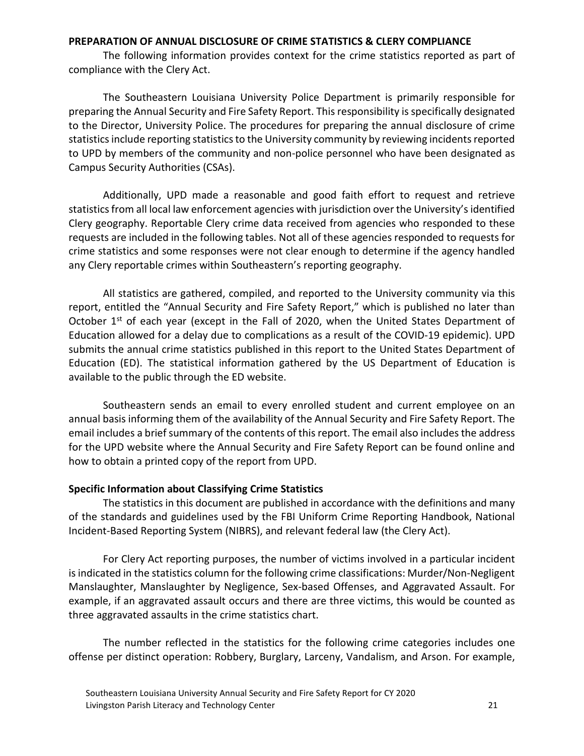**PREPARATION OF ANNUAL DISCLOSURE OF CRIME STATISTICS & CLERY COMPLIANCE**

The following information provides context for the crime statistics reported as part of compliance with the Clery Act.

The Southeastern Louisiana University Police Department is primarily responsible for preparing the Annual Security and Fire Safety Report. This responsibility is specifically designated to the Director, University Police. The procedures for preparing the annual disclosure of crime statistics include reporting statistics to the University community by reviewing incidents reported to UPD by members of the community and non-police personnel who have been designated as Campus Security Authorities (CSAs).

Additionally, UPD made a reasonable and good faith effort to request and retrieve statistics from all local law enforcement agencies with jurisdiction over the University's identified Clery geography. Reportable Clery crime data received from agencies who responded to these requests are included in the following tables. Not all of these agencies responded to requests for crime statistics and some responses were not clear enough to determine if the agency handled any Clery reportable crimes within Southeastern's reporting geography.

All statistics are gathered, compiled, and reported to the University community via this report, entitled the "Annual Security and Fire Safety Report," which is published no later than October 1st of each year (except in the Fall of 2020, when the United States Department of Education allowed for a delay due to complications as a result of the COVID-19 epidemic). UPD submits the annual crime statistics published in this report to the United States Department of Education (ED). The statistical information gathered by the US Department of Education is available to the public through the ED website.

Southeastern sends an email to every enrolled student and current employee on an annual basis informing them of the availability of the Annual Security and Fire Safety Report. The email includes a brief summary of the contents of this report. The email also includes the address for the UPD website where the Annual Security and Fire Safety Report can be found online and how to obtain a printed copy of the report from UPD.

**Specific Information about Classifying Crime Statistics**

The statistics in this document are published in accordance with the definitions and many of the standards and guidelines used by the FBI Uniform Crime Reporting Handbook, National Incident-Based Reporting System (NIBRS), and relevant federal law (the Clery Act).

For Clery Act reporting purposes, the number of victims involved in a particular incident is indicated in the statistics column for the following crime classifications: Murder/Non-Negligent Manslaughter, Manslaughter by Negligence, Sex-based Offenses, and Aggravated Assault. For example, if an aggravated assault occurs and there are three victims, this would be counted as three aggravated assaults in the crime statistics chart.

The number reflected in the statistics for the following crime categories includes one offense per distinct operation: Robbery, Burglary, Larceny, Vandalism, and Arson. For example,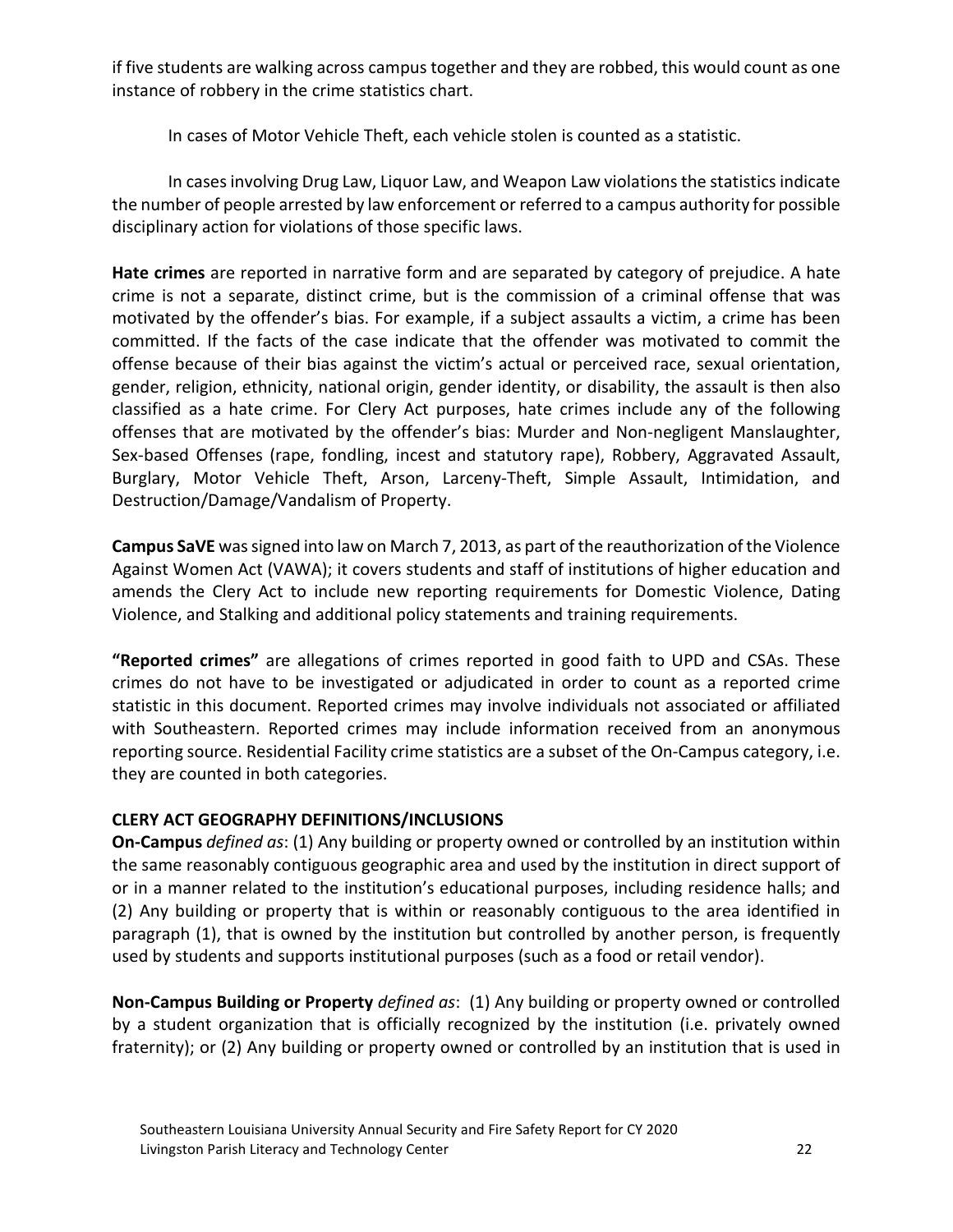if five students are walking across campus together and they are robbed, this would count as one instance of robbery in the crime statistics chart.

In cases of Motor Vehicle Theft, each vehicle stolen is counted as a statistic.

In cases involving Drug Law, Liquor Law, and Weapon Law violations the statistics indicate the number of people arrested by law enforcement or referred to a campus authority for possible disciplinary action for violations of those specific laws.

**Hate crimes** are reported in narrative form and are separated by category of prejudice. A hate crime is not a separate, distinct crime, but is the commission of a criminal offense that was motivated by the offender's bias. For example, if a subject assaults a victim, a crime has been committed. If the facts of the case indicate that the offender was motivated to commit the offense because of their bias against the victim's actual or perceived race, sexual orientation, gender, religion, ethnicity, national origin, gender identity, or disability, the assault is then also classified as a hate crime. For Clery Act purposes, hate crimes include any of the following offenses that are motivated by the offender's bias: Murder and Non-negligent Manslaughter, Sex-based Offenses (rape, fondling, incest and statutory rape), Robbery, Aggravated Assault, Burglary, Motor Vehicle Theft, Arson, Larceny-Theft, Simple Assault, Intimidation, and Destruction/Damage/Vandalism of Property.

**Campus SaVE** was signed into law on March 7, 2013, as part of the reauthorization of the Violence Against Women Act (VAWA); it covers students and staff of institutions of higher education and amends the Clery Act to include new reporting requirements for Domestic Violence, Dating Violence, and Stalking and additional policy statements and training requirements.

**"Reported crimes"** are allegations of crimes reported in good faith to UPD and CSAs. These crimes do not have to be investigated or adjudicated in order to count as a reported crime statistic in this document. Reported crimes may involve individuals not associated or affiliated with Southeastern. Reported crimes may include information received from an anonymous reporting source. Residential Facility crime statistics are a subset of the On-Campus category, i.e. they are counted in both categories.

**CLERY ACT GEOGRAPHY DEFINITIONS/INCLUSIONS**

**On-Campus** *defined as*: (1) Any building or property owned or controlled by an institution within the same reasonably contiguous geographic area and used by the institution in direct support of or in a manner related to the institution's educational purposes, including residence halls; and (2) Any building or property that is within or reasonably contiguous to the area identified in paragraph (1), that is owned by the institution but controlled by another person, is frequently used by students and supports institutional purposes (such as a food or retail vendor).

**Non-Campus Building or Property** *defined as*: (1) Any building or property owned or controlled by a student organization that is officially recognized by the institution (i.e. privately owned fraternity); or (2) Any building or property owned or controlled by an institution that is used in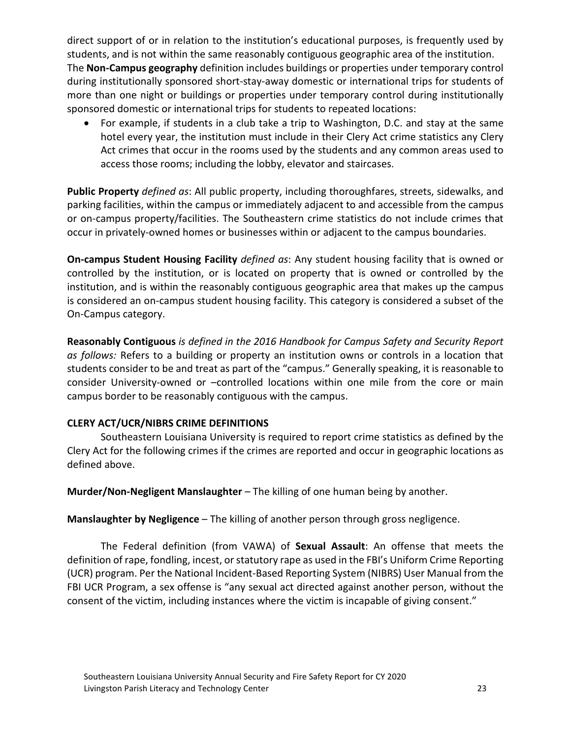direct support of or in relation to the institution's educational purposes, is frequently used by students, and is not within the same reasonably contiguous geographic area of the institution. The **Non-Campus geography** definition includes buildings or properties under temporary control during institutionally sponsored short-stay-away domestic or international trips for students of more than one night or buildings or properties under temporary control during institutionally sponsored domestic or international trips for students to repeated locations:

- For example, if students in a club take a trip to Washington, D.C. and stay at the same hotel every year, the institution must include in their Clery Act crime statistics any Clery Act crimes that occur in the rooms used by the students and any common areas used to access those rooms; including the lobby, elevator and staircases.

**Public Property** *defined as*: All public property, including thoroughfares, streets, sidewalks, and parking facilities, within the campus or immediately adjacent to and accessible from the campus or on-campus property/facilities. The Southeastern crime statistics do not include crimes that occur in privately-owned homes or businesses within or adjacent to the campus boundaries.

**On-campus Student Housing Facility** *defined as*: Any student housing facility that is owned or controlled by the institution, or is located on property that is owned or controlled by the institution, and is within the reasonably contiguous geographic area that makes up the campus is considered an on-campus student housing facility. This category is considered a subset of the On-Campus category.

**Reasonably Contiguous** *is defined in the 2016 Handbook for Campus Safety and Security Report as follows:* Refers to a building or property an institution owns or controls in a location that students consider to be and treat as part of the "campus." Generally speaking, it is reasonable to consider University-owned or –controlled locations within one mile from the core or main campus border to be reasonably contiguous with the campus.

**CLERY ACT/UCR/NIBRS CRIME DEFINITIONS**

Southeastern Louisiana University is required to report crime statistics as defined by the Clery Act for the following crimes if the crimes are reported and occur in geographic locations as defined above.

**Murder/Non-Negligent Manslaughter** – The killing of one human being by another.

**Manslaughter by Negligence** – The killing of another person through gross negligence.

The Federal definition (from VAWA) of **Sexual Assault**: An offense that meets the definition of rape, fondling, incest, or statutory rape as used in the FBI's Uniform Crime Reporting (UCR) program. Per the National Incident-Based Reporting System (NIBRS) User Manual from the FBI UCR Program, a sex offense is "any sexual act directed against another person, without the consent of the victim, including instances where the victim is incapable of giving consent."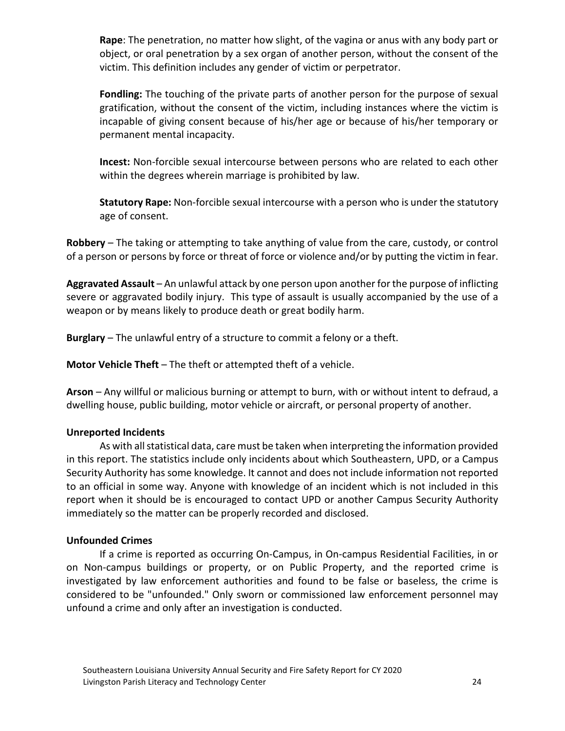**Rape**: The penetration, no matter how slight, of the vagina or anus with any body part or object, or oral penetration by a sex organ of another person, without the consent of the victim. This definition includes any gender of victim or perpetrator.

**Fondling:** The touching of the private parts of another person for the purpose of sexual gratification, without the consent of the victim, including instances where the victim is incapable of giving consent because of his/her age or because of his/her temporary or permanent mental incapacity.

**Incest:** Non-forcible sexual intercourse between persons who are related to each other within the degrees wherein marriage is prohibited by law.

**Statutory Rape:** Non-forcible sexual intercourse with a person who is under the statutory age of consent.

**Robbery** – The taking or attempting to take anything of value from the care, custody, or control of a person or persons by force or threat of force or violence and/or by putting the victim in fear.

**Aggravated Assault** – An unlawful attack by one person upon another for the purpose of inflicting severe or aggravated bodily injury. This type of assault is usually accompanied by the use of a weapon or by means likely to produce death or great bodily harm.

**Burglary** – The unlawful entry of a structure to commit a felony or a theft.

**Motor Vehicle Theft** – The theft or attempted theft of a vehicle.

**Arson** – Any willful or malicious burning or attempt to burn, with or without intent to defraud, a dwelling house, public building, motor vehicle or aircraft, or personal property of another.

**Unreported Incidents**

As with all statistical data, care must be taken when interpreting the information provided in this report. The statistics include only incidents about which Southeastern, UPD, or a Campus Security Authority has some knowledge. It cannot and does not include information not reported to an official in some way. Anyone with knowledge of an incident which is not included in this report when it should be is encouraged to contact UPD or another Campus Security Authority immediately so the matter can be properly recorded and disclosed.

**Unfounded Crimes**

If a crime is reported as occurring On-Campus, in On-campus Residential Facilities, in or on Non-campus buildings or property, or on Public Property, and the reported crime is investigated by law enforcement authorities and found to be false or baseless, the crime is considered to be "unfounded." Only sworn or commissioned law enforcement personnel may unfound a crime and only after an investigation is conducted.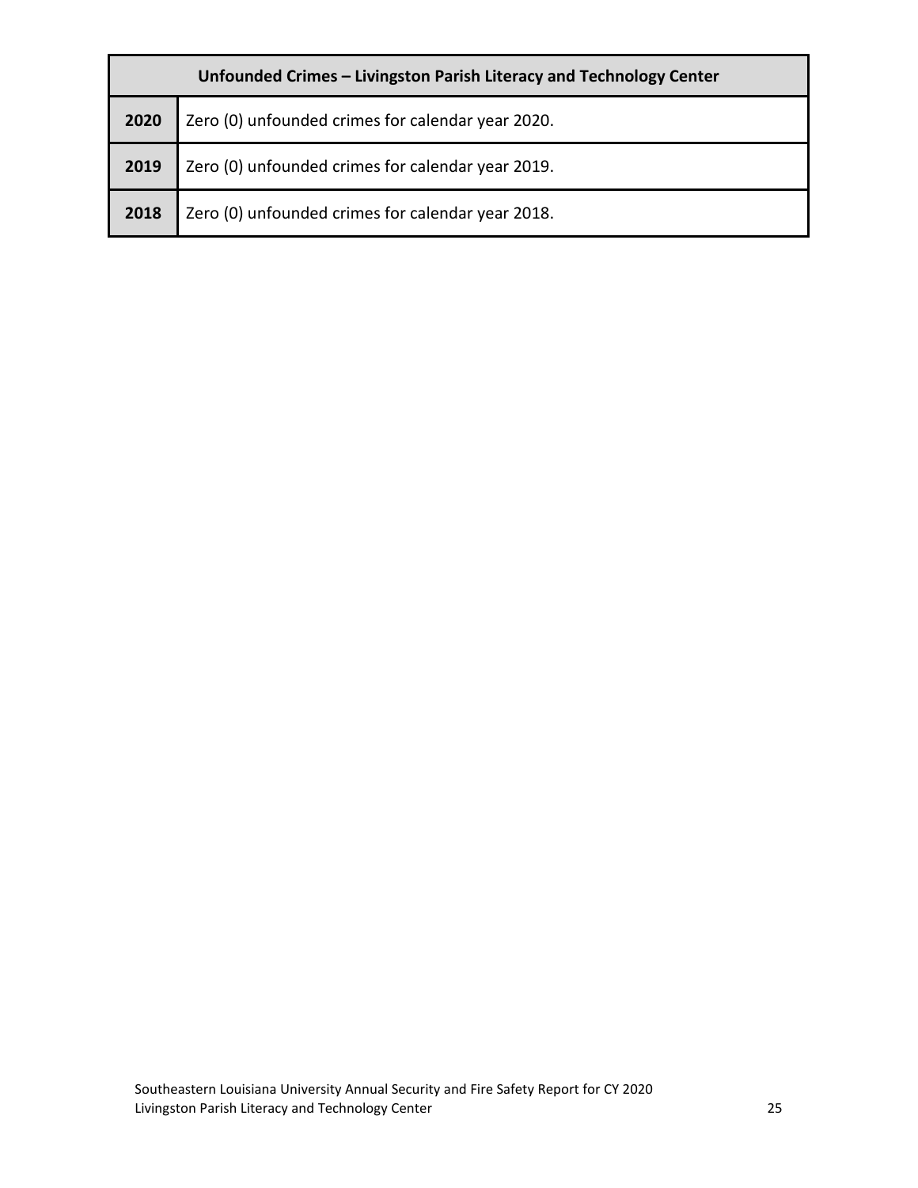| Unfounded Crimes – Livingston Parish Literacy and Technology Center | |
|---|---|
| **2020** | Zero (0) unfounded crimes for calendar year 2020. |
| **2019** | Zero (0) unfounded crimes for calendar year 2019. |
| **2018** | Zero (0) unfounded crimes for calendar year 2018. |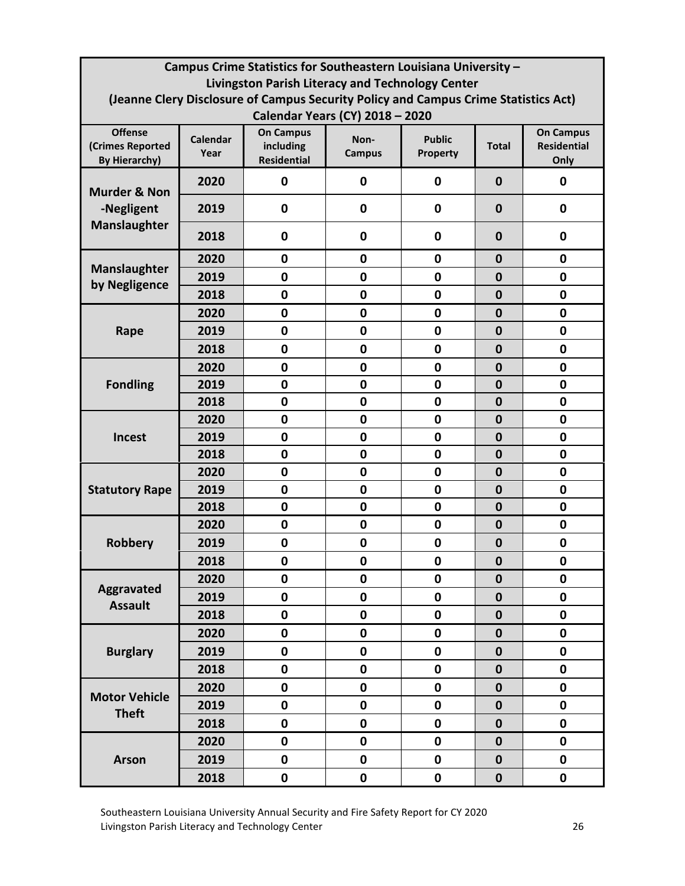| Campus Crime Statistics for Southeastern Louisiana University – Livingston Parish Literacy and Technology Center (Jeanne Clery Disclosure of Campus Security Policy and Campus Crime Statistics Act) Calendar Years (CY) 2018 – 2020 | | | | | | |
|---|---|---|---|---|---|---|
| **Offense (Crimes Reported By Hierarchy)** | **Calendar Year** | **On Campus including Residential** | **Non-Campus** | **Public Property** | **Total** | **On Campus Residential Only** |
| **Murder & Non-Negligent Manslaughter** | 2020 | 0 | 0 | 0 | 0 | 0 |
| | 2019 | 0 | 0 | 0 | 0 | 0 |
| | 2018 | 0 | 0 | 0 | 0 | 0 |
| **Manslaughter by Negligence** | 2020 | 0 | 0 | 0 | 0 | 0 |
| | 2019 | 0 | 0 | 0 | 0 | 0 |
| | 2018 | 0 | 0 | 0 | 0 | 0 |
| **Rape** | 2020 | 0 | 0 | 0 | 0 | 0 |
| | 2019 | 0 | 0 | 0 | 0 | 0 |
| | 2018 | 0 | 0 | 0 | 0 | 0 |
| **Fondling** | 2020 | 0 | 0 | 0 | 0 | 0 |
| | 2019 | 0 | 0 | 0 | 0 | 0 |
| | 2018 | 0 | 0 | 0 | 0 | 0 |
| **Incest** | 2020 | 0 | 0 | 0 | 0 | 0 |
| | 2019 | 0 | 0 | 0 | 0 | 0 |
| | 2018 | 0 | 0 | 0 | 0 | 0 |
| **Statutory Rape** | 2020 | 0 | 0 | 0 | 0 | 0 |
| | 2019 | 0 | 0 | 0 | 0 | 0 |
| | 2018 | 0 | 0 | 0 | 0 | 0 |
| **Robbery** | 2020 | 0 | 0 | 0 | 0 | 0 |
| | 2019 | 0 | 0 | 0 | 0 | 0 |
| | 2018 | 0 | 0 | 0 | 0 | 0 |
| **Aggravated Assault** | 2020 | 0 | 0 | 0 | 0 | 0 |
| | 2019 | 0 | 0 | 0 | 0 | 0 |
| | 2018 | 0 | 0 | 0 | 0 | 0 |
| **Burglary** | 2020 | 0 | 0 | 0 | 0 | 0 |
| | 2019 | 0 | 0 | 0 | 0 | 0 |
| | 2018 | 0 | 0 | 0 | 0 | 0 |
| **Motor Vehicle Theft** | 2020 | 0 | 0 | 0 | 0 | 0 |
| | 2019 | 0 | 0 | 0 | 0 | 0 |
| | 2018 | 0 | 0 | 0 | 0 | 0 |
| **Arson** | 2020 | 0 | 0 | 0 | 0 | 0 |
| | 2019 | 0 | 0 | 0 | 0 | 0 |
| | 2018 | 0 | 0 | 0 | 0 | 0 |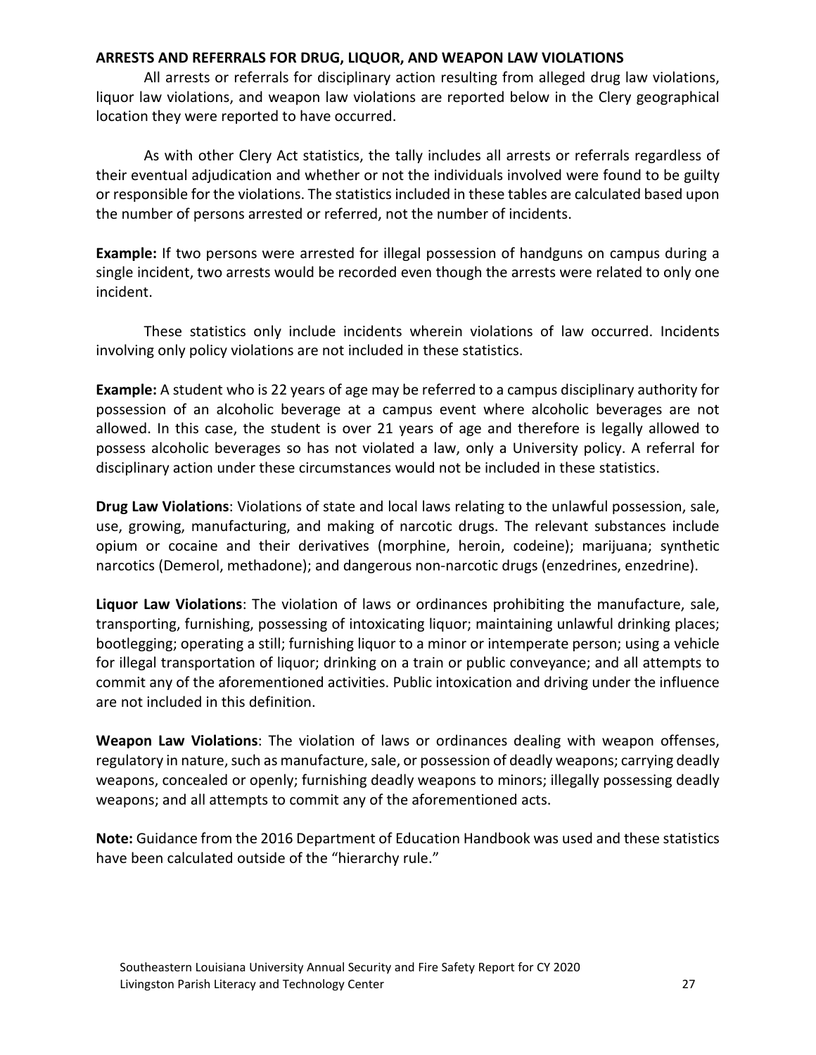## ARRESTS AND REFERRALS FOR DRUG, LIQUOR, AND WEAPON LAW VIOLATIONS

All arrests or referrals for disciplinary action resulting from alleged drug law violations, liquor law violations, and weapon law violations are reported below in the Clery geographical location they were reported to have occurred.

As with other Clery Act statistics, the tally includes all arrests or referrals regardless of their eventual adjudication and whether or not the individuals involved were found to be guilty or responsible for the violations. The statistics included in these tables are calculated based upon the number of persons arrested or referred, not the number of incidents.

**Example:** If two persons were arrested for illegal possession of handguns on campus during a single incident, two arrests would be recorded even though the arrests were related to only one incident.

These statistics only include incidents wherein violations of law occurred. Incidents involving only policy violations are not included in these statistics.

**Example:** A student who is 22 years of age may be referred to a campus disciplinary authority for possession of an alcoholic beverage at a campus event where alcoholic beverages are not allowed. In this case, the student is over 21 years of age and therefore is legally allowed to possess alcoholic beverages so has not violated a law, only a University policy. A referral for disciplinary action under these circumstances would not be included in these statistics.

**Drug Law Violations**: Violations of state and local laws relating to the unlawful possession, sale, use, growing, manufacturing, and making of narcotic drugs. The relevant substances include opium or cocaine and their derivatives (morphine, heroin, codeine); marijuana; synthetic narcotics (Demerol, methadone); and dangerous non-narcotic drugs (enzedrines, enzedrine).

**Liquor Law Violations**: The violation of laws or ordinances prohibiting the manufacture, sale, transporting, furnishing, possessing of intoxicating liquor; maintaining unlawful drinking places; bootlegging; operating a still; furnishing liquor to a minor or intemperate person; using a vehicle for illegal transportation of liquor; drinking on a train or public conveyance; and all attempts to commit any of the aforementioned activities. Public intoxication and driving under the influence are not included in this definition.

**Weapon Law Violations**: The violation of laws or ordinances dealing with weapon offenses, regulatory in nature, such as manufacture, sale, or possession of deadly weapons; carrying deadly weapons, concealed or openly; furnishing deadly weapons to minors; illegally possessing deadly weapons; and all attempts to commit any of the aforementioned acts.

**Note:** Guidance from the 2016 Department of Education Handbook was used and these statistics have been calculated outside of the "hierarchy rule."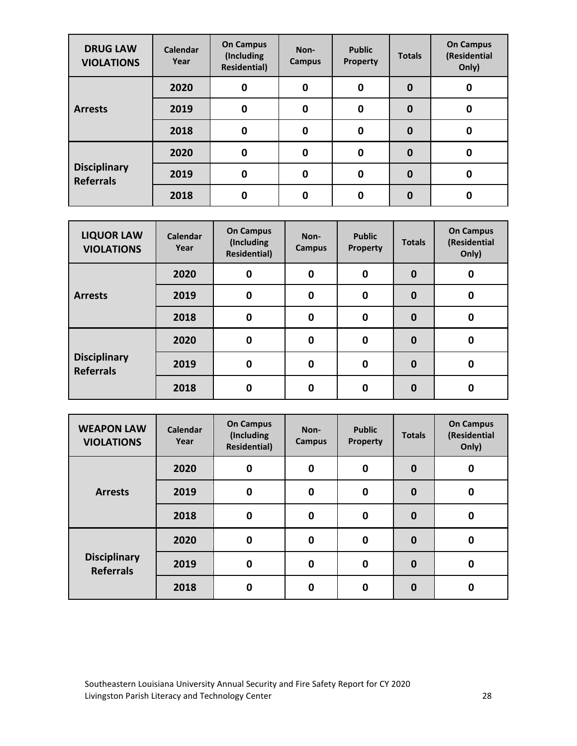| DRUG LAW VIOLATIONS | Calendar Year | On Campus (Including Residential) | Non-Campus | Public Property | Totals | On Campus (Residential Only) |
|---|---|---|---|---|---|---|
| Arrests | 2020 | 0 | 0 | 0 | 0 | 0 |
| | 2019 | 0 | 0 | 0 | 0 | 0 |
| | 2018 | 0 | 0 | 0 | 0 | 0 |
| Disciplinary Referrals | 2020 | 0 | 0 | 0 | 0 | 0 |
| | 2019 | 0 | 0 | 0 | 0 | 0 |
| | 2018 | 0 | 0 | 0 | 0 | 0 |

| LIQUOR LAW VIOLATIONS | Calendar Year | On Campus (Including Residential) | Non-Campus | Public Property | Totals | On Campus (Residential Only) |
|---|---|---|---|---|---|---|
| Arrests | 2020 | 0 | 0 | 0 | 0 | 0 |
| | 2019 | 0 | 0 | 0 | 0 | 0 |
| | 2018 | 0 | 0 | 0 | 0 | 0 |
| Disciplinary Referrals | 2020 | 0 | 0 | 0 | 0 | 0 |
| | 2019 | 0 | 0 | 0 | 0 | 0 |
| | 2018 | 0 | 0 | 0 | 0 | 0 |

| WEAPON LAW VIOLATIONS | Calendar Year | On Campus (Including Residential) | Non-Campus | Public Property | Totals | On Campus (Residential Only) |
|---|---|---|---|---|---|---|
| Arrests | 2020 | 0 | 0 | 0 | 0 | 0 |
| | 2019 | 0 | 0 | 0 | 0 | 0 |
| | 2018 | 0 | 0 | 0 | 0 | 0 |
| Disciplinary Referrals | 2020 | 0 | 0 | 0 | 0 | 0 |
| | 2019 | 0 | 0 | 0 | 0 | 0 |
| | 2018 | 0 | 0 | 0 | 0 | 0 |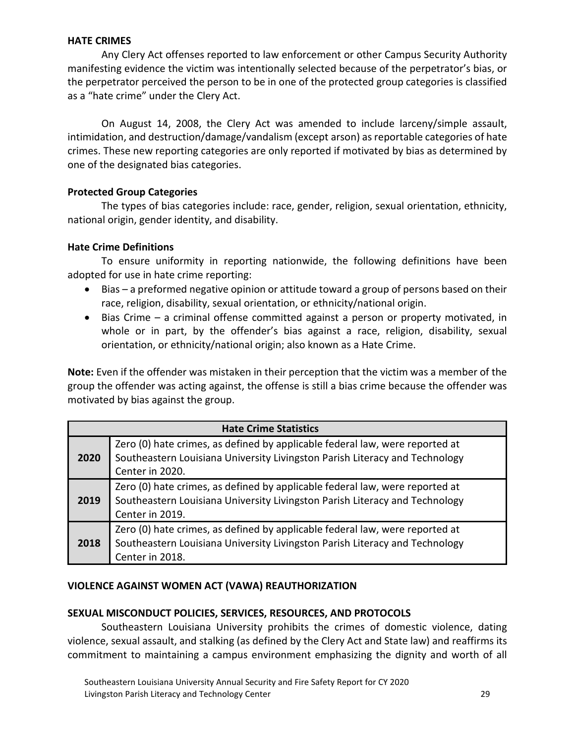## HATE CRIMES

Any Clery Act offenses reported to law enforcement or other Campus Security Authority manifesting evidence the victim was intentionally selected because of the perpetrator's bias, or the perpetrator perceived the person to be in one of the protected group categories is classified as a "hate crime" under the Clery Act.

On August 14, 2008, the Clery Act was amended to include larceny/simple assault, intimidation, and destruction/damage/vandalism (except arson) as reportable categories of hate crimes. These new reporting categories are only reported if motivated by bias as determined by one of the designated bias categories.

### Protected Group Categories

The types of bias categories include: race, gender, religion, sexual orientation, ethnicity, national origin, gender identity, and disability.

### Hate Crime Definitions

To ensure uniformity in reporting nationwide, the following definitions have been adopted for use in hate crime reporting:

- Bias – a preformed negative opinion or attitude toward a group of persons based on their race, religion, disability, sexual orientation, or ethnicity/national origin.
- Bias Crime – a criminal offense committed against a person or property motivated, in whole or in part, by the offender's bias against a race, religion, disability, sexual orientation, or ethnicity/national origin; also known as a Hate Crime.

**Note:** Even if the offender was mistaken in their perception that the victim was a member of the group the offender was acting against, the offense is still a bias crime because the offender was motivated by bias against the group.

| Hate Crime Statistics | |
|---|---|
| **2020** | Zero (0) hate crimes, as defined by applicable federal law, were reported at Southeastern Louisiana University Livingston Parish Literacy and Technology Center in 2020. |
| **2019** | Zero (0) hate crimes, as defined by applicable federal law, were reported at Southeastern Louisiana University Livingston Parish Literacy and Technology Center in 2019. |
| **2018** | Zero (0) hate crimes, as defined by applicable federal law, were reported at Southeastern Louisiana University Livingston Parish Literacy and Technology Center in 2018. |

## VIOLENCE AGAINST WOMEN ACT (VAWA) REAUTHORIZATION

## SEXUAL MISCONDUCT POLICIES, SERVICES, RESOURCES, AND PROTOCOLS

Southeastern Louisiana University prohibits the crimes of domestic violence, dating violence, sexual assault, and stalking (as defined by the Clery Act and State law) and reaffirms its commitment to maintaining a campus environment emphasizing the dignity and worth of all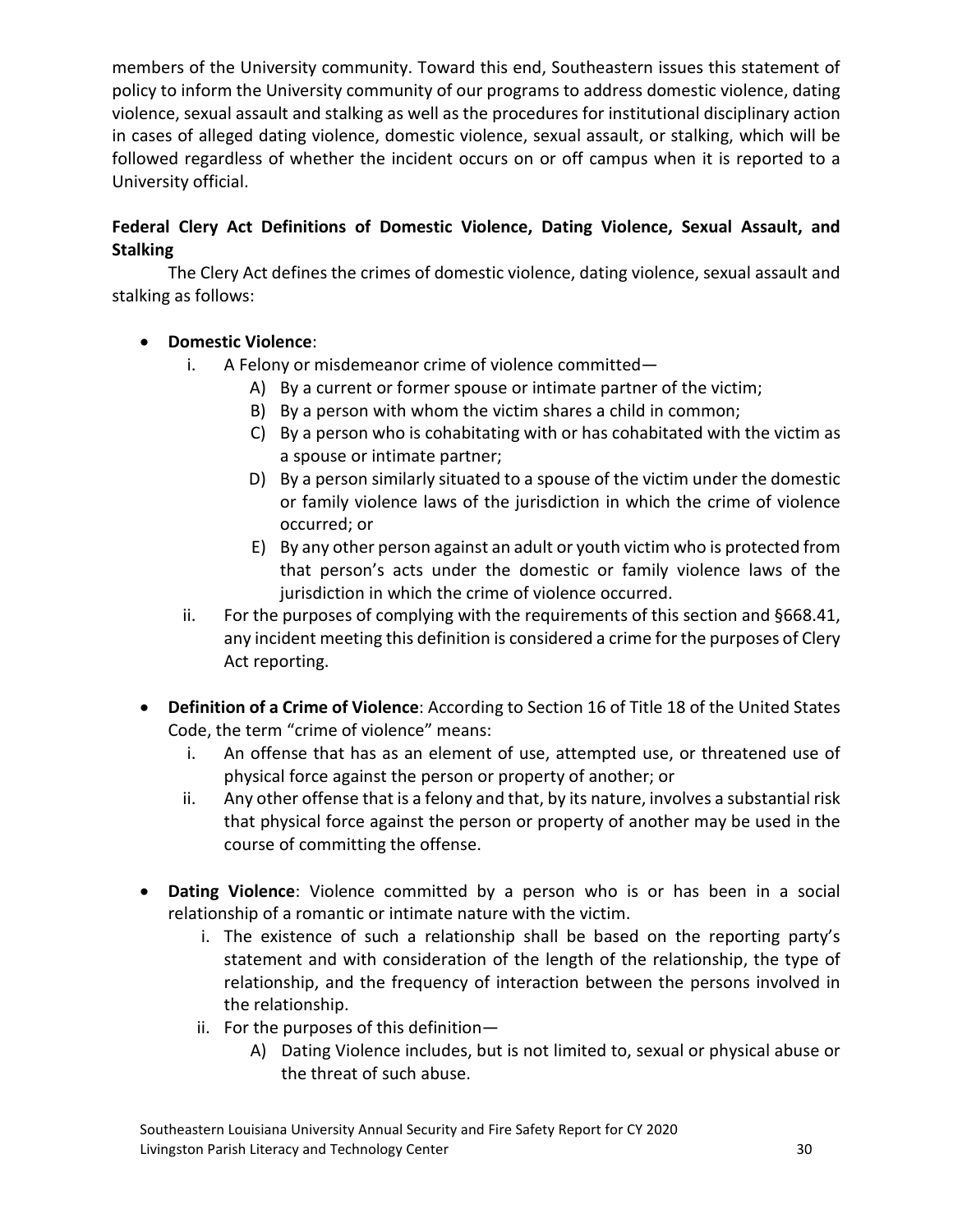members of the University community. Toward this end, Southeastern issues this statement of policy to inform the University community of our programs to address domestic violence, dating violence, sexual assault and stalking as well as the procedures for institutional disciplinary action in cases of alleged dating violence, domestic violence, sexual assault, or stalking, which will be followed regardless of whether the incident occurs on or off campus when it is reported to a University official.

**Federal Clery Act Definitions of Domestic Violence, Dating Violence, Sexual Assault, and Stalking**

The Clery Act defines the crimes of domestic violence, dating violence, sexual assault and stalking as follows:

- **Domestic Violence**:
  - i. A Felony or misdemeanor crime of violence committed—
    - A) By a current or former spouse or intimate partner of the victim;
    - B) By a person with whom the victim shares a child in common;
    - C) By a person who is cohabitating with or has cohabitated with the victim as a spouse or intimate partner;
    - D) By a person similarly situated to a spouse of the victim under the domestic or family violence laws of the jurisdiction in which the crime of violence occurred; or
    - E) By any other person against an adult or youth victim who is protected from that person's acts under the domestic or family violence laws of the jurisdiction in which the crime of violence occurred.
  - ii. For the purposes of complying with the requirements of this section and §668.41, any incident meeting this definition is considered a crime for the purposes of Clery Act reporting.

- **Definition of a Crime of Violence**: According to Section 16 of Title 18 of the United States Code, the term "crime of violence" means:
  - i. An offense that has as an element of use, attempted use, or threatened use of physical force against the person or property of another; or
  - ii. Any other offense that is a felony and that, by its nature, involves a substantial risk that physical force against the person or property of another may be used in the course of committing the offense.

- **Dating Violence**: Violence committed by a person who is or has been in a social relationship of a romantic or intimate nature with the victim.
  - i. The existence of such a relationship shall be based on the reporting party's statement and with consideration of the length of the relationship, the type of relationship, and the frequency of interaction between the persons involved in the relationship.
  - ii. For the purposes of this definition—
    - A) Dating Violence includes, but is not limited to, sexual or physical abuse or the threat of such abuse.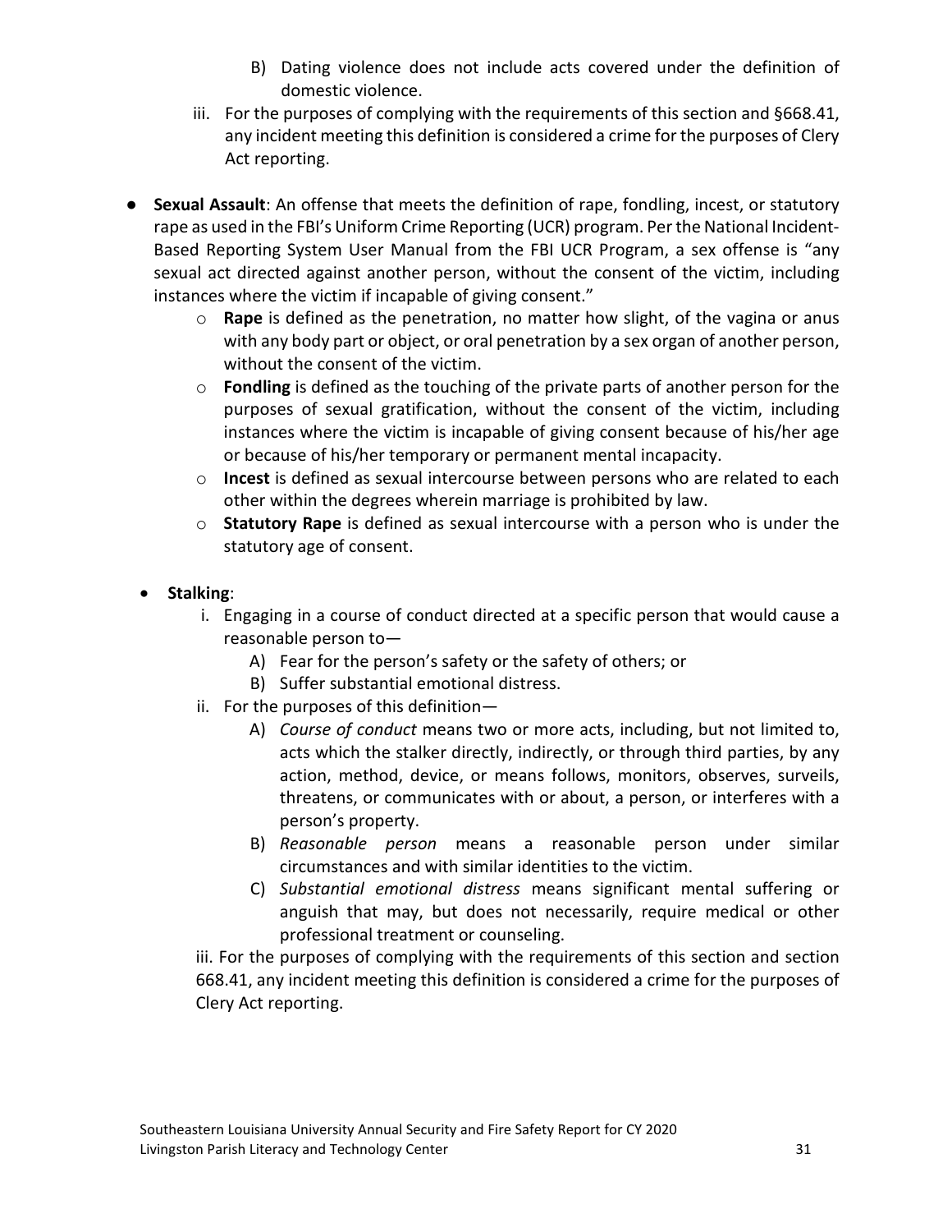- B) Dating violence does not include acts covered under the definition of domestic violence.
- iii. For the purposes of complying with the requirements of this section and §668.41, any incident meeting this definition is considered a crime for the purposes of Clery Act reporting.

- **Sexual Assault**: An offense that meets the definition of rape, fondling, incest, or statutory rape as used in the FBI's Uniform Crime Reporting (UCR) program. Per the National Incident-Based Reporting System User Manual from the FBI UCR Program, a sex offense is "any sexual act directed against another person, without the consent of the victim, including instances where the victim if incapable of giving consent."
  - **Rape** is defined as the penetration, no matter how slight, of the vagina or anus with any body part or object, or oral penetration by a sex organ of another person, without the consent of the victim.
  - **Fondling** is defined as the touching of the private parts of another person for the purposes of sexual gratification, without the consent of the victim, including instances where the victim is incapable of giving consent because of his/her age or because of his/her temporary or permanent mental incapacity.
  - **Incest** is defined as sexual intercourse between persons who are related to each other within the degrees wherein marriage is prohibited by law.
  - **Statutory Rape** is defined as sexual intercourse with a person who is under the statutory age of consent.

- **Stalking**:
  - i. Engaging in a course of conduct directed at a specific person that would cause a reasonable person to—
    - A) Fear for the person's safety or the safety of others; or
    - B) Suffer substantial emotional distress.
  - ii. For the purposes of this definition—
    - A) *Course of conduct* means two or more acts, including, but not limited to, acts which the stalker directly, indirectly, or through third parties, by any action, method, device, or means follows, monitors, observes, surveils, threatens, or communicates with or about, a person, or interferes with a person's property.
    - B) *Reasonable person* means a reasonable person under similar circumstances and with similar identities to the victim.
    - C) *Substantial emotional distress* means significant mental suffering or anguish that may, but does not necessarily, require medical or other professional treatment or counseling.

  iii. For the purposes of complying with the requirements of this section and section 668.41, any incident meeting this definition is considered a crime for the purposes of Clery Act reporting.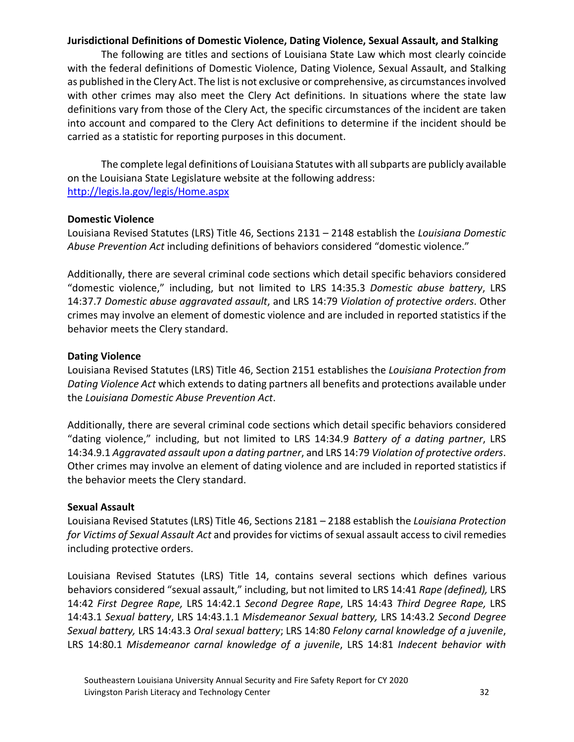**Jurisdictional Definitions of Domestic Violence, Dating Violence, Sexual Assault, and Stalking**

The following are titles and sections of Louisiana State Law which most clearly coincide with the federal definitions of Domestic Violence, Dating Violence, Sexual Assault, and Stalking as published in the Clery Act. The list is not exclusive or comprehensive, as circumstances involved with other crimes may also meet the Clery Act definitions. In situations where the state law definitions vary from those of the Clery Act, the specific circumstances of the incident are taken into account and compared to the Clery Act definitions to determine if the incident should be carried as a statistic for reporting purposes in this document.

The complete legal definitions of Louisiana Statutes with all subparts are publicly available on the Louisiana State Legislature website at the following address: [http://legis.la.gov/legis/Home.aspx](http://legis.la.gov/legis/Home.aspx)

**Domestic Violence**

Louisiana Revised Statutes (LRS) Title 46, Sections 2131 – 2148 establish the *Louisiana Domestic Abuse Prevention Act* including definitions of behaviors considered "domestic violence."

Additionally, there are several criminal code sections which detail specific behaviors considered "domestic violence," including, but not limited to LRS 14:35.3 *Domestic abuse battery*, LRS 14:37.7 *Domestic abuse aggravated assault*, and LRS 14:79 *Violation of protective orders*. Other crimes may involve an element of domestic violence and are included in reported statistics if the behavior meets the Clery standard.

**Dating Violence**

Louisiana Revised Statutes (LRS) Title 46, Section 2151 establishes the *Louisiana Protection from Dating Violence Act* which extends to dating partners all benefits and protections available under the *Louisiana Domestic Abuse Prevention Act*.

Additionally, there are several criminal code sections which detail specific behaviors considered "dating violence," including, but not limited to LRS 14:34.9 *Battery of a dating partner*, LRS 14:34.9.1 *Aggravated assault upon a dating partner*, and LRS 14:79 *Violation of protective orders*. Other crimes may involve an element of dating violence and are included in reported statistics if the behavior meets the Clery standard.

**Sexual Assault**

Louisiana Revised Statutes (LRS) Title 46, Sections 2181 – 2188 establish the *Louisiana Protection for Victims of Sexual Assault Act* and provides for victims of sexual assault access to civil remedies including protective orders.

Louisiana Revised Statutes (LRS) Title 14, contains several sections which defines various behaviors considered "sexual assault," including, but not limited to LRS 14:41 *Rape (defined),* LRS 14:42 *First Degree Rape,* LRS 14:42.1 *Second Degree Rape*, LRS 14:43 *Third Degree Rape,* LRS 14:43.1 *Sexual battery*, LRS 14:43.1.1 *Misdemeanor Sexual battery,* LRS 14:43.2 *Second Degree Sexual battery,* LRS 14:43.3 *Oral sexual battery*; LRS 14:80 *Felony carnal knowledge of a juvenile*, LRS 14:80.1 *Misdemeanor carnal knowledge of a juvenile*, LRS 14:81 *Indecent behavior with*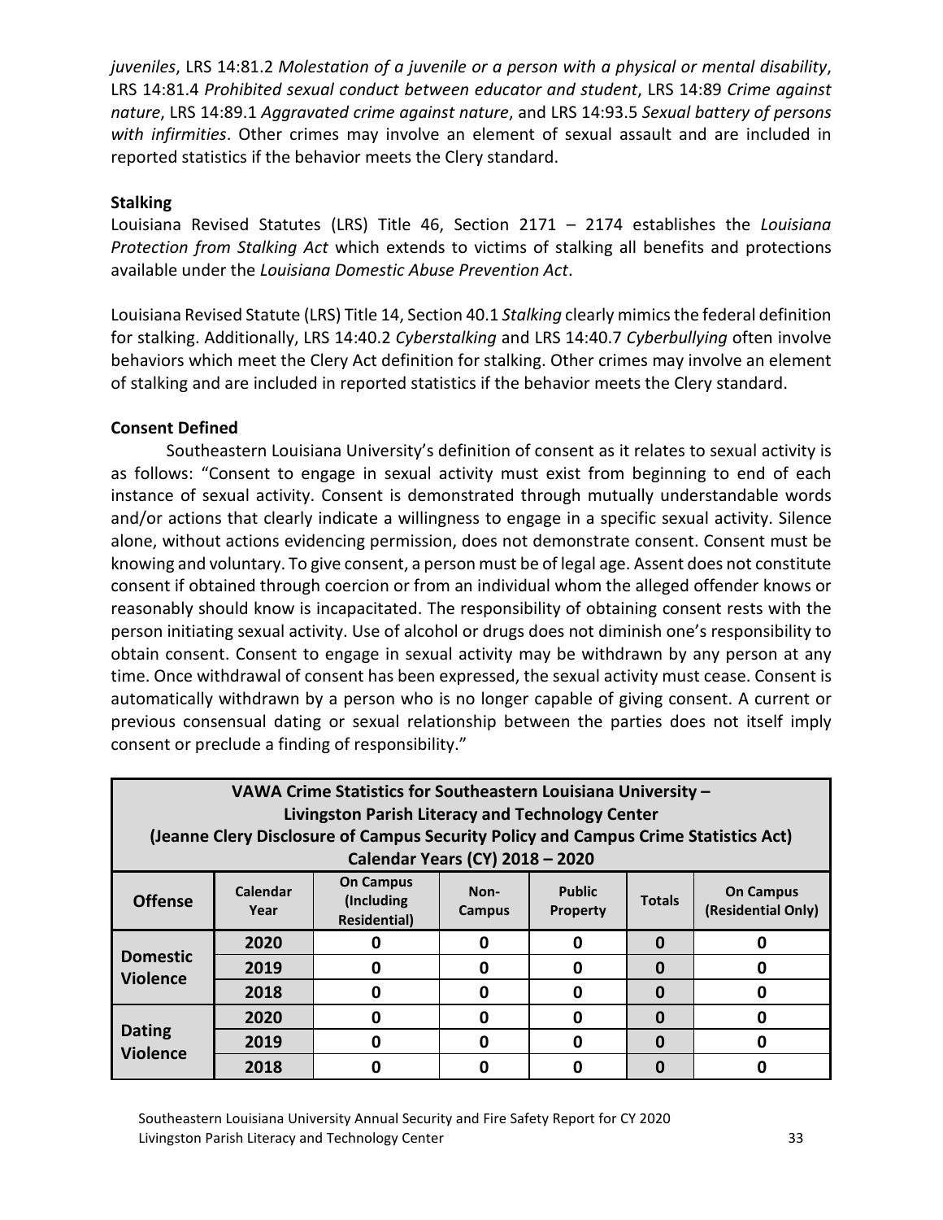*juveniles*, LRS 14:81.2 *Molestation of a juvenile or a person with a physical or mental disability*, LRS 14:81.4 *Prohibited sexual conduct between educator and student*, LRS 14:89 *Crime against nature*, LRS 14:89.1 *Aggravated crime against nature*, and LRS 14:93.5 *Sexual battery of persons with infirmities*. Other crimes may involve an element of sexual assault and are included in reported statistics if the behavior meets the Clery standard.

**Stalking**

Louisiana Revised Statutes (LRS) Title 46, Section 2171 – 2174 establishes the *Louisiana Protection from Stalking Act* which extends to victims of stalking all benefits and protections available under the *Louisiana Domestic Abuse Prevention Act*.

Louisiana Revised Statute (LRS) Title 14, Section 40.1 *Stalking* clearly mimics the federal definition for stalking. Additionally, LRS 14:40.2 *Cyberstalking* and LRS 14:40.7 *Cyberbullying* often involve behaviors which meet the Clery Act definition for stalking. Other crimes may involve an element of stalking and are included in reported statistics if the behavior meets the Clery standard.

**Consent Defined**

Southeastern Louisiana University's definition of consent as it relates to sexual activity is as follows: "Consent to engage in sexual activity must exist from beginning to end of each instance of sexual activity. Consent is demonstrated through mutually understandable words and/or actions that clearly indicate a willingness to engage in a specific sexual activity. Silence alone, without actions evidencing permission, does not demonstrate consent. Consent must be knowing and voluntary. To give consent, a person must be of legal age. Assent does not constitute consent if obtained through coercion or from an individual whom the alleged offender knows or reasonably should know is incapacitated. The responsibility of obtaining consent rests with the person initiating sexual activity. Use of alcohol or drugs does not diminish one's responsibility to obtain consent. Consent to engage in sexual activity may be withdrawn by any person at any time. Once withdrawal of consent has been expressed, the sexual activity must cease. Consent is automatically withdrawn by a person who is no longer capable of giving consent. A current or previous consensual dating or sexual relationship between the parties does not itself imply consent or preclude a finding of responsibility."

| VAWA Crime Statistics for Southeastern Louisiana University – Livingston Parish Literacy and Technology Center (Jeanne Clery Disclosure of Campus Security Policy and Campus Crime Statistics Act) Calendar Years (CY) 2018 – 2020 | | | | | | |
|---|---|---|---|---|---|---|
| **Offense** | **Calendar Year** | **On Campus (Including Residential)** | **Non-Campus** | **Public Property** | **Totals** | **On Campus (Residential Only)** |
| **Domestic Violence** | 2020 | 0 | 0 | 0 | 0 | 0 |
| | 2019 | 0 | 0 | 0 | 0 | 0 |
| | 2018 | 0 | 0 | 0 | 0 | 0 |
| **Dating Violence** | 2020 | 0 | 0 | 0 | 0 | 0 |
| | 2019 | 0 | 0 | 0 | 0 | 0 |
| | 2018 | 0 | 0 | 0 | 0 | 0 |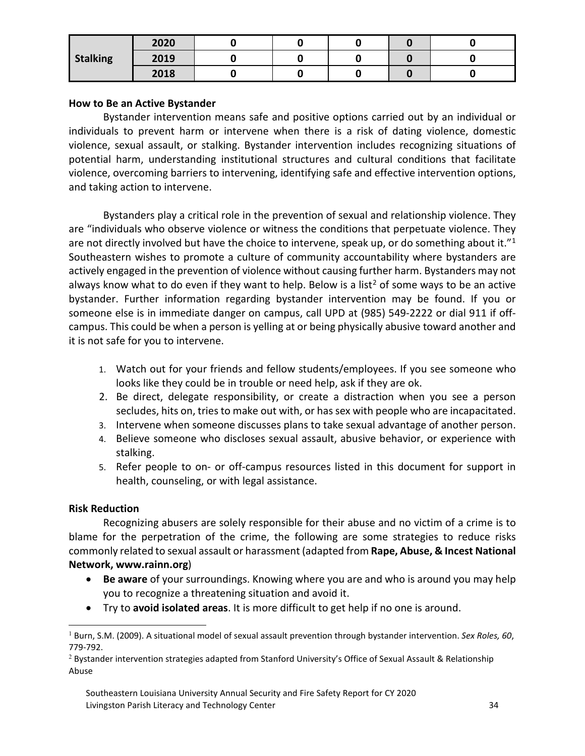| | | | | | | |
|---|---|---|---|---|---|---|
| **Stalking** | **2020** | **0** | **0** | **0** | **0** | **0** |
| | **2019** | **0** | **0** | **0** | **0** | **0** |
| | **2018** | **0** | **0** | **0** | **0** | **0** |

**How to Be an Active Bystander**

Bystander intervention means safe and positive options carried out by an individual or individuals to prevent harm or intervene when there is a risk of dating violence, domestic violence, sexual assault, or stalking. Bystander intervention includes recognizing situations of potential harm, understanding institutional structures and cultural conditions that facilitate violence, overcoming barriers to intervening, identifying safe and effective intervention options, and taking action to intervene.

Bystanders play a critical role in the prevention of sexual and relationship violence. They are "individuals who observe violence or witness the conditions that perpetuate violence. They are not directly involved but have the choice to intervene, speak up, or do something about it."[1] Southeastern wishes to promote a culture of community accountability where bystanders are actively engaged in the prevention of violence without causing further harm. Bystanders may not always know what to do even if they want to help. Below is a list[2] of some ways to be an active bystander. Further information regarding bystander intervention may be found. If you or someone else is in immediate danger on campus, call UPD at (985) 549-2222 or dial 911 if off-campus. This could be when a person is yelling at or being physically abusive toward another and it is not safe for you to intervene.

1. Watch out for your friends and fellow students/employees. If you see someone who looks like they could be in trouble or need help, ask if they are ok.
2. Be direct, delegate responsibility, or create a distraction when you see a person secludes, hits on, tries to make out with, or has sex with people who are incapacitated.
3. Intervene when someone discusses plans to take sexual advantage of another person.
4. Believe someone who discloses sexual assault, abusive behavior, or experience with stalking.
5. Refer people to on- or off-campus resources listed in this document for support in health, counseling, or with legal assistance.

**Risk Reduction**

Recognizing abusers are solely responsible for their abuse and no victim of a crime is to blame for the perpetration of the crime, the following are some strategies to reduce risks commonly related to sexual assault or harassment (adapted from **Rape, Abuse, & Incest National Network, www.rainn.org**)

- **Be aware** of your surroundings. Knowing where you are and who is around you may help you to recognize a threatening situation and avoid it.
- Try to **avoid isolated areas**. It is more difficult to get help if no one is around.

[1] Burn, S.M. (2009). A situational model of sexual assault prevention through bystander intervention. *Sex Roles, 60*, 779-792.

[2] Bystander intervention strategies adapted from Stanford University's Office of Sexual Assault & Relationship Abuse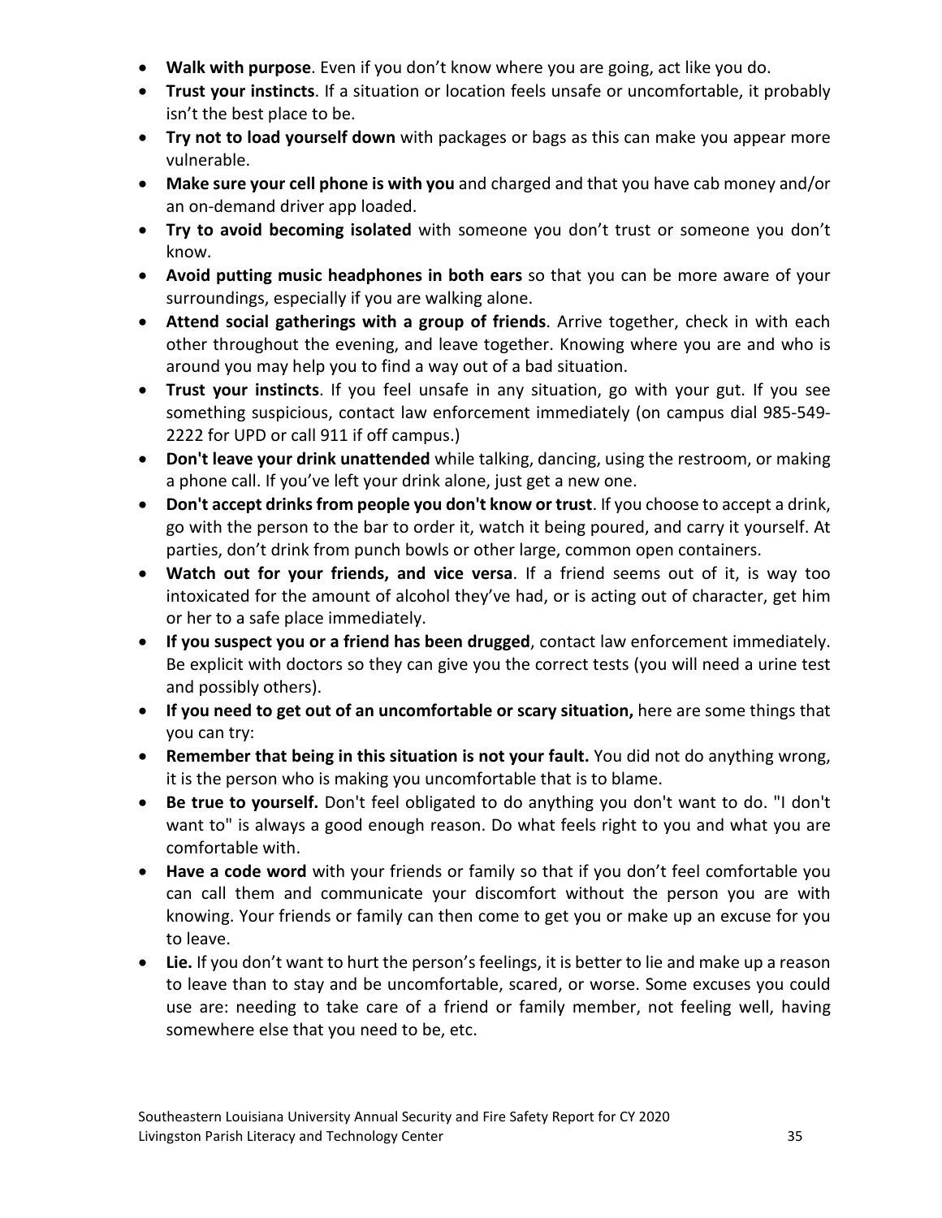- **Walk with purpose**. Even if you don't know where you are going, act like you do.
- **Trust your instincts**. If a situation or location feels unsafe or uncomfortable, it probably isn't the best place to be.
- **Try not to load yourself down** with packages or bags as this can make you appear more vulnerable.
- **Make sure your cell phone is with you** and charged and that you have cab money and/or an on-demand driver app loaded.
- **Try to avoid becoming isolated** with someone you don't trust or someone you don't know.
- **Avoid putting music headphones in both ears** so that you can be more aware of your surroundings, especially if you are walking alone.
- **Attend social gatherings with a group of friends**. Arrive together, check in with each other throughout the evening, and leave together. Knowing where you are and who is around you may help you to find a way out of a bad situation.
- **Trust your instincts**. If you feel unsafe in any situation, go with your gut. If you see something suspicious, contact law enforcement immediately (on campus dial 985-549-2222 for UPD or call 911 if off campus.)
- **Don't leave your drink unattended** while talking, dancing, using the restroom, or making a phone call. If you've left your drink alone, just get a new one.
- **Don't accept drinks from people you don't know or trust**. If you choose to accept a drink, go with the person to the bar to order it, watch it being poured, and carry it yourself. At parties, don't drink from punch bowls or other large, common open containers.
- **Watch out for your friends, and vice versa**. If a friend seems out of it, is way too intoxicated for the amount of alcohol they've had, or is acting out of character, get him or her to a safe place immediately.
- **If you suspect you or a friend has been drugged**, contact law enforcement immediately. Be explicit with doctors so they can give you the correct tests (you will need a urine test and possibly others).
- **If you need to get out of an uncomfortable or scary situation,** here are some things that you can try:
- **Remember that being in this situation is not your fault.** You did not do anything wrong, it is the person who is making you uncomfortable that is to blame.
- **Be true to yourself.** Don't feel obligated to do anything you don't want to do. "I don't want to" is always a good enough reason. Do what feels right to you and what you are comfortable with.
- **Have a code word** with your friends or family so that if you don't feel comfortable you can call them and communicate your discomfort without the person you are with knowing. Your friends or family can then come to get you or make up an excuse for you to leave.
- **Lie.** If you don't want to hurt the person's feelings, it is better to lie and make up a reason to leave than to stay and be uncomfortable, scared, or worse. Some excuses you could use are: needing to take care of a friend or family member, not feeling well, having somewhere else that you need to be, etc.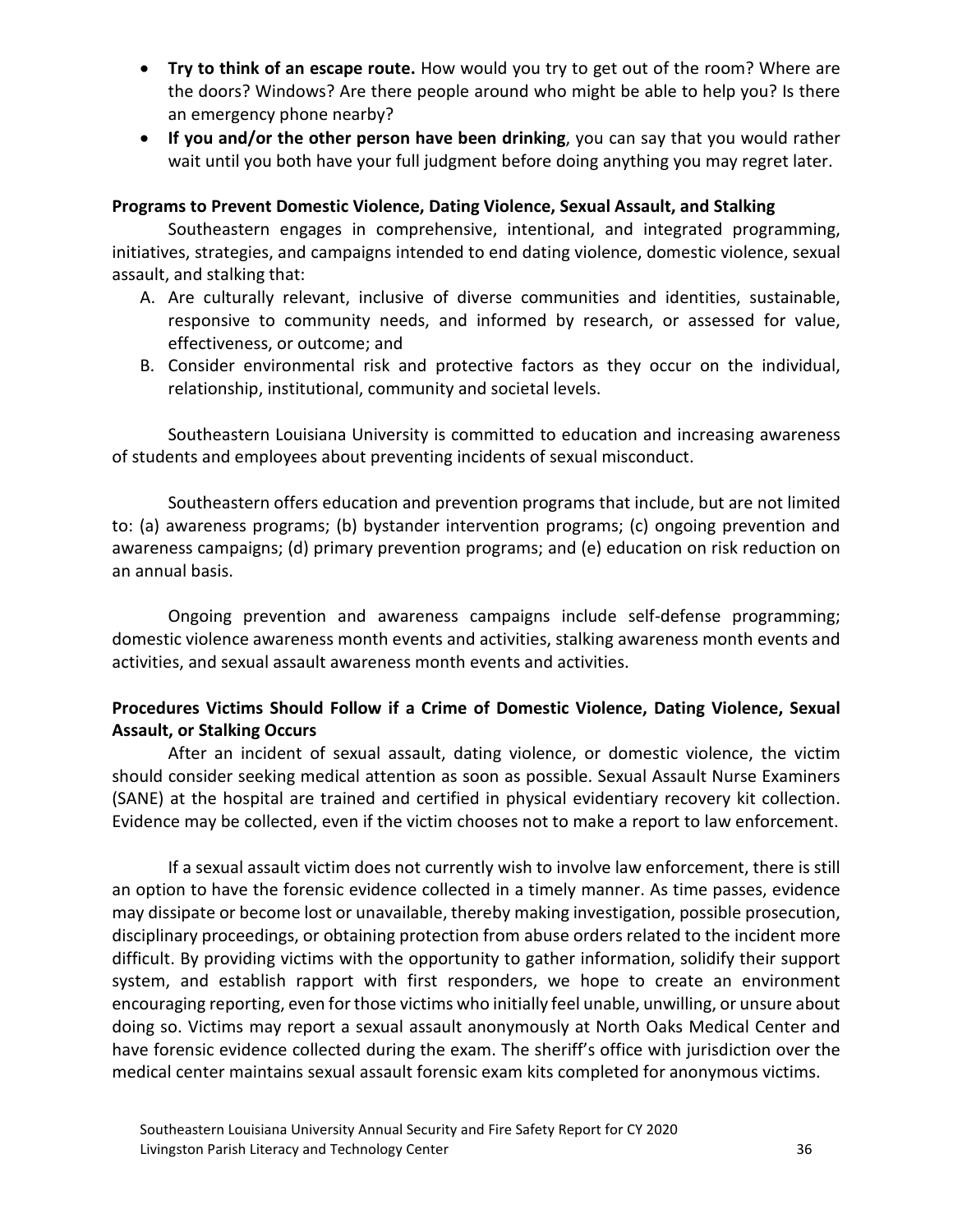- **Try to think of an escape route.** How would you try to get out of the room? Where are the doors? Windows? Are there people around who might be able to help you? Is there an emergency phone nearby?
- **If you and/or the other person have been drinking**, you can say that you would rather wait until you both have your full judgment before doing anything you may regret later.

**Programs to Prevent Domestic Violence, Dating Violence, Sexual Assault, and Stalking**

Southeastern engages in comprehensive, intentional, and integrated programming, initiatives, strategies, and campaigns intended to end dating violence, domestic violence, sexual assault, and stalking that:

A. Are culturally relevant, inclusive of diverse communities and identities, sustainable, responsive to community needs, and informed by research, or assessed for value, effectiveness, or outcome; and
B. Consider environmental risk and protective factors as they occur on the individual, relationship, institutional, community and societal levels.

Southeastern Louisiana University is committed to education and increasing awareness of students and employees about preventing incidents of sexual misconduct.

Southeastern offers education and prevention programs that include, but are not limited to: (a) awareness programs; (b) bystander intervention programs; (c) ongoing prevention and awareness campaigns; (d) primary prevention programs; and (e) education on risk reduction on an annual basis.

Ongoing prevention and awareness campaigns include self-defense programming; domestic violence awareness month events and activities, stalking awareness month events and activities, and sexual assault awareness month events and activities.

**Procedures Victims Should Follow if a Crime of Domestic Violence, Dating Violence, Sexual Assault, or Stalking Occurs**

After an incident of sexual assault, dating violence, or domestic violence, the victim should consider seeking medical attention as soon as possible. Sexual Assault Nurse Examiners (SANE) at the hospital are trained and certified in physical evidentiary recovery kit collection. Evidence may be collected, even if the victim chooses not to make a report to law enforcement.

If a sexual assault victim does not currently wish to involve law enforcement, there is still an option to have the forensic evidence collected in a timely manner. As time passes, evidence may dissipate or become lost or unavailable, thereby making investigation, possible prosecution, disciplinary proceedings, or obtaining protection from abuse orders related to the incident more difficult. By providing victims with the opportunity to gather information, solidify their support system, and establish rapport with first responders, we hope to create an environment encouraging reporting, even for those victims who initially feel unable, unwilling, or unsure about doing so. Victims may report a sexual assault anonymously at North Oaks Medical Center and have forensic evidence collected during the exam. The sheriff's office with jurisdiction over the medical center maintains sexual assault forensic exam kits completed for anonymous victims.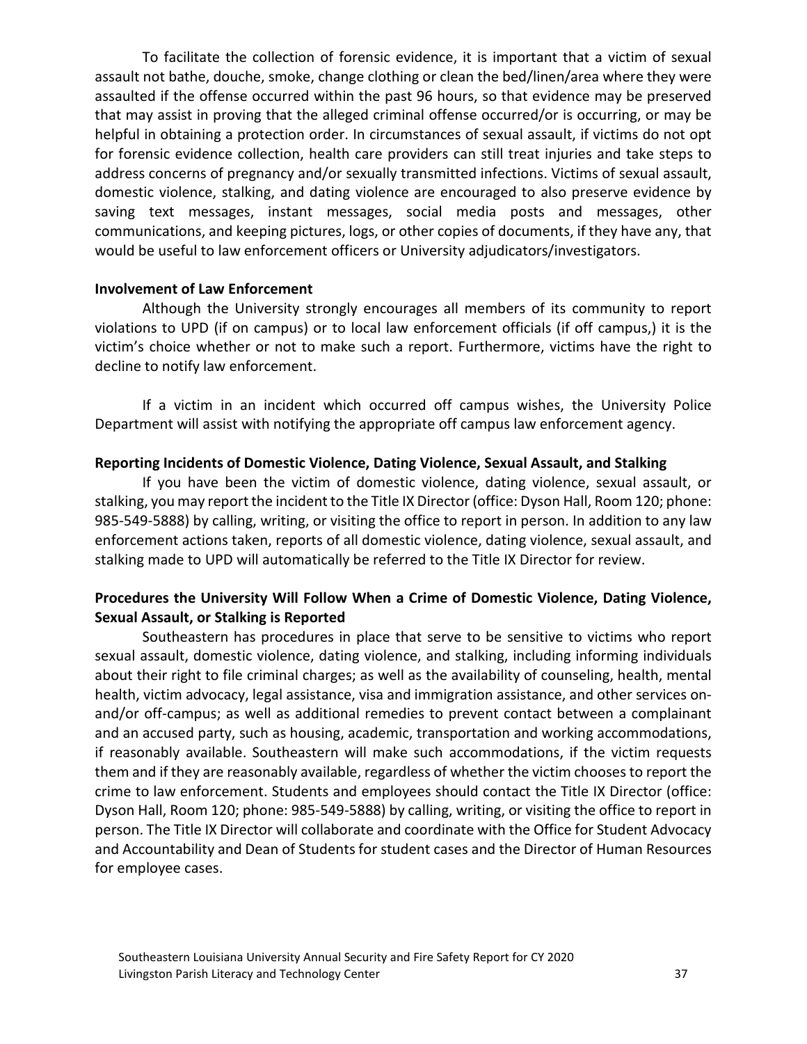To facilitate the collection of forensic evidence, it is important that a victim of sexual assault not bathe, douche, smoke, change clothing or clean the bed/linen/area where they were assaulted if the offense occurred within the past 96 hours, so that evidence may be preserved that may assist in proving that the alleged criminal offense occurred/or is occurring, or may be helpful in obtaining a protection order. In circumstances of sexual assault, if victims do not opt for forensic evidence collection, health care providers can still treat injuries and take steps to address concerns of pregnancy and/or sexually transmitted infections. Victims of sexual assault, domestic violence, stalking, and dating violence are encouraged to also preserve evidence by saving text messages, instant messages, social media posts and messages, other communications, and keeping pictures, logs, or other copies of documents, if they have any, that would be useful to law enforcement officers or University adjudicators/investigators.

**Involvement of Law Enforcement**

Although the University strongly encourages all members of its community to report violations to UPD (if on campus) or to local law enforcement officials (if off campus,) it is the victim's choice whether or not to make such a report. Furthermore, victims have the right to decline to notify law enforcement.

If a victim in an incident which occurred off campus wishes, the University Police Department will assist with notifying the appropriate off campus law enforcement agency.

**Reporting Incidents of Domestic Violence, Dating Violence, Sexual Assault, and Stalking**

If you have been the victim of domestic violence, dating violence, sexual assault, or stalking, you may report the incident to the Title IX Director (office: Dyson Hall, Room 120; phone: 985-549-5888) by calling, writing, or visiting the office to report in person. In addition to any law enforcement actions taken, reports of all domestic violence, dating violence, sexual assault, and stalking made to UPD will automatically be referred to the Title IX Director for review.

**Procedures the University Will Follow When a Crime of Domestic Violence, Dating Violence, Sexual Assault, or Stalking is Reported**

Southeastern has procedures in place that serve to be sensitive to victims who report sexual assault, domestic violence, dating violence, and stalking, including informing individuals about their right to file criminal charges; as well as the availability of counseling, health, mental health, victim advocacy, legal assistance, visa and immigration assistance, and other services on-and/or off-campus; as well as additional remedies to prevent contact between a complainant and an accused party, such as housing, academic, transportation and working accommodations, if reasonably available. Southeastern will make such accommodations, if the victim requests them and if they are reasonably available, regardless of whether the victim chooses to report the crime to law enforcement. Students and employees should contact the Title IX Director (office: Dyson Hall, Room 120; phone: 985-549-5888) by calling, writing, or visiting the office to report in person. The Title IX Director will collaborate and coordinate with the Office for Student Advocacy and Accountability and Dean of Students for student cases and the Director of Human Resources for employee cases.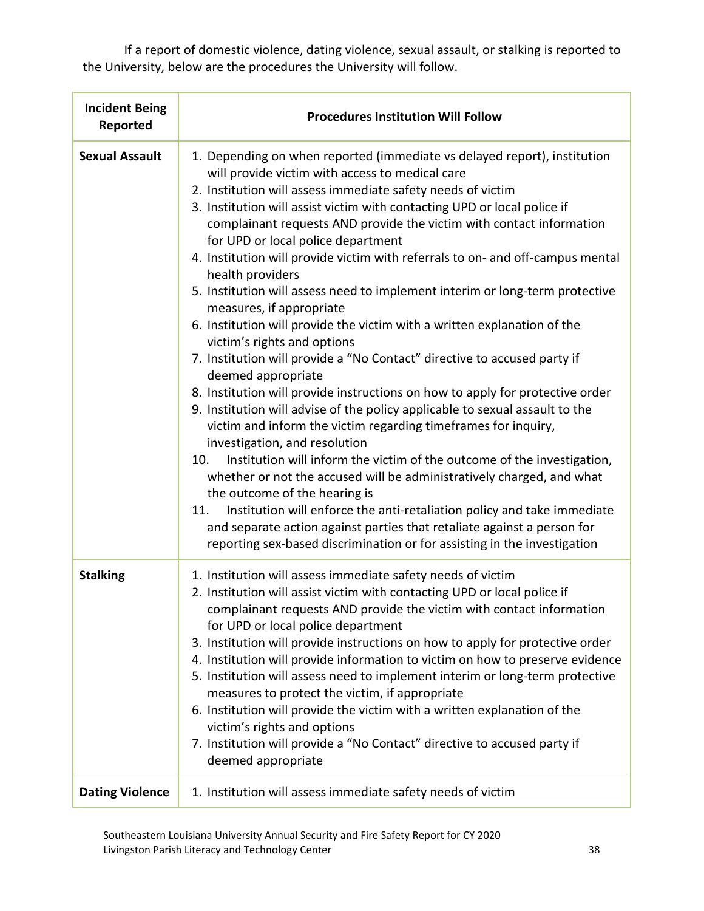If a report of domestic violence, dating violence, sexual assault, or stalking is reported to the University, below are the procedures the University will follow.

| Incident Being Reported | Procedures Institution Will Follow |
|---|---|
| **Sexual Assault** | 1. Depending on when reported (immediate vs delayed report), institution will provide victim with access to medical care<br>2. Institution will assess immediate safety needs of victim<br>3. Institution will assist victim with contacting UPD or local police if complainant requests AND provide the victim with contact information for UPD or local police department<br>4. Institution will provide victim with referrals to on- and off-campus mental health providers<br>5. Institution will assess need to implement interim or long-term protective measures, if appropriate<br>6. Institution will provide the victim with a written explanation of the victim's rights and options<br>7. Institution will provide a "No Contact" directive to accused party if deemed appropriate<br>8. Institution will provide instructions on how to apply for protective order<br>9. Institution will advise of the policy applicable to sexual assault to the victim and inform the victim regarding timeframes for inquiry, investigation, and resolution<br>10. Institution will inform the victim of the outcome of the investigation, whether or not the accused will be administratively charged, and what the outcome of the hearing is<br>11. Institution will enforce the anti-retaliation policy and take immediate and separate action against parties that retaliate against a person for reporting sex-based discrimination or for assisting in the investigation |
| **Stalking** | 1. Institution will assess immediate safety needs of victim<br>2. Institution will assist victim with contacting UPD or local police if complainant requests AND provide the victim with contact information for UPD or local police department<br>3. Institution will provide instructions on how to apply for protective order<br>4. Institution will provide information to victim on how to preserve evidence<br>5. Institution will assess need to implement interim or long-term protective measures to protect the victim, if appropriate<br>6. Institution will provide the victim with a written explanation of the victim's rights and options<br>7. Institution will provide a "No Contact" directive to accused party if deemed appropriate |
| **Dating Violence** | 1. Institution will assess immediate safety needs of victim |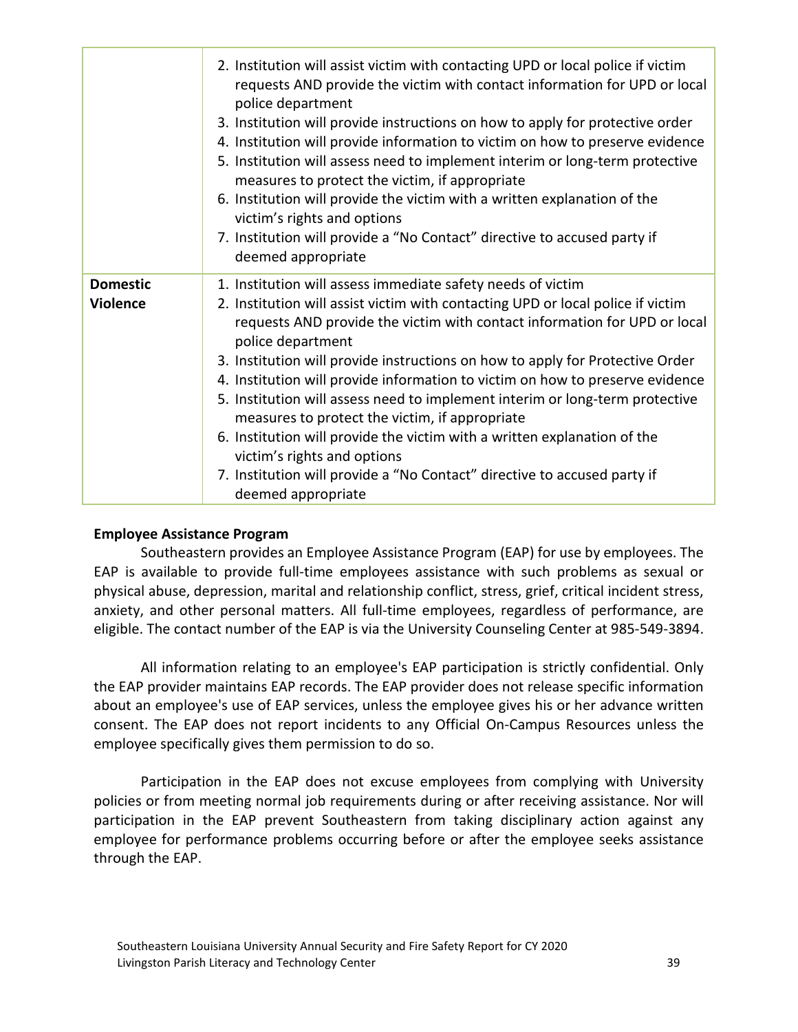| | |
|---|---|
| | 2. Institution will assist victim with contacting UPD or local police if victim requests AND provide the victim with contact information for UPD or local police department<br>3. Institution will provide instructions on how to apply for protective order<br>4. Institution will provide information to victim on how to preserve evidence<br>5. Institution will assess need to implement interim or long-term protective measures to protect the victim, if appropriate<br>6. Institution will provide the victim with a written explanation of the victim's rights and options<br>7. Institution will provide a "No Contact" directive to accused party if deemed appropriate |
| **Domestic Violence** | 1. Institution will assess immediate safety needs of victim<br>2. Institution will assist victim with contacting UPD or local police if victim requests AND provide the victim with contact information for UPD or local police department<br>3. Institution will provide instructions on how to apply for Protective Order<br>4. Institution will provide information to victim on how to preserve evidence<br>5. Institution will assess need to implement interim or long-term protective measures to protect the victim, if appropriate<br>6. Institution will provide the victim with a written explanation of the victim's rights and options<br>7. Institution will provide a "No Contact" directive to accused party if deemed appropriate |

**Employee Assistance Program**

Southeastern provides an Employee Assistance Program (EAP) for use by employees. The EAP is available to provide full-time employees assistance with such problems as sexual or physical abuse, depression, marital and relationship conflict, stress, grief, critical incident stress, anxiety, and other personal matters. All full-time employees, regardless of performance, are eligible. The contact number of the EAP is via the University Counseling Center at 985-549-3894.

All information relating to an employee's EAP participation is strictly confidential. Only the EAP provider maintains EAP records. The EAP provider does not release specific information about an employee's use of EAP services, unless the employee gives his or her advance written consent. The EAP does not report incidents to any Official On-Campus Resources unless the employee specifically gives them permission to do so.

Participation in the EAP does not excuse employees from complying with University policies or from meeting normal job requirements during or after receiving assistance. Nor will participation in the EAP prevent Southeastern from taking disciplinary action against any employee for performance problems occurring before or after the employee seeks assistance through the EAP.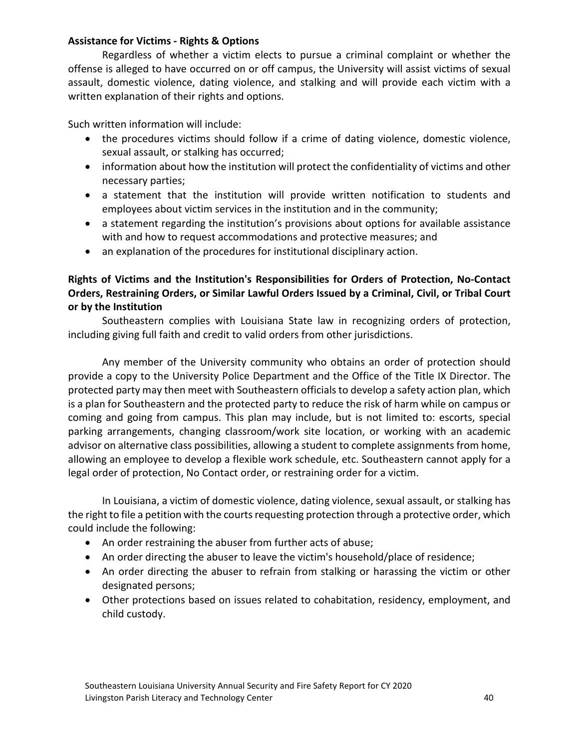**Assistance for Victims - Rights & Options**

Regardless of whether a victim elects to pursue a criminal complaint or whether the offense is alleged to have occurred on or off campus, the University will assist victims of sexual assault, domestic violence, dating violence, and stalking and will provide each victim with a written explanation of their rights and options.

Such written information will include:

- the procedures victims should follow if a crime of dating violence, domestic violence, sexual assault, or stalking has occurred;
- information about how the institution will protect the confidentiality of victims and other necessary parties;
- a statement that the institution will provide written notification to students and employees about victim services in the institution and in the community;
- a statement regarding the institution's provisions about options for available assistance with and how to request accommodations and protective measures; and
- an explanation of the procedures for institutional disciplinary action.

**Rights of Victims and the Institution's Responsibilities for Orders of Protection, No-Contact Orders, Restraining Orders, or Similar Lawful Orders Issued by a Criminal, Civil, or Tribal Court or by the Institution**

Southeastern complies with Louisiana State law in recognizing orders of protection, including giving full faith and credit to valid orders from other jurisdictions.

Any member of the University community who obtains an order of protection should provide a copy to the University Police Department and the Office of the Title IX Director. The protected party may then meet with Southeastern officials to develop a safety action plan, which is a plan for Southeastern and the protected party to reduce the risk of harm while on campus or coming and going from campus. This plan may include, but is not limited to: escorts, special parking arrangements, changing classroom/work site location, or working with an academic advisor on alternative class possibilities, allowing a student to complete assignments from home, allowing an employee to develop a flexible work schedule, etc. Southeastern cannot apply for a legal order of protection, No Contact order, or restraining order for a victim.

In Louisiana, a victim of domestic violence, dating violence, sexual assault, or stalking has the right to file a petition with the courts requesting protection through a protective order, which could include the following:

- An order restraining the abuser from further acts of abuse;
- An order directing the abuser to leave the victim's household/place of residence;
- An order directing the abuser to refrain from stalking or harassing the victim or other designated persons;
- Other protections based on issues related to cohabitation, residency, employment, and child custody.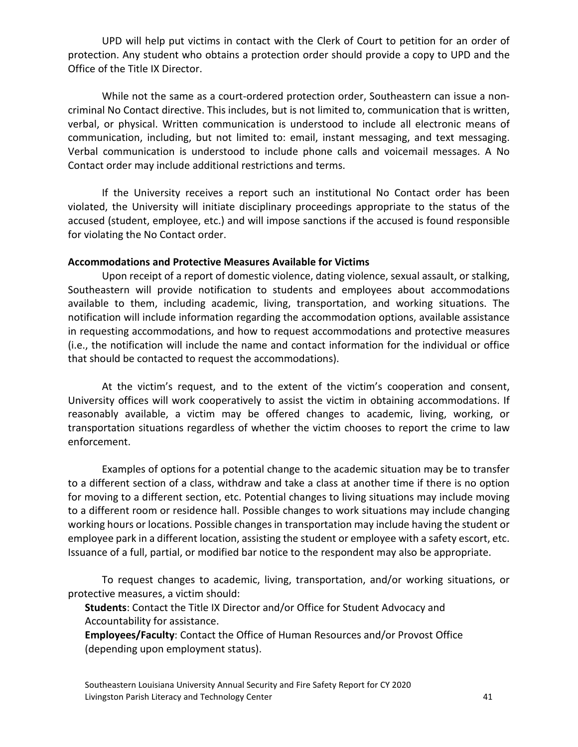UPD will help put victims in contact with the Clerk of Court to petition for an order of protection. Any student who obtains a protection order should provide a copy to UPD and the Office of the Title IX Director.

While not the same as a court-ordered protection order, Southeastern can issue a non-criminal No Contact directive. This includes, but is not limited to, communication that is written, verbal, or physical. Written communication is understood to include all electronic means of communication, including, but not limited to: email, instant messaging, and text messaging. Verbal communication is understood to include phone calls and voicemail messages. A No Contact order may include additional restrictions and terms.

If the University receives a report such an institutional No Contact order has been violated, the University will initiate disciplinary proceedings appropriate to the status of the accused (student, employee, etc.) and will impose sanctions if the accused is found responsible for violating the No Contact order.

**Accommodations and Protective Measures Available for Victims**

Upon receipt of a report of domestic violence, dating violence, sexual assault, or stalking, Southeastern will provide notification to students and employees about accommodations available to them, including academic, living, transportation, and working situations. The notification will include information regarding the accommodation options, available assistance in requesting accommodations, and how to request accommodations and protective measures (i.e., the notification will include the name and contact information for the individual or office that should be contacted to request the accommodations).

At the victim's request, and to the extent of the victim's cooperation and consent, University offices will work cooperatively to assist the victim in obtaining accommodations. If reasonably available, a victim may be offered changes to academic, living, working, or transportation situations regardless of whether the victim chooses to report the crime to law enforcement.

Examples of options for a potential change to the academic situation may be to transfer to a different section of a class, withdraw and take a class at another time if there is no option for moving to a different section, etc. Potential changes to living situations may include moving to a different room or residence hall. Possible changes to work situations may include changing working hours or locations. Possible changes in transportation may include having the student or employee park in a different location, assisting the student or employee with a safety escort, etc. Issuance of a full, partial, or modified bar notice to the respondent may also be appropriate.

To request changes to academic, living, transportation, and/or working situations, or protective measures, a victim should:

**Students**: Contact the Title IX Director and/or Office for Student Advocacy and Accountability for assistance.

**Employees/Faculty**: Contact the Office of Human Resources and/or Provost Office (depending upon employment status).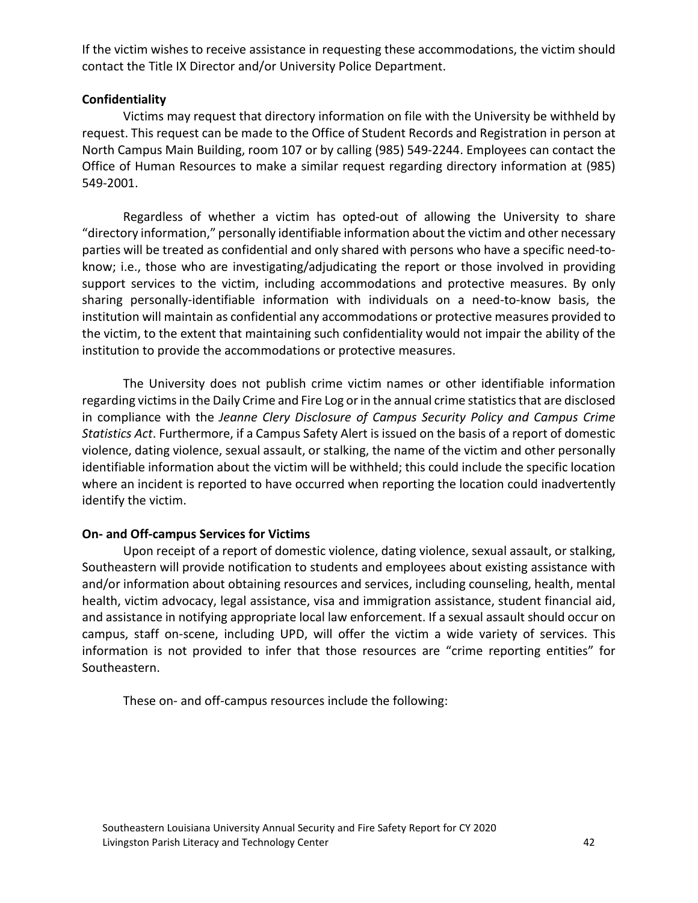If the victim wishes to receive assistance in requesting these accommodations, the victim should contact the Title IX Director and/or University Police Department.

**Confidentiality**

Victims may request that directory information on file with the University be withheld by request. This request can be made to the Office of Student Records and Registration in person at North Campus Main Building, room 107 or by calling (985) 549-2244. Employees can contact the Office of Human Resources to make a similar request regarding directory information at (985) 549-2001.

Regardless of whether a victim has opted-out of allowing the University to share "directory information," personally identifiable information about the victim and other necessary parties will be treated as confidential and only shared with persons who have a specific need-to-know; i.e., those who are investigating/adjudicating the report or those involved in providing support services to the victim, including accommodations and protective measures. By only sharing personally-identifiable information with individuals on a need-to-know basis, the institution will maintain as confidential any accommodations or protective measures provided to the victim, to the extent that maintaining such confidentiality would not impair the ability of the institution to provide the accommodations or protective measures.

The University does not publish crime victim names or other identifiable information regarding victims in the Daily Crime and Fire Log or in the annual crime statistics that are disclosed in compliance with the *Jeanne Clery Disclosure of Campus Security Policy and Campus Crime Statistics Act*. Furthermore, if a Campus Safety Alert is issued on the basis of a report of domestic violence, dating violence, sexual assault, or stalking, the name of the victim and other personally identifiable information about the victim will be withheld; this could include the specific location where an incident is reported to have occurred when reporting the location could inadvertently identify the victim.

**On- and Off-campus Services for Victims**

Upon receipt of a report of domestic violence, dating violence, sexual assault, or stalking, Southeastern will provide notification to students and employees about existing assistance with and/or information about obtaining resources and services, including counseling, health, mental health, victim advocacy, legal assistance, visa and immigration assistance, student financial aid, and assistance in notifying appropriate local law enforcement. If a sexual assault should occur on campus, staff on-scene, including UPD, will offer the victim a wide variety of services. This information is not provided to infer that those resources are "crime reporting entities" for Southeastern.

These on- and off-campus resources include the following: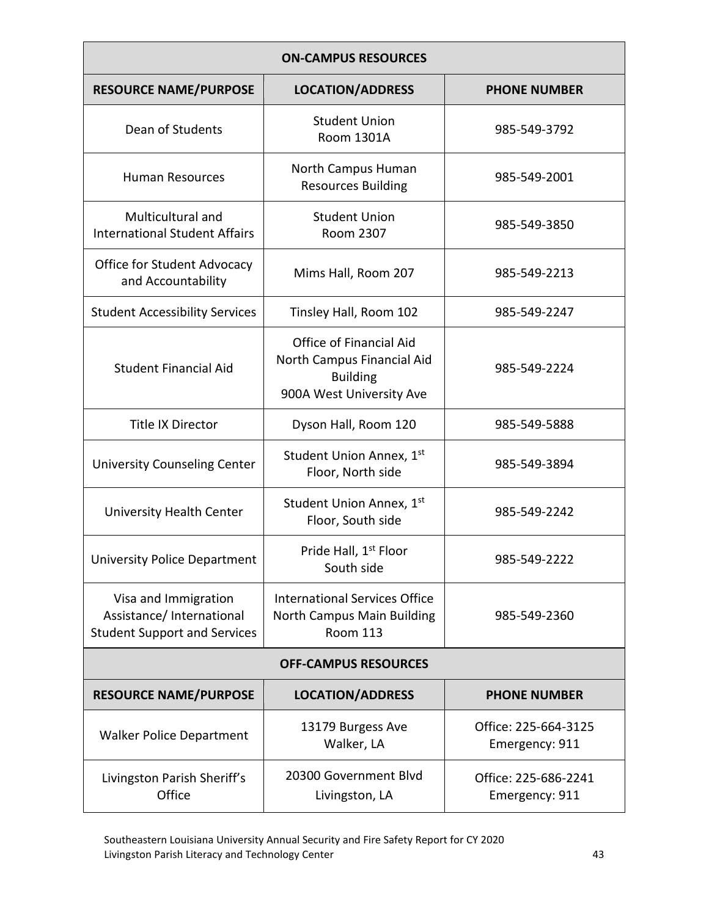| ON-CAMPUS RESOURCES | | |
|---|---|---|
| **RESOURCE NAME/PURPOSE** | **LOCATION/ADDRESS** | **PHONE NUMBER** |
| Dean of Students | Student Union Room 1301A | 985-549-3792 |
| Human Resources | North Campus Human Resources Building | 985-549-2001 |
| Multicultural and International Student Affairs | Student Union Room 2307 | 985-549-3850 |
| Office for Student Advocacy and Accountability | Mims Hall, Room 207 | 985-549-2213 |
| Student Accessibility Services | Tinsley Hall, Room 102 | 985-549-2247 |
| Student Financial Aid | Office of Financial Aid North Campus Financial Aid Building 900A West University Ave | 985-549-2224 |
| Title IX Director | Dyson Hall, Room 120 | 985-549-5888 |
| University Counseling Center | Student Union Annex, 1st Floor, North side | 985-549-3894 |
| University Health Center | Student Union Annex, 1st Floor, South side | 985-549-2242 |
| University Police Department | Pride Hall, 1st Floor South side | 985-549-2222 |
| Visa and Immigration Assistance/ International Student Support and Services | International Services Office North Campus Main Building Room 113 | 985-549-2360 |

| OFF-CAMPUS RESOURCES | | |
|---|---|---|
| **RESOURCE NAME/PURPOSE** | **LOCATION/ADDRESS** | **PHONE NUMBER** |
| Walker Police Department | 13179 Burgess Ave Walker, LA | Office: 225-664-3125 Emergency: 911 |
| Livingston Parish Sheriff's Office | 20300 Government Blvd Livingston, LA | Office: 225-686-2241 Emergency: 911 |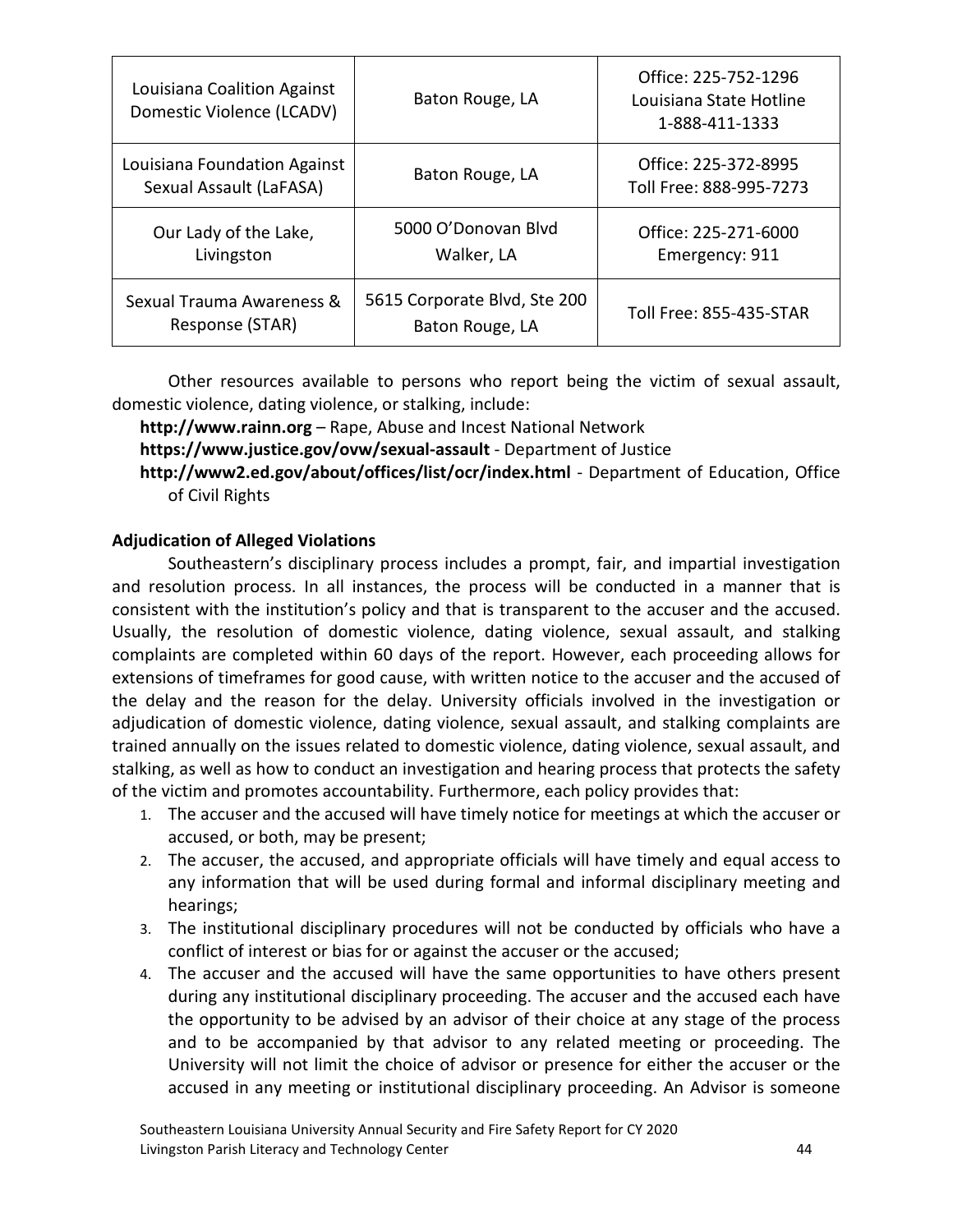| Louisiana Coalition Against Domestic Violence (LCADV) | Baton Rouge, LA | Office: 225-752-1296<br>Louisiana State Hotline<br>1-888-411-1333 |
|---|---|---|
| Louisiana Foundation Against Sexual Assault (LaFASA) | Baton Rouge, LA | Office: 225-372-8995<br>Toll Free: 888-995-7273 |
| Our Lady of the Lake, Livingston | 5000 O'Donovan Blvd<br>Walker, LA | Office: 225-271-6000<br>Emergency: 911 |
| Sexual Trauma Awareness & Response (STAR) | 5615 Corporate Blvd, Ste 200<br>Baton Rouge, LA | Toll Free: 855-435-STAR |

Other resources available to persons who report being the victim of sexual assault, domestic violence, dating violence, or stalking, include:

**http://www.rainn.org** – Rape, Abuse and Incest National Network
**https://www.justice.gov/ovw/sexual-assault** - Department of Justice
**http://www2.ed.gov/about/offices/list/ocr/index.html** - Department of Education, Office of Civil Rights

**Adjudication of Alleged Violations**

Southeastern's disciplinary process includes a prompt, fair, and impartial investigation and resolution process. In all instances, the process will be conducted in a manner that is consistent with the institution's policy and that is transparent to the accuser and the accused. Usually, the resolution of domestic violence, dating violence, sexual assault, and stalking complaints are completed within 60 days of the report. However, each proceeding allows for extensions of timeframes for good cause, with written notice to the accuser and the accused of the delay and the reason for the delay. University officials involved in the investigation or adjudication of domestic violence, dating violence, sexual assault, and stalking complaints are trained annually on the issues related to domestic violence, dating violence, sexual assault, and stalking, as well as how to conduct an investigation and hearing process that protects the safety of the victim and promotes accountability. Furthermore, each policy provides that:

1. The accuser and the accused will have timely notice for meetings at which the accuser or accused, or both, may be present;
2. The accuser, the accused, and appropriate officials will have timely and equal access to any information that will be used during formal and informal disciplinary meeting and hearings;
3. The institutional disciplinary procedures will not be conducted by officials who have a conflict of interest or bias for or against the accuser or the accused;
4. The accuser and the accused will have the same opportunities to have others present during any institutional disciplinary proceeding. The accuser and the accused each have the opportunity to be advised by an advisor of their choice at any stage of the process and to be accompanied by that advisor to any related meeting or proceeding. The University will not limit the choice of advisor or presence for either the accuser or the accused in any meeting or institutional disciplinary proceeding. An Advisor is someone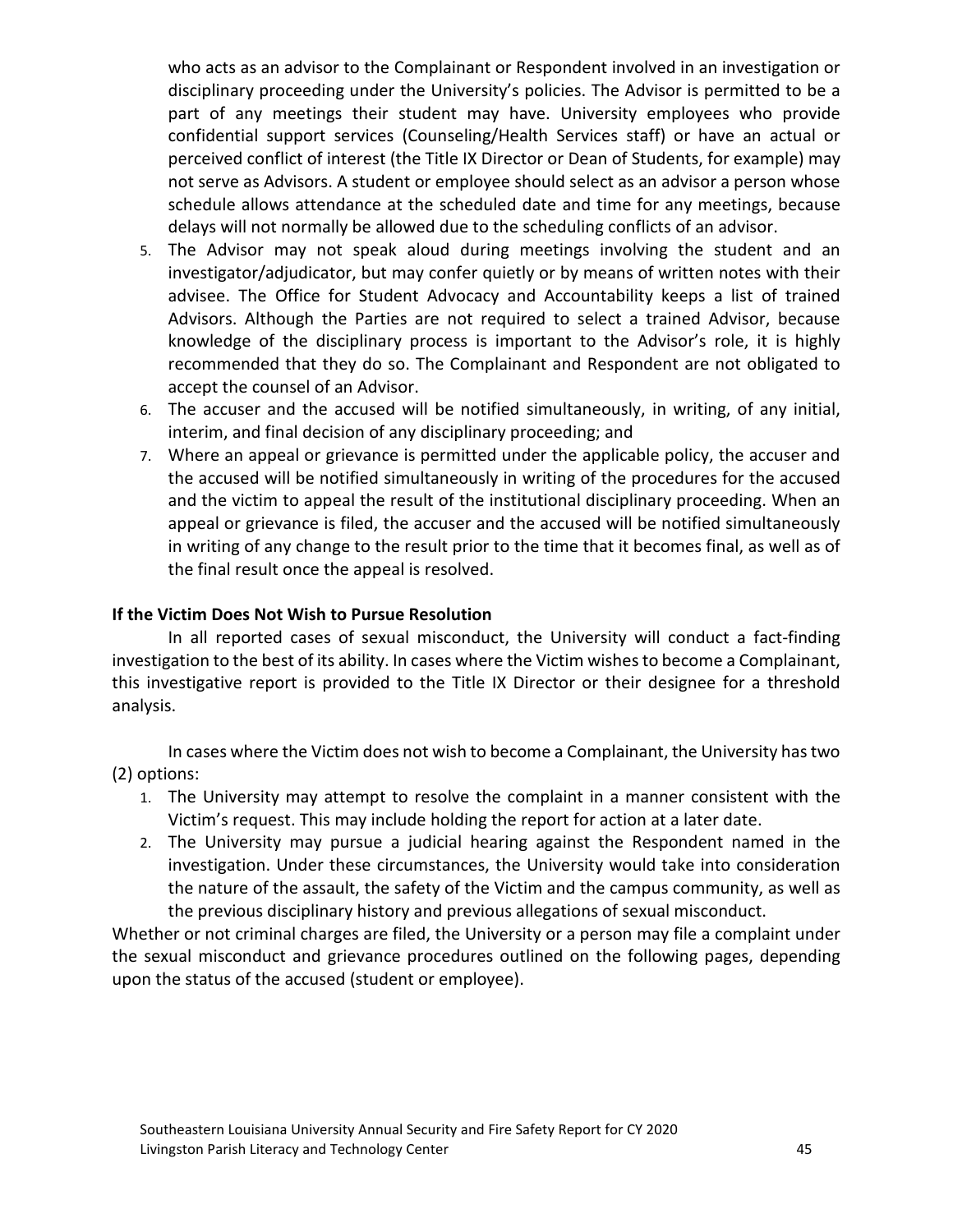who acts as an advisor to the Complainant or Respondent involved in an investigation or disciplinary proceeding under the University's policies. The Advisor is permitted to be a part of any meetings their student may have. University employees who provide confidential support services (Counseling/Health Services staff) or have an actual or perceived conflict of interest (the Title IX Director or Dean of Students, for example) may not serve as Advisors. A student or employee should select as an advisor a person whose schedule allows attendance at the scheduled date and time for any meetings, because delays will not normally be allowed due to the scheduling conflicts of an advisor.

5. The Advisor may not speak aloud during meetings involving the student and an investigator/adjudicator, but may confer quietly or by means of written notes with their advisee. The Office for Student Advocacy and Accountability keeps a list of trained Advisors. Although the Parties are not required to select a trained Advisor, because knowledge of the disciplinary process is important to the Advisor's role, it is highly recommended that they do so. The Complainant and Respondent are not obligated to accept the counsel of an Advisor.
6. The accuser and the accused will be notified simultaneously, in writing, of any initial, interim, and final decision of any disciplinary proceeding; and
7. Where an appeal or grievance is permitted under the applicable policy, the accuser and the accused will be notified simultaneously in writing of the procedures for the accused and the victim to appeal the result of the institutional disciplinary proceeding. When an appeal or grievance is filed, the accuser and the accused will be notified simultaneously in writing of any change to the result prior to the time that it becomes final, as well as of the final result once the appeal is resolved.

**If the Victim Does Not Wish to Pursue Resolution**

In all reported cases of sexual misconduct, the University will conduct a fact-finding investigation to the best of its ability. In cases where the Victim wishes to become a Complainant, this investigative report is provided to the Title IX Director or their designee for a threshold analysis.

In cases where the Victim does not wish to become a Complainant, the University has two (2) options:

1. The University may attempt to resolve the complaint in a manner consistent with the Victim's request. This may include holding the report for action at a later date.
2. The University may pursue a judicial hearing against the Respondent named in the investigation. Under these circumstances, the University would take into consideration the nature of the assault, the safety of the Victim and the campus community, as well as the previous disciplinary history and previous allegations of sexual misconduct.

Whether or not criminal charges are filed, the University or a person may file a complaint under the sexual misconduct and grievance procedures outlined on the following pages, depending upon the status of the accused (student or employee).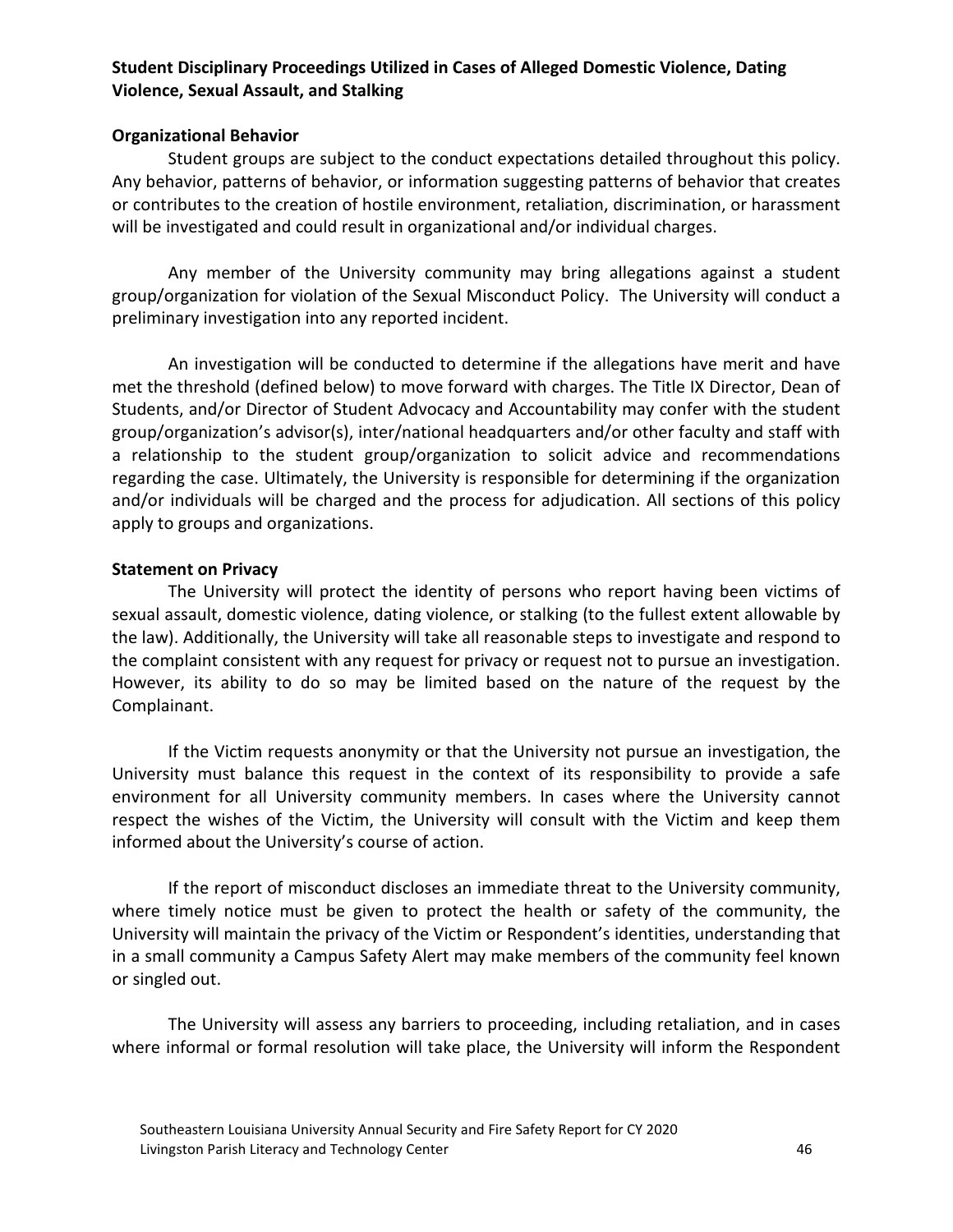**Student Disciplinary Proceedings Utilized in Cases of Alleged Domestic Violence, Dating Violence, Sexual Assault, and Stalking**

**Organizational Behavior**

Student groups are subject to the conduct expectations detailed throughout this policy. Any behavior, patterns of behavior, or information suggesting patterns of behavior that creates or contributes to the creation of hostile environment, retaliation, discrimination, or harassment will be investigated and could result in organizational and/or individual charges.

Any member of the University community may bring allegations against a student group/organization for violation of the Sexual Misconduct Policy. The University will conduct a preliminary investigation into any reported incident.

An investigation will be conducted to determine if the allegations have merit and have met the threshold (defined below) to move forward with charges. The Title IX Director, Dean of Students, and/or Director of Student Advocacy and Accountability may confer with the student group/organization's advisor(s), inter/national headquarters and/or other faculty and staff with a relationship to the student group/organization to solicit advice and recommendations regarding the case. Ultimately, the University is responsible for determining if the organization and/or individuals will be charged and the process for adjudication. All sections of this policy apply to groups and organizations.

**Statement on Privacy**

The University will protect the identity of persons who report having been victims of sexual assault, domestic violence, dating violence, or stalking (to the fullest extent allowable by the law). Additionally, the University will take all reasonable steps to investigate and respond to the complaint consistent with any request for privacy or request not to pursue an investigation. However, its ability to do so may be limited based on the nature of the request by the Complainant.

If the Victim requests anonymity or that the University not pursue an investigation, the University must balance this request in the context of its responsibility to provide a safe environment for all University community members. In cases where the University cannot respect the wishes of the Victim, the University will consult with the Victim and keep them informed about the University's course of action.

If the report of misconduct discloses an immediate threat to the University community, where timely notice must be given to protect the health or safety of the community, the University will maintain the privacy of the Victim or Respondent's identities, understanding that in a small community a Campus Safety Alert may make members of the community feel known or singled out.

The University will assess any barriers to proceeding, including retaliation, and in cases where informal or formal resolution will take place, the University will inform the Respondent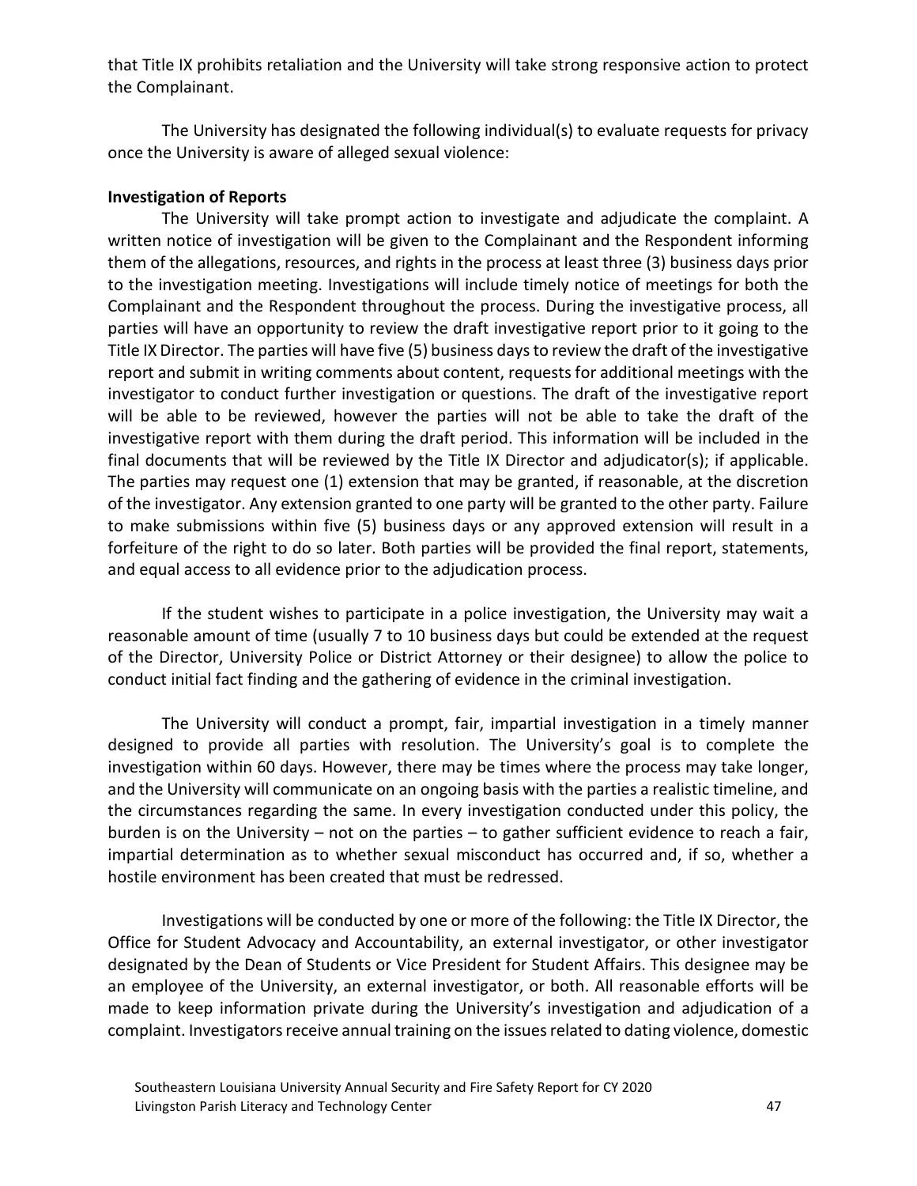that Title IX prohibits retaliation and the University will take strong responsive action to protect the Complainant.

The University has designated the following individual(s) to evaluate requests for privacy once the University is aware of alleged sexual violence:

**Investigation of Reports**

The University will take prompt action to investigate and adjudicate the complaint. A written notice of investigation will be given to the Complainant and the Respondent informing them of the allegations, resources, and rights in the process at least three (3) business days prior to the investigation meeting. Investigations will include timely notice of meetings for both the Complainant and the Respondent throughout the process. During the investigative process, all parties will have an opportunity to review the draft investigative report prior to it going to the Title IX Director. The parties will have five (5) business days to review the draft of the investigative report and submit in writing comments about content, requests for additional meetings with the investigator to conduct further investigation or questions. The draft of the investigative report will be able to be reviewed, however the parties will not be able to take the draft of the investigative report with them during the draft period. This information will be included in the final documents that will be reviewed by the Title IX Director and adjudicator(s); if applicable. The parties may request one (1) extension that may be granted, if reasonable, at the discretion of the investigator. Any extension granted to one party will be granted to the other party. Failure to make submissions within five (5) business days or any approved extension will result in a forfeiture of the right to do so later. Both parties will be provided the final report, statements, and equal access to all evidence prior to the adjudication process.

If the student wishes to participate in a police investigation, the University may wait a reasonable amount of time (usually 7 to 10 business days but could be extended at the request of the Director, University Police or District Attorney or their designee) to allow the police to conduct initial fact finding and the gathering of evidence in the criminal investigation.

The University will conduct a prompt, fair, impartial investigation in a timely manner designed to provide all parties with resolution. The University's goal is to complete the investigation within 60 days. However, there may be times where the process may take longer, and the University will communicate on an ongoing basis with the parties a realistic timeline, and the circumstances regarding the same. In every investigation conducted under this policy, the burden is on the University – not on the parties – to gather sufficient evidence to reach a fair, impartial determination as to whether sexual misconduct has occurred and, if so, whether a hostile environment has been created that must be redressed.

Investigations will be conducted by one or more of the following: the Title IX Director, the Office for Student Advocacy and Accountability, an external investigator, or other investigator designated by the Dean of Students or Vice President for Student Affairs. This designee may be an employee of the University, an external investigator, or both. All reasonable efforts will be made to keep information private during the University's investigation and adjudication of a complaint. Investigators receive annual training on the issues related to dating violence, domestic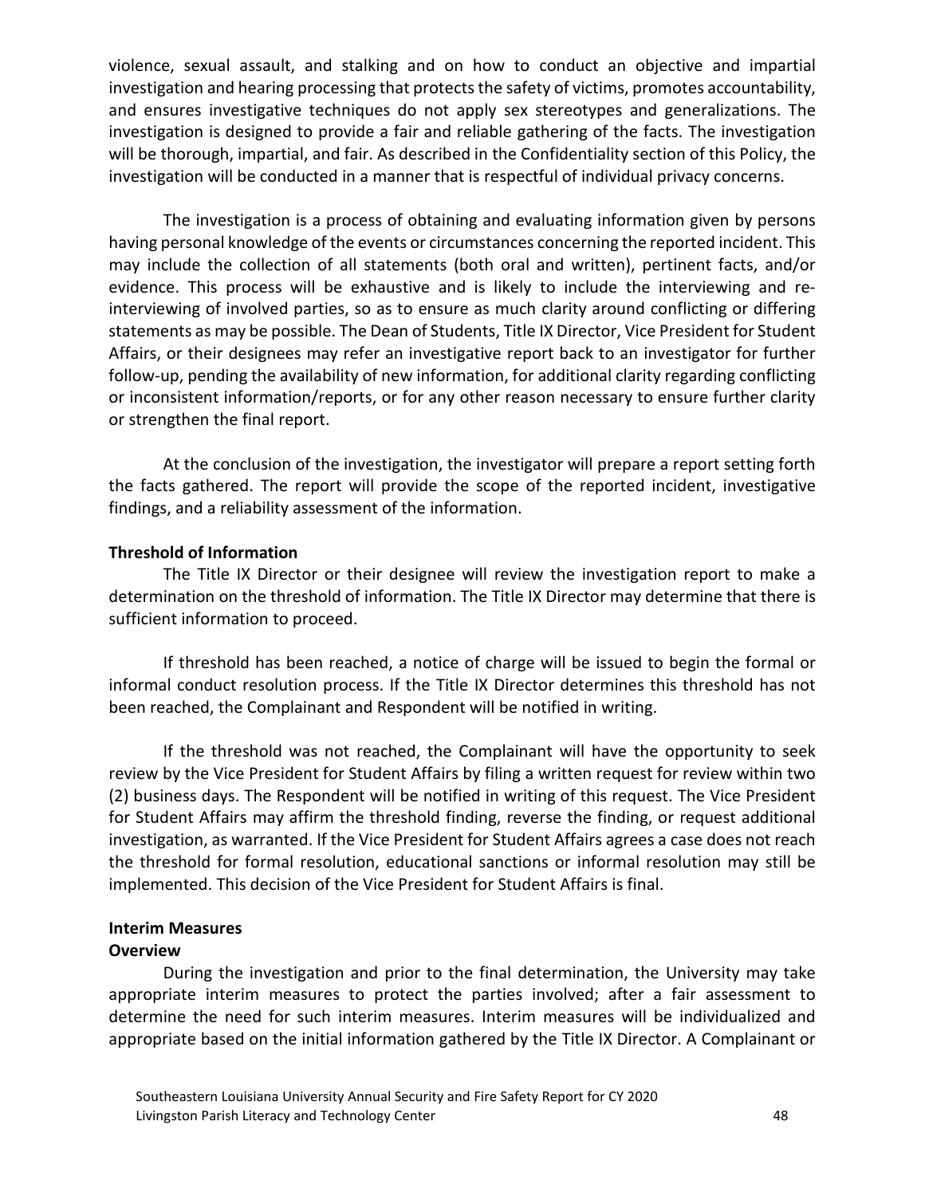violence, sexual assault, and stalking and on how to conduct an objective and impartial investigation and hearing processing that protects the safety of victims, promotes accountability, and ensures investigative techniques do not apply sex stereotypes and generalizations. The investigation is designed to provide a fair and reliable gathering of the facts. The investigation will be thorough, impartial, and fair. As described in the Confidentiality section of this Policy, the investigation will be conducted in a manner that is respectful of individual privacy concerns.

The investigation is a process of obtaining and evaluating information given by persons having personal knowledge of the events or circumstances concerning the reported incident. This may include the collection of all statements (both oral and written), pertinent facts, and/or evidence. This process will be exhaustive and is likely to include the interviewing and re-interviewing of involved parties, so as to ensure as much clarity around conflicting or differing statements as may be possible. The Dean of Students, Title IX Director, Vice President for Student Affairs, or their designees may refer an investigative report back to an investigator for further follow-up, pending the availability of new information, for additional clarity regarding conflicting or inconsistent information/reports, or for any other reason necessary to ensure further clarity or strengthen the final report.

At the conclusion of the investigation, the investigator will prepare a report setting forth the facts gathered. The report will provide the scope of the reported incident, investigative findings, and a reliability assessment of the information.

**Threshold of Information**

The Title IX Director or their designee will review the investigation report to make a determination on the threshold of information. The Title IX Director may determine that there is sufficient information to proceed.

If threshold has been reached, a notice of charge will be issued to begin the formal or informal conduct resolution process. If the Title IX Director determines this threshold has not been reached, the Complainant and Respondent will be notified in writing.

If the threshold was not reached, the Complainant will have the opportunity to seek review by the Vice President for Student Affairs by filing a written request for review within two (2) business days. The Respondent will be notified in writing of this request. The Vice President for Student Affairs may affirm the threshold finding, reverse the finding, or request additional investigation, as warranted. If the Vice President for Student Affairs agrees a case does not reach the threshold for formal resolution, educational sanctions or informal resolution may still be implemented. This decision of the Vice President for Student Affairs is final.

**Interim Measures**

**Overview**

During the investigation and prior to the final determination, the University may take appropriate interim measures to protect the parties involved; after a fair assessment to determine the need for such interim measures. Interim measures will be individualized and appropriate based on the initial information gathered by the Title IX Director. A Complainant or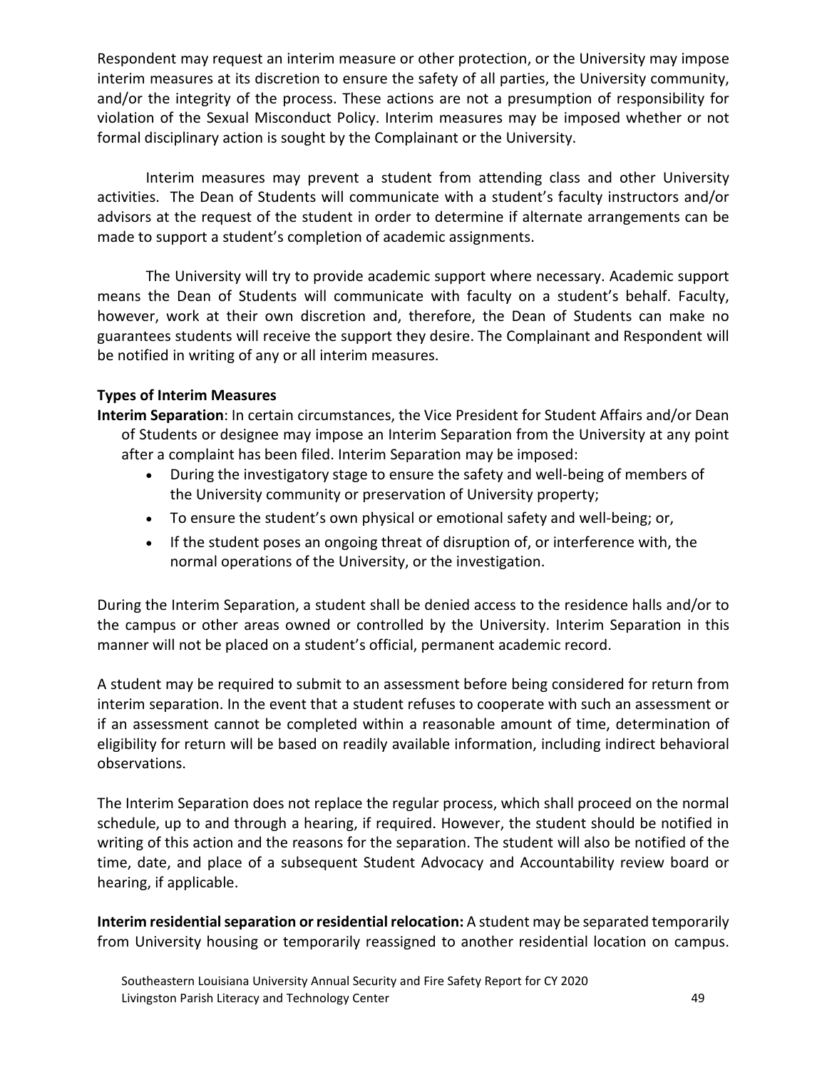Respondent may request an interim measure or other protection, or the University may impose interim measures at its discretion to ensure the safety of all parties, the University community, and/or the integrity of the process. These actions are not a presumption of responsibility for violation of the Sexual Misconduct Policy. Interim measures may be imposed whether or not formal disciplinary action is sought by the Complainant or the University.

Interim measures may prevent a student from attending class and other University activities. The Dean of Students will communicate with a student's faculty instructors and/or advisors at the request of the student in order to determine if alternate arrangements can be made to support a student's completion of academic assignments.

The University will try to provide academic support where necessary. Academic support means the Dean of Students will communicate with faculty on a student's behalf. Faculty, however, work at their own discretion and, therefore, the Dean of Students can make no guarantees students will receive the support they desire. The Complainant and Respondent will be notified in writing of any or all interim measures.

**Types of Interim Measures**

**Interim Separation**: In certain circumstances, the Vice President for Student Affairs and/or Dean of Students or designee may impose an Interim Separation from the University at any point after a complaint has been filed. Interim Separation may be imposed:

- During the investigatory stage to ensure the safety and well-being of members of the University community or preservation of University property;
- To ensure the student's own physical or emotional safety and well-being; or,
- If the student poses an ongoing threat of disruption of, or interference with, the normal operations of the University, or the investigation.

During the Interim Separation, a student shall be denied access to the residence halls and/or to the campus or other areas owned or controlled by the University. Interim Separation in this manner will not be placed on a student's official, permanent academic record.

A student may be required to submit to an assessment before being considered for return from interim separation. In the event that a student refuses to cooperate with such an assessment or if an assessment cannot be completed within a reasonable amount of time, determination of eligibility for return will be based on readily available information, including indirect behavioral observations.

The Interim Separation does not replace the regular process, which shall proceed on the normal schedule, up to and through a hearing, if required. However, the student should be notified in writing of this action and the reasons for the separation. The student will also be notified of the time, date, and place of a subsequent Student Advocacy and Accountability review board or hearing, if applicable.

**Interim residential separation or residential relocation:** A student may be separated temporarily from University housing or temporarily reassigned to another residential location on campus.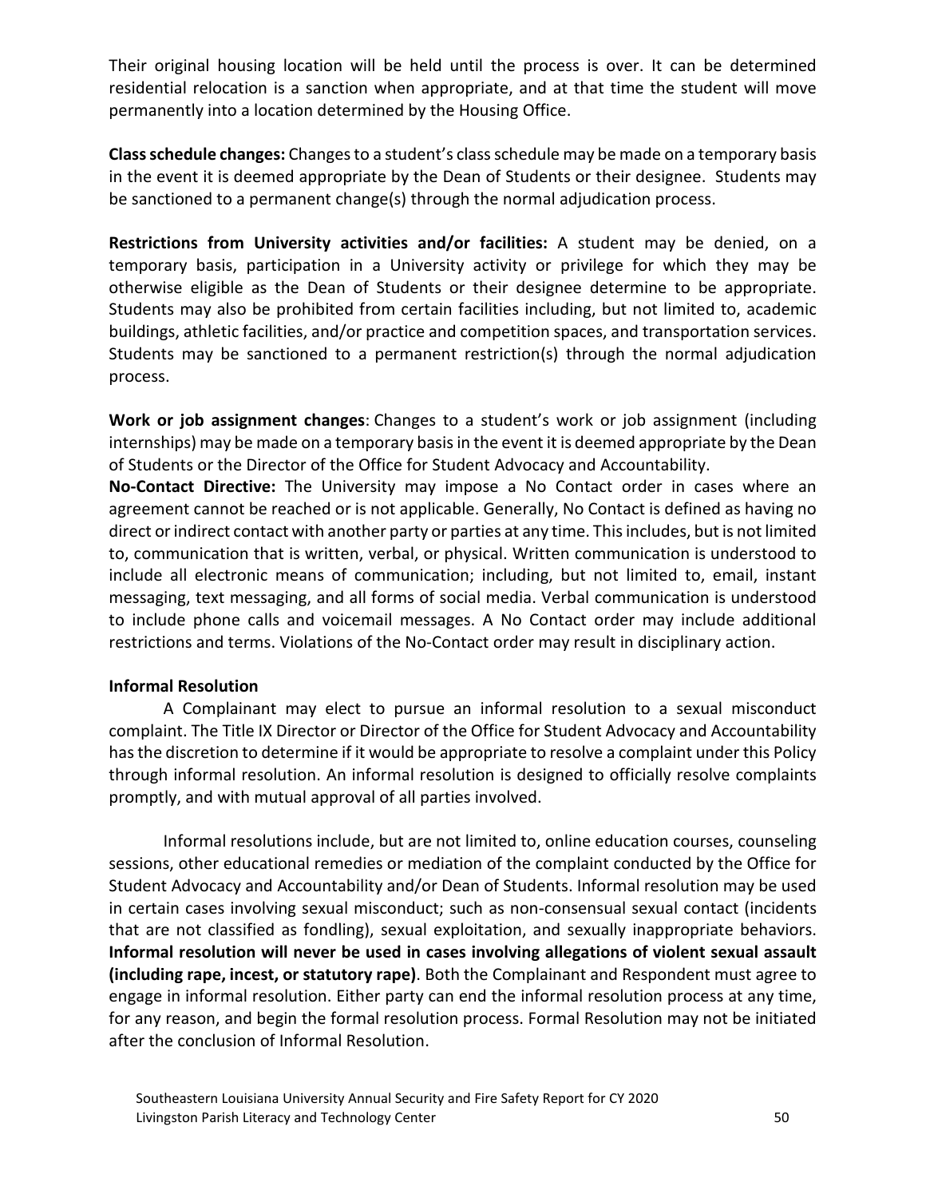Their original housing location will be held until the process is over. It can be determined residential relocation is a sanction when appropriate, and at that time the student will move permanently into a location determined by the Housing Office.

**Class schedule changes:** Changes to a student's class schedule may be made on a temporary basis in the event it is deemed appropriate by the Dean of Students or their designee. Students may be sanctioned to a permanent change(s) through the normal adjudication process.

**Restrictions from University activities and/or facilities:** A student may be denied, on a temporary basis, participation in a University activity or privilege for which they may be otherwise eligible as the Dean of Students or their designee determine to be appropriate. Students may also be prohibited from certain facilities including, but not limited to, academic buildings, athletic facilities, and/or practice and competition spaces, and transportation services. Students may be sanctioned to a permanent restriction(s) through the normal adjudication process.

**Work or job assignment changes**: Changes to a student's work or job assignment (including internships) may be made on a temporary basis in the event it is deemed appropriate by the Dean of Students or the Director of the Office for Student Advocacy and Accountability.

**No-Contact Directive:** The University may impose a No Contact order in cases where an agreement cannot be reached or is not applicable. Generally, No Contact is defined as having no direct or indirect contact with another party or parties at any time. This includes, but is not limited to, communication that is written, verbal, or physical. Written communication is understood to include all electronic means of communication; including, but not limited to, email, instant messaging, text messaging, and all forms of social media. Verbal communication is understood to include phone calls and voicemail messages. A No Contact order may include additional restrictions and terms. Violations of the No-Contact order may result in disciplinary action.

**Informal Resolution**

A Complainant may elect to pursue an informal resolution to a sexual misconduct complaint. The Title IX Director or Director of the Office for Student Advocacy and Accountability has the discretion to determine if it would be appropriate to resolve a complaint under this Policy through informal resolution. An informal resolution is designed to officially resolve complaints promptly, and with mutual approval of all parties involved.

Informal resolutions include, but are not limited to, online education courses, counseling sessions, other educational remedies or mediation of the complaint conducted by the Office for Student Advocacy and Accountability and/or Dean of Students. Informal resolution may be used in certain cases involving sexual misconduct; such as non-consensual sexual contact (incidents that are not classified as fondling), sexual exploitation, and sexually inappropriate behaviors. **Informal resolution will never be used in cases involving allegations of violent sexual assault (including rape, incest, or statutory rape)**. Both the Complainant and Respondent must agree to engage in informal resolution. Either party can end the informal resolution process at any time, for any reason, and begin the formal resolution process. Formal Resolution may not be initiated after the conclusion of Informal Resolution.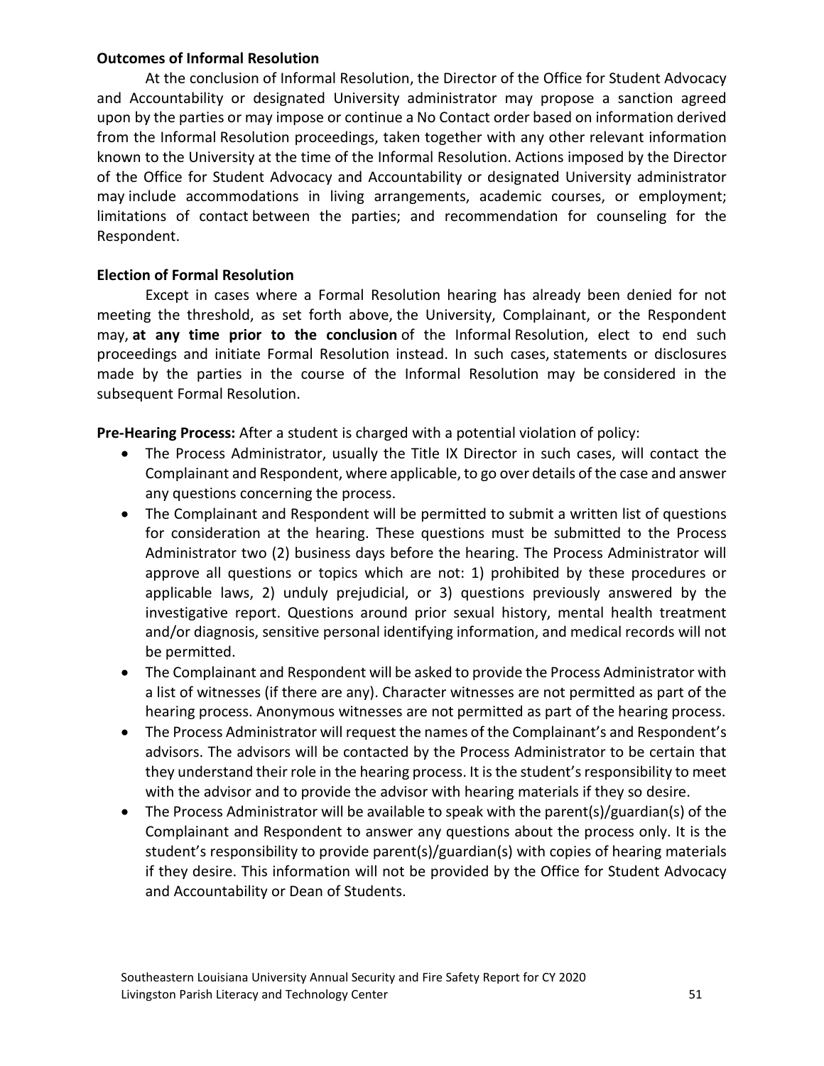**Outcomes of Informal Resolution**

At the conclusion of Informal Resolution, the Director of the Office for Student Advocacy and Accountability or designated University administrator may propose a sanction agreed upon by the parties or may impose or continue a No Contact order based on information derived from the Informal Resolution proceedings, taken together with any other relevant information known to the University at the time of the Informal Resolution. Actions imposed by the Director of the Office for Student Advocacy and Accountability or designated University administrator may include accommodations in living arrangements, academic courses, or employment; limitations of contact between the parties; and recommendation for counseling for the Respondent.

**Election of Formal Resolution**

Except in cases where a Formal Resolution hearing has already been denied for not meeting the threshold, as set forth above, the University, Complainant, or the Respondent may, **at any time prior to the conclusion** of the Informal Resolution, elect to end such proceedings and initiate Formal Resolution instead. In such cases, statements or disclosures made by the parties in the course of the Informal Resolution may be considered in the subsequent Formal Resolution.

**Pre-Hearing Process:** After a student is charged with a potential violation of policy:

- The Process Administrator, usually the Title IX Director in such cases, will contact the Complainant and Respondent, where applicable, to go over details of the case and answer any questions concerning the process.
- The Complainant and Respondent will be permitted to submit a written list of questions for consideration at the hearing. These questions must be submitted to the Process Administrator two (2) business days before the hearing. The Process Administrator will approve all questions or topics which are not: 1) prohibited by these procedures or applicable laws, 2) unduly prejudicial, or 3) questions previously answered by the investigative report. Questions around prior sexual history, mental health treatment and/or diagnosis, sensitive personal identifying information, and medical records will not be permitted.
- The Complainant and Respondent will be asked to provide the Process Administrator with a list of witnesses (if there are any). Character witnesses are not permitted as part of the hearing process. Anonymous witnesses are not permitted as part of the hearing process.
- The Process Administrator will request the names of the Complainant's and Respondent's advisors. The advisors will be contacted by the Process Administrator to be certain that they understand their role in the hearing process. It is the student's responsibility to meet with the advisor and to provide the advisor with hearing materials if they so desire.
- The Process Administrator will be available to speak with the parent(s)/guardian(s) of the Complainant and Respondent to answer any questions about the process only. It is the student's responsibility to provide parent(s)/guardian(s) with copies of hearing materials if they desire. This information will not be provided by the Office for Student Advocacy and Accountability or Dean of Students.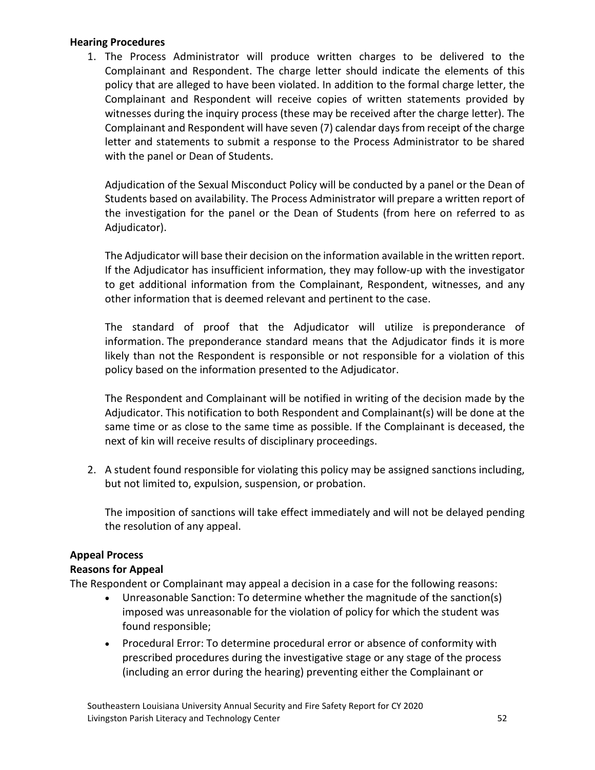**Hearing Procedures**

1. The Process Administrator will produce written charges to be delivered to the Complainant and Respondent. The charge letter should indicate the elements of this policy that are alleged to have been violated. In addition to the formal charge letter, the Complainant and Respondent will receive copies of written statements provided by witnesses during the inquiry process (these may be received after the charge letter). The Complainant and Respondent will have seven (7) calendar days from receipt of the charge letter and statements to submit a response to the Process Administrator to be shared with the panel or Dean of Students.

   Adjudication of the Sexual Misconduct Policy will be conducted by a panel or the Dean of Students based on availability. The Process Administrator will prepare a written report of the investigation for the panel or the Dean of Students (from here on referred to as Adjudicator).

   The Adjudicator will base their decision on the information available in the written report. If the Adjudicator has insufficient information, they may follow-up with the investigator to get additional information from the Complainant, Respondent, witnesses, and any other information that is deemed relevant and pertinent to the case.

   The standard of proof that the Adjudicator will utilize is preponderance of information. The preponderance standard means that the Adjudicator finds it is more likely than not the Respondent is responsible or not responsible for a violation of this policy based on the information presented to the Adjudicator.

   The Respondent and Complainant will be notified in writing of the decision made by the Adjudicator. This notification to both Respondent and Complainant(s) will be done at the same time or as close to the same time as possible. If the Complainant is deceased, the next of kin will receive results of disciplinary proceedings.

2. A student found responsible for violating this policy may be assigned sanctions including, but not limited to, expulsion, suspension, or probation.

   The imposition of sanctions will take effect immediately and will not be delayed pending the resolution of any appeal.

**Appeal Process**

**Reasons for Appeal**

The Respondent or Complainant may appeal a decision in a case for the following reasons:

- Unreasonable Sanction: To determine whether the magnitude of the sanction(s) imposed was unreasonable for the violation of policy for which the student was found responsible;
- Procedural Error: To determine procedural error or absence of conformity with prescribed procedures during the investigative stage or any stage of the process (including an error during the hearing) preventing either the Complainant or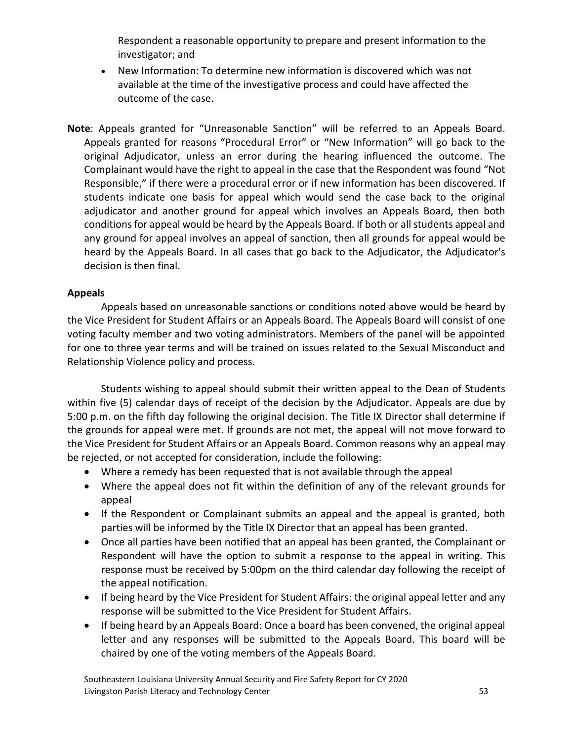Respondent a reasonable opportunity to prepare and present information to the investigator; and

- New Information: To determine new information is discovered which was not available at the time of the investigative process and could have affected the outcome of the case.

**Note**: Appeals granted for "Unreasonable Sanction" will be referred to an Appeals Board. Appeals granted for reasons "Procedural Error" or "New Information" will go back to the original Adjudicator, unless an error during the hearing influenced the outcome. The Complainant would have the right to appeal in the case that the Respondent was found "Not Responsible," if there were a procedural error or if new information has been discovered. If students indicate one basis for appeal which would send the case back to the original adjudicator and another ground for appeal which involves an Appeals Board, then both conditions for appeal would be heard by the Appeals Board. If both or all students appeal and any ground for appeal involves an appeal of sanction, then all grounds for appeal would be heard by the Appeals Board. In all cases that go back to the Adjudicator, the Adjudicator's decision is then final.

**Appeals**

Appeals based on unreasonable sanctions or conditions noted above would be heard by the Vice President for Student Affairs or an Appeals Board. The Appeals Board will consist of one voting faculty member and two voting administrators. Members of the panel will be appointed for one to three year terms and will be trained on issues related to the Sexual Misconduct and Relationship Violence policy and process.

Students wishing to appeal should submit their written appeal to the Dean of Students within five (5) calendar days of receipt of the decision by the Adjudicator. Appeals are due by 5:00 p.m. on the fifth day following the original decision. The Title IX Director shall determine if the grounds for appeal were met. If grounds are not met, the appeal will not move forward to the Vice President for Student Affairs or an Appeals Board. Common reasons why an appeal may be rejected, or not accepted for consideration, include the following:

- Where a remedy has been requested that is not available through the appeal
- Where the appeal does not fit within the definition of any of the relevant grounds for appeal
- If the Respondent or Complainant submits an appeal and the appeal is granted, both parties will be informed by the Title IX Director that an appeal has been granted.
- Once all parties have been notified that an appeal has been granted, the Complainant or Respondent will have the option to submit a response to the appeal in writing. This response must be received by 5:00pm on the third calendar day following the receipt of the appeal notification.
- If being heard by the Vice President for Student Affairs: the original appeal letter and any response will be submitted to the Vice President for Student Affairs.
- If being heard by an Appeals Board: Once a board has been convened, the original appeal letter and any responses will be submitted to the Appeals Board. This board will be chaired by one of the voting members of the Appeals Board.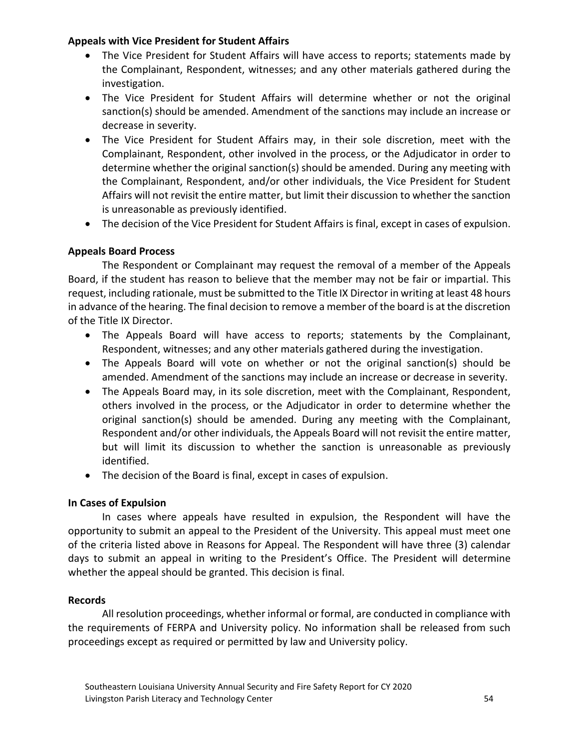**Appeals with Vice President for Student Affairs**

- The Vice President for Student Affairs will have access to reports; statements made by the Complainant, Respondent, witnesses; and any other materials gathered during the investigation.
- The Vice President for Student Affairs will determine whether or not the original sanction(s) should be amended. Amendment of the sanctions may include an increase or decrease in severity.
- The Vice President for Student Affairs may, in their sole discretion, meet with the Complainant, Respondent, other involved in the process, or the Adjudicator in order to determine whether the original sanction(s) should be amended. During any meeting with the Complainant, Respondent, and/or other individuals, the Vice President for Student Affairs will not revisit the entire matter, but limit their discussion to whether the sanction is unreasonable as previously identified.
- The decision of the Vice President for Student Affairs is final, except in cases of expulsion.

**Appeals Board Process**

The Respondent or Complainant may request the removal of a member of the Appeals Board, if the student has reason to believe that the member may not be fair or impartial. This request, including rationale, must be submitted to the Title IX Director in writing at least 48 hours in advance of the hearing. The final decision to remove a member of the board is at the discretion of the Title IX Director.

- The Appeals Board will have access to reports; statements by the Complainant, Respondent, witnesses; and any other materials gathered during the investigation.
- The Appeals Board will vote on whether or not the original sanction(s) should be amended. Amendment of the sanctions may include an increase or decrease in severity.
- The Appeals Board may, in its sole discretion, meet with the Complainant, Respondent, others involved in the process, or the Adjudicator in order to determine whether the original sanction(s) should be amended. During any meeting with the Complainant, Respondent and/or other individuals, the Appeals Board will not revisit the entire matter, but will limit its discussion to whether the sanction is unreasonable as previously identified.
- The decision of the Board is final, except in cases of expulsion.

**In Cases of Expulsion**

In cases where appeals have resulted in expulsion, the Respondent will have the opportunity to submit an appeal to the President of the University. This appeal must meet one of the criteria listed above in Reasons for Appeal. The Respondent will have three (3) calendar days to submit an appeal in writing to the President's Office. The President will determine whether the appeal should be granted. This decision is final.

**Records**

All resolution proceedings, whether informal or formal, are conducted in compliance with the requirements of FERPA and University policy. No information shall be released from such proceedings except as required or permitted by law and University policy.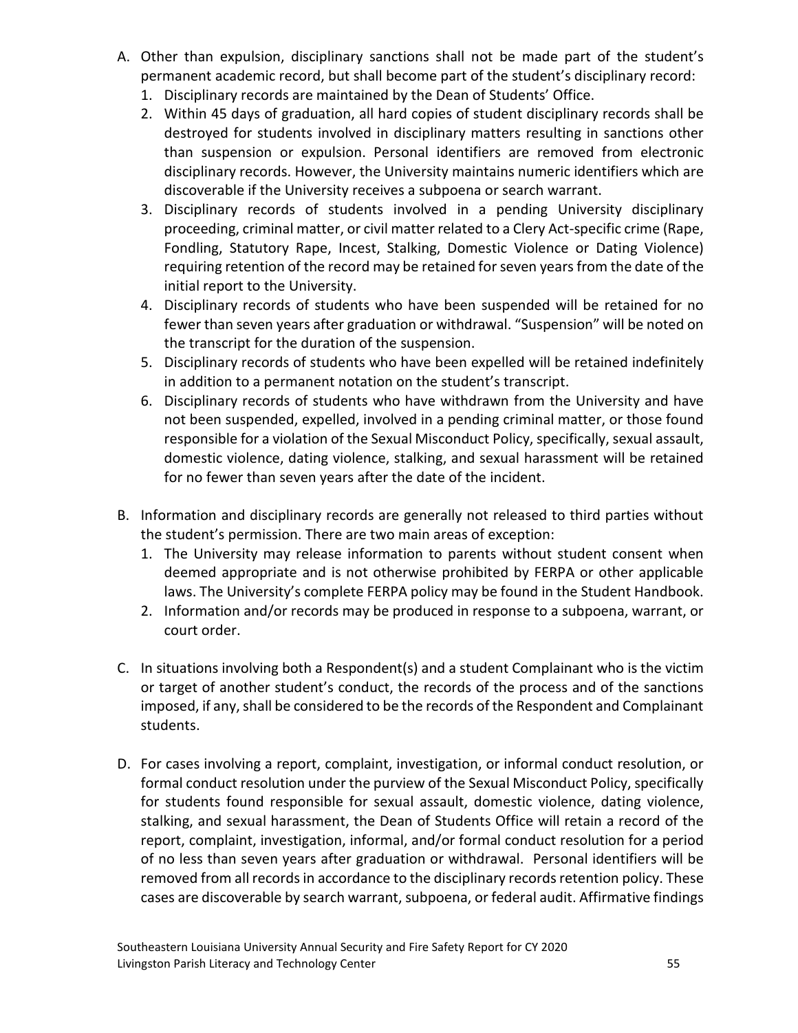A. Other than expulsion, disciplinary sanctions shall not be made part of the student's permanent academic record, but shall become part of the student's disciplinary record:
   1. Disciplinary records are maintained by the Dean of Students' Office.
   2. Within 45 days of graduation, all hard copies of student disciplinary records shall be destroyed for students involved in disciplinary matters resulting in sanctions other than suspension or expulsion. Personal identifiers are removed from electronic disciplinary records. However, the University maintains numeric identifiers which are discoverable if the University receives a subpoena or search warrant.
   3. Disciplinary records of students involved in a pending University disciplinary proceeding, criminal matter, or civil matter related to a Clery Act-specific crime (Rape, Fondling, Statutory Rape, Incest, Stalking, Domestic Violence or Dating Violence) requiring retention of the record may be retained for seven years from the date of the initial report to the University.
   4. Disciplinary records of students who have been suspended will be retained for no fewer than seven years after graduation or withdrawal. "Suspension" will be noted on the transcript for the duration of the suspension.
   5. Disciplinary records of students who have been expelled will be retained indefinitely in addition to a permanent notation on the student's transcript.
   6. Disciplinary records of students who have withdrawn from the University and have not been suspended, expelled, involved in a pending criminal matter, or those found responsible for a violation of the Sexual Misconduct Policy, specifically, sexual assault, domestic violence, dating violence, stalking, and sexual harassment will be retained for no fewer than seven years after the date of the incident.

B. Information and disciplinary records are generally not released to third parties without the student's permission. There are two main areas of exception:
   1. The University may release information to parents without student consent when deemed appropriate and is not otherwise prohibited by FERPA or other applicable laws. The University's complete FERPA policy may be found in the Student Handbook.
   2. Information and/or records may be produced in response to a subpoena, warrant, or court order.

C. In situations involving both a Respondent(s) and a student Complainant who is the victim or target of another student's conduct, the records of the process and of the sanctions imposed, if any, shall be considered to be the records of the Respondent and Complainant students.

D. For cases involving a report, complaint, investigation, or informal conduct resolution, or formal conduct resolution under the purview of the Sexual Misconduct Policy, specifically for students found responsible for sexual assault, domestic violence, dating violence, stalking, and sexual harassment, the Dean of Students Office will retain a record of the report, complaint, investigation, informal, and/or formal conduct resolution for a period of no less than seven years after graduation or withdrawal. Personal identifiers will be removed from all records in accordance to the disciplinary records retention policy. These cases are discoverable by search warrant, subpoena, or federal audit. Affirmative findings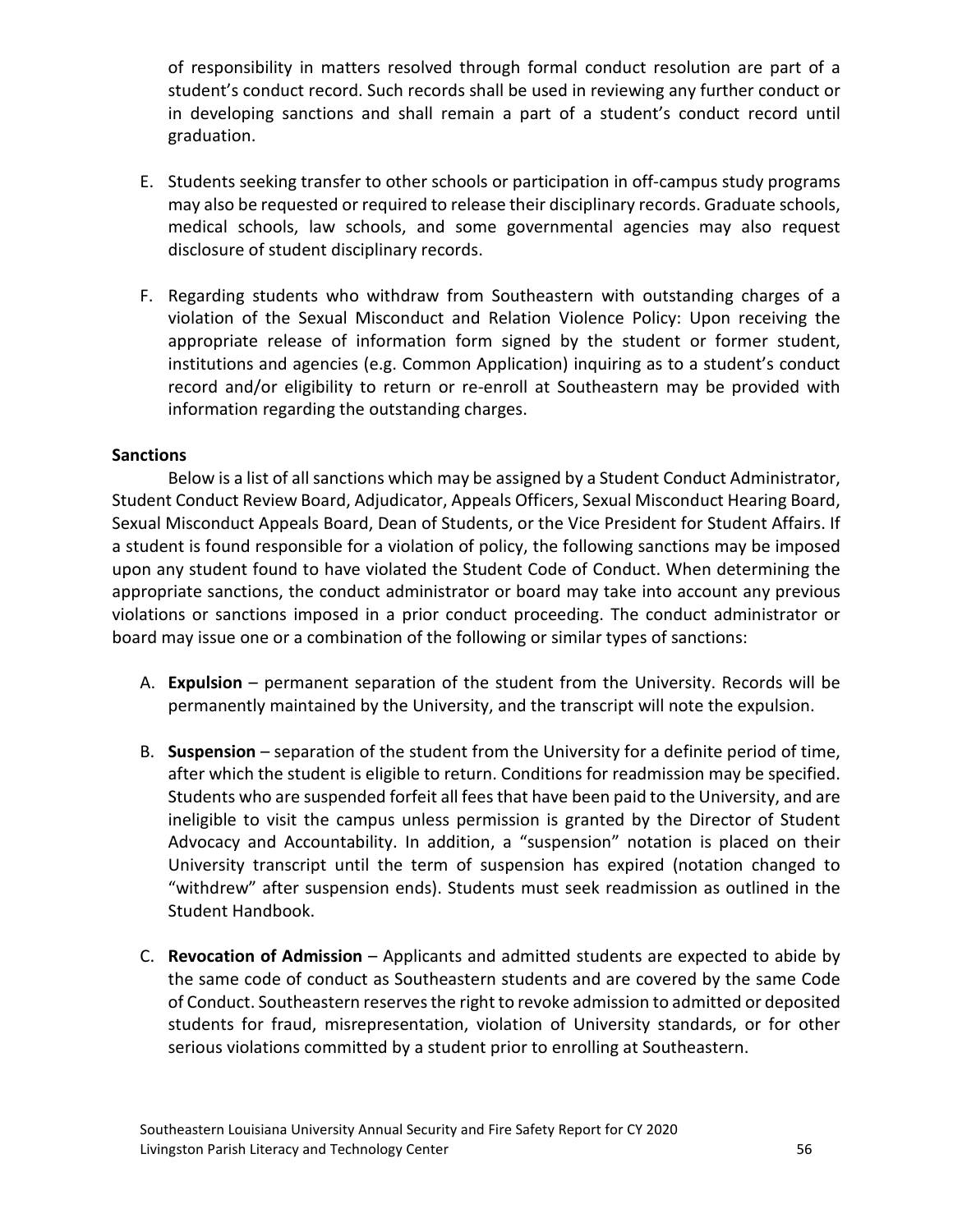of responsibility in matters resolved through formal conduct resolution are part of a student's conduct record. Such records shall be used in reviewing any further conduct or in developing sanctions and shall remain a part of a student's conduct record until graduation.

E. Students seeking transfer to other schools or participation in off-campus study programs may also be requested or required to release their disciplinary records. Graduate schools, medical schools, law schools, and some governmental agencies may also request disclosure of student disciplinary records.

F. Regarding students who withdraw from Southeastern with outstanding charges of a violation of the Sexual Misconduct and Relation Violence Policy: Upon receiving the appropriate release of information form signed by the student or former student, institutions and agencies (e.g. Common Application) inquiring as to a student's conduct record and/or eligibility to return or re-enroll at Southeastern may be provided with information regarding the outstanding charges.

**Sanctions**

Below is a list of all sanctions which may be assigned by a Student Conduct Administrator, Student Conduct Review Board, Adjudicator, Appeals Officers, Sexual Misconduct Hearing Board, Sexual Misconduct Appeals Board, Dean of Students, or the Vice President for Student Affairs. If a student is found responsible for a violation of policy, the following sanctions may be imposed upon any student found to have violated the Student Code of Conduct. When determining the appropriate sanctions, the conduct administrator or board may take into account any previous violations or sanctions imposed in a prior conduct proceeding. The conduct administrator or board may issue one or a combination of the following or similar types of sanctions:

A. **Expulsion** – permanent separation of the student from the University. Records will be permanently maintained by the University, and the transcript will note the expulsion.

B. **Suspension** – separation of the student from the University for a definite period of time, after which the student is eligible to return. Conditions for readmission may be specified. Students who are suspended forfeit all fees that have been paid to the University, and are ineligible to visit the campus unless permission is granted by the Director of Student Advocacy and Accountability. In addition, a "suspension" notation is placed on their University transcript until the term of suspension has expired (notation changed to "withdrew" after suspension ends). Students must seek readmission as outlined in the Student Handbook.

C. **Revocation of Admission** – Applicants and admitted students are expected to abide by the same code of conduct as Southeastern students and are covered by the same Code of Conduct. Southeastern reserves the right to revoke admission to admitted or deposited students for fraud, misrepresentation, violation of University standards, or for other serious violations committed by a student prior to enrolling at Southeastern.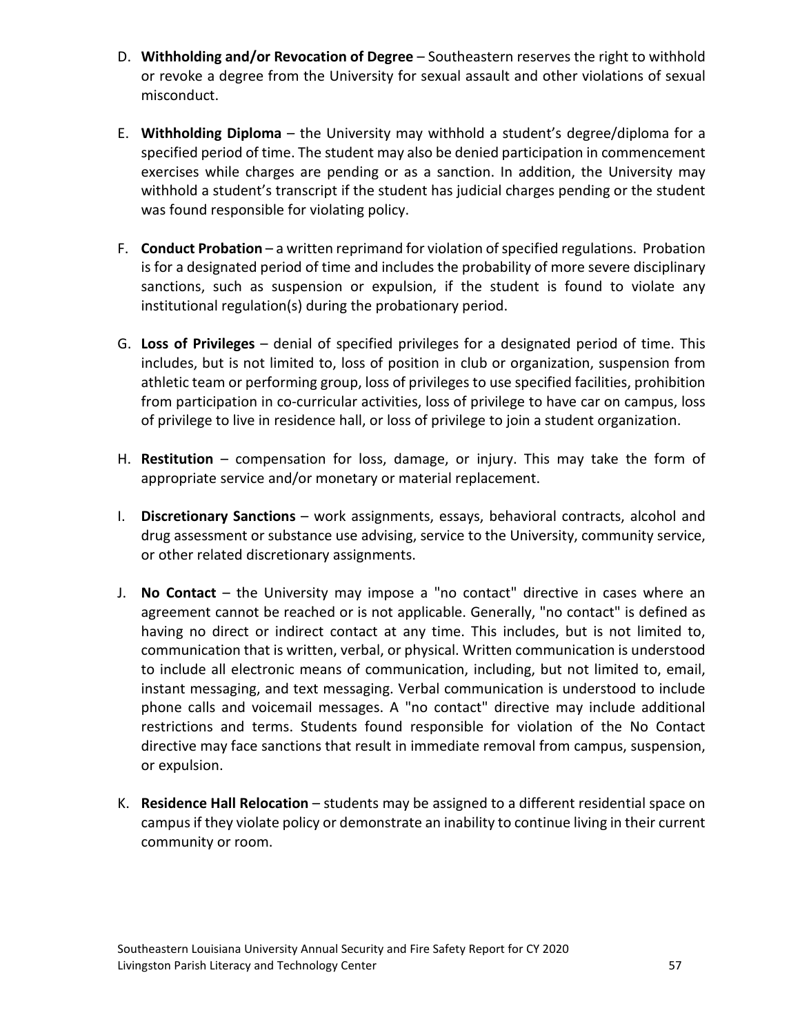D. **Withholding and/or Revocation of Degree** – Southeastern reserves the right to withhold or revoke a degree from the University for sexual assault and other violations of sexual misconduct.

E. **Withholding Diploma** – the University may withhold a student's degree/diploma for a specified period of time. The student may also be denied participation in commencement exercises while charges are pending or as a sanction. In addition, the University may withhold a student's transcript if the student has judicial charges pending or the student was found responsible for violating policy.

F. **Conduct Probation** – a written reprimand for violation of specified regulations. Probation is for a designated period of time and includes the probability of more severe disciplinary sanctions, such as suspension or expulsion, if the student is found to violate any institutional regulation(s) during the probationary period.

G. **Loss of Privileges** – denial of specified privileges for a designated period of time. This includes, but is not limited to, loss of position in club or organization, suspension from athletic team or performing group, loss of privileges to use specified facilities, prohibition from participation in co-curricular activities, loss of privilege to have car on campus, loss of privilege to live in residence hall, or loss of privilege to join a student organization.

H. **Restitution** – compensation for loss, damage, or injury. This may take the form of appropriate service and/or monetary or material replacement.

I. **Discretionary Sanctions** – work assignments, essays, behavioral contracts, alcohol and drug assessment or substance use advising, service to the University, community service, or other related discretionary assignments.

J. **No Contact** – the University may impose a "no contact" directive in cases where an agreement cannot be reached or is not applicable. Generally, "no contact" is defined as having no direct or indirect contact at any time. This includes, but is not limited to, communication that is written, verbal, or physical. Written communication is understood to include all electronic means of communication, including, but not limited to, email, instant messaging, and text messaging. Verbal communication is understood to include phone calls and voicemail messages. A "no contact" directive may include additional restrictions and terms. Students found responsible for violation of the No Contact directive may face sanctions that result in immediate removal from campus, suspension, or expulsion.

K. **Residence Hall Relocation** – students may be assigned to a different residential space on campus if they violate policy or demonstrate an inability to continue living in their current community or room.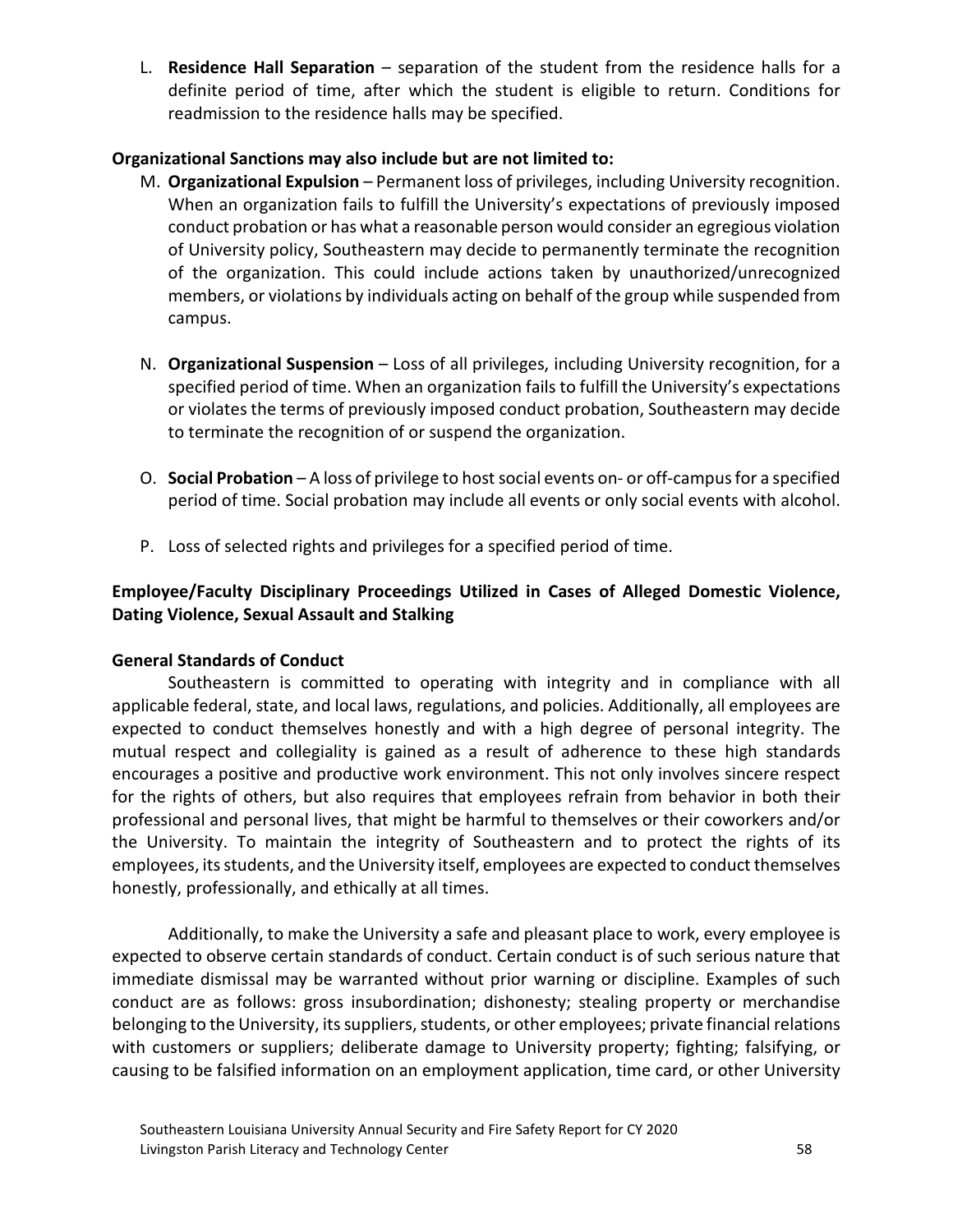L. **Residence Hall Separation** – separation of the student from the residence halls for a definite period of time, after which the student is eligible to return. Conditions for readmission to the residence halls may be specified.

**Organizational Sanctions may also include but are not limited to:**

M. **Organizational Expulsion** – Permanent loss of privileges, including University recognition. When an organization fails to fulfill the University's expectations of previously imposed conduct probation or has what a reasonable person would consider an egregious violation of University policy, Southeastern may decide to permanently terminate the recognition of the organization. This could include actions taken by unauthorized/unrecognized members, or violations by individuals acting on behalf of the group while suspended from campus.

N. **Organizational Suspension** – Loss of all privileges, including University recognition, for a specified period of time. When an organization fails to fulfill the University's expectations or violates the terms of previously imposed conduct probation, Southeastern may decide to terminate the recognition of or suspend the organization.

O. **Social Probation** – A loss of privilege to host social events on- or off-campus for a specified period of time. Social probation may include all events or only social events with alcohol.

P. Loss of selected rights and privileges for a specified period of time.

**Employee/Faculty Disciplinary Proceedings Utilized in Cases of Alleged Domestic Violence, Dating Violence, Sexual Assault and Stalking**

**General Standards of Conduct**

Southeastern is committed to operating with integrity and in compliance with all applicable federal, state, and local laws, regulations, and policies. Additionally, all employees are expected to conduct themselves honestly and with a high degree of personal integrity. The mutual respect and collegiality is gained as a result of adherence to these high standards encourages a positive and productive work environment. This not only involves sincere respect for the rights of others, but also requires that employees refrain from behavior in both their professional and personal lives, that might be harmful to themselves or their coworkers and/or the University. To maintain the integrity of Southeastern and to protect the rights of its employees, its students, and the University itself, employees are expected to conduct themselves honestly, professionally, and ethically at all times.

Additionally, to make the University a safe and pleasant place to work, every employee is expected to observe certain standards of conduct. Certain conduct is of such serious nature that immediate dismissal may be warranted without prior warning or discipline. Examples of such conduct are as follows: gross insubordination; dishonesty; stealing property or merchandise belonging to the University, its suppliers, students, or other employees; private financial relations with customers or suppliers; deliberate damage to University property; fighting; falsifying, or causing to be falsified information on an employment application, time card, or other University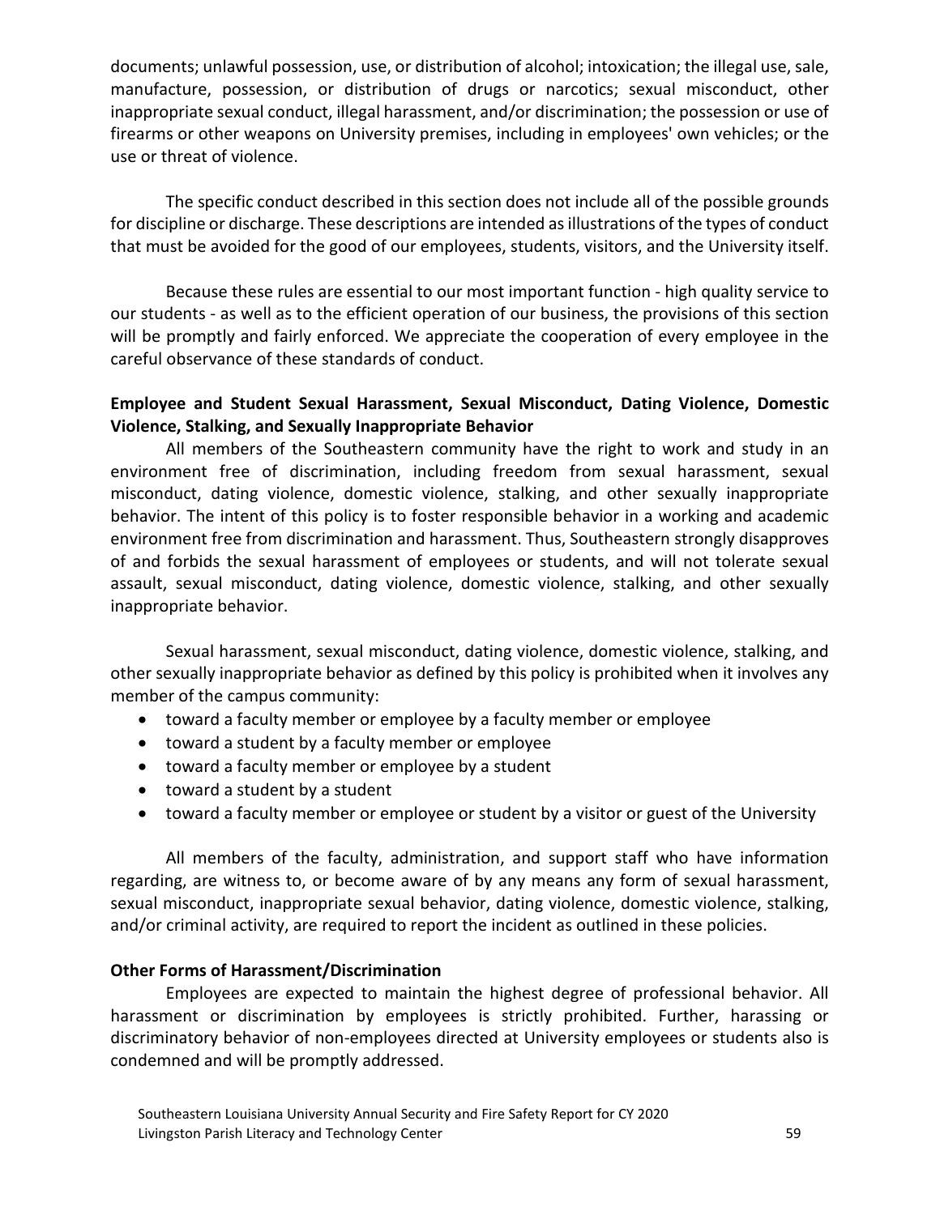documents; unlawful possession, use, or distribution of alcohol; intoxication; the illegal use, sale, manufacture, possession, or distribution of drugs or narcotics; sexual misconduct, other inappropriate sexual conduct, illegal harassment, and/or discrimination; the possession or use of firearms or other weapons on University premises, including in employees' own vehicles; or the use or threat of violence.

The specific conduct described in this section does not include all of the possible grounds for discipline or discharge. These descriptions are intended as illustrations of the types of conduct that must be avoided for the good of our employees, students, visitors, and the University itself.

Because these rules are essential to our most important function - high quality service to our students - as well as to the efficient operation of our business, the provisions of this section will be promptly and fairly enforced. We appreciate the cooperation of every employee in the careful observance of these standards of conduct.

**Employee and Student Sexual Harassment, Sexual Misconduct, Dating Violence, Domestic Violence, Stalking, and Sexually Inappropriate Behavior**

All members of the Southeastern community have the right to work and study in an environment free of discrimination, including freedom from sexual harassment, sexual misconduct, dating violence, domestic violence, stalking, and other sexually inappropriate behavior. The intent of this policy is to foster responsible behavior in a working and academic environment free from discrimination and harassment. Thus, Southeastern strongly disapproves of and forbids the sexual harassment of employees or students, and will not tolerate sexual assault, sexual misconduct, dating violence, domestic violence, stalking, and other sexually inappropriate behavior.

Sexual harassment, sexual misconduct, dating violence, domestic violence, stalking, and other sexually inappropriate behavior as defined by this policy is prohibited when it involves any member of the campus community:

- toward a faculty member or employee by a faculty member or employee
- toward a student by a faculty member or employee
- toward a faculty member or employee by a student
- toward a student by a student
- toward a faculty member or employee or student by a visitor or guest of the University

All members of the faculty, administration, and support staff who have information regarding, are witness to, or become aware of by any means any form of sexual harassment, sexual misconduct, inappropriate sexual behavior, dating violence, domestic violence, stalking, and/or criminal activity, are required to report the incident as outlined in these policies.

**Other Forms of Harassment/Discrimination**

Employees are expected to maintain the highest degree of professional behavior. All harassment or discrimination by employees is strictly prohibited. Further, harassing or discriminatory behavior of non-employees directed at University employees or students also is condemned and will be promptly addressed.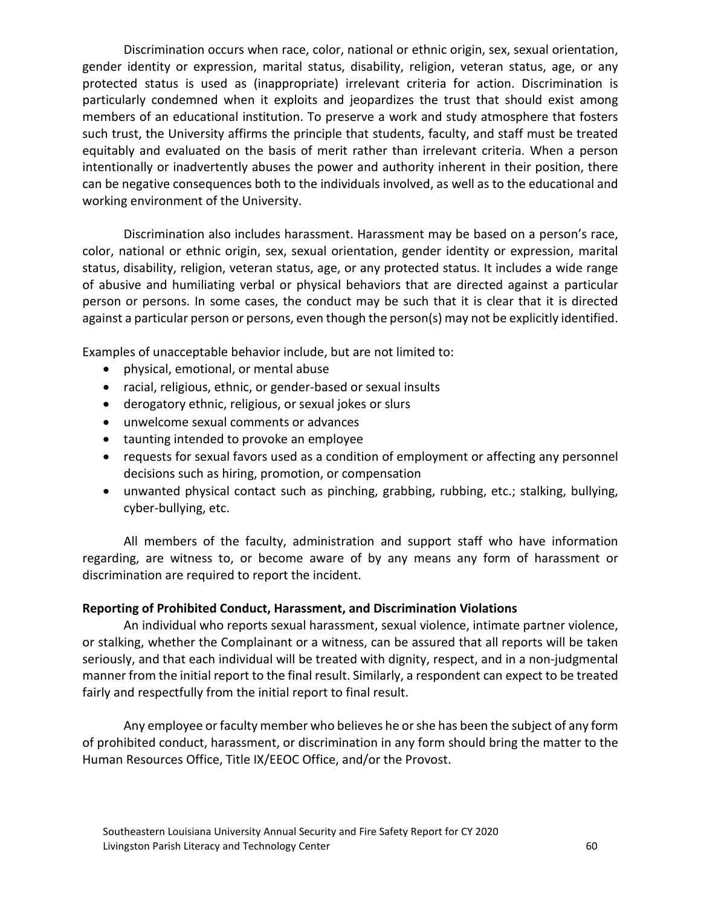Discrimination occurs when race, color, national or ethnic origin, sex, sexual orientation, gender identity or expression, marital status, disability, religion, veteran status, age, or any protected status is used as (inappropriate) irrelevant criteria for action. Discrimination is particularly condemned when it exploits and jeopardizes the trust that should exist among members of an educational institution. To preserve a work and study atmosphere that fosters such trust, the University affirms the principle that students, faculty, and staff must be treated equitably and evaluated on the basis of merit rather than irrelevant criteria. When a person intentionally or inadvertently abuses the power and authority inherent in their position, there can be negative consequences both to the individuals involved, as well as to the educational and working environment of the University.

Discrimination also includes harassment. Harassment may be based on a person's race, color, national or ethnic origin, sex, sexual orientation, gender identity or expression, marital status, disability, religion, veteran status, age, or any protected status. It includes a wide range of abusive and humiliating verbal or physical behaviors that are directed against a particular person or persons. In some cases, the conduct may be such that it is clear that it is directed against a particular person or persons, even though the person(s) may not be explicitly identified.

Examples of unacceptable behavior include, but are not limited to:

- physical, emotional, or mental abuse
- racial, religious, ethnic, or gender-based or sexual insults
- derogatory ethnic, religious, or sexual jokes or slurs
- unwelcome sexual comments or advances
- taunting intended to provoke an employee
- requests for sexual favors used as a condition of employment or affecting any personnel decisions such as hiring, promotion, or compensation
- unwanted physical contact such as pinching, grabbing, rubbing, etc.; stalking, bullying, cyber-bullying, etc.

All members of the faculty, administration and support staff who have information regarding, are witness to, or become aware of by any means any form of harassment or discrimination are required to report the incident.

**Reporting of Prohibited Conduct, Harassment, and Discrimination Violations**

An individual who reports sexual harassment, sexual violence, intimate partner violence, or stalking, whether the Complainant or a witness, can be assured that all reports will be taken seriously, and that each individual will be treated with dignity, respect, and in a non-judgmental manner from the initial report to the final result. Similarly, a respondent can expect to be treated fairly and respectfully from the initial report to final result.

Any employee or faculty member who believes he or she has been the subject of any form of prohibited conduct, harassment, or discrimination in any form should bring the matter to the Human Resources Office, Title IX/EEOC Office, and/or the Provost.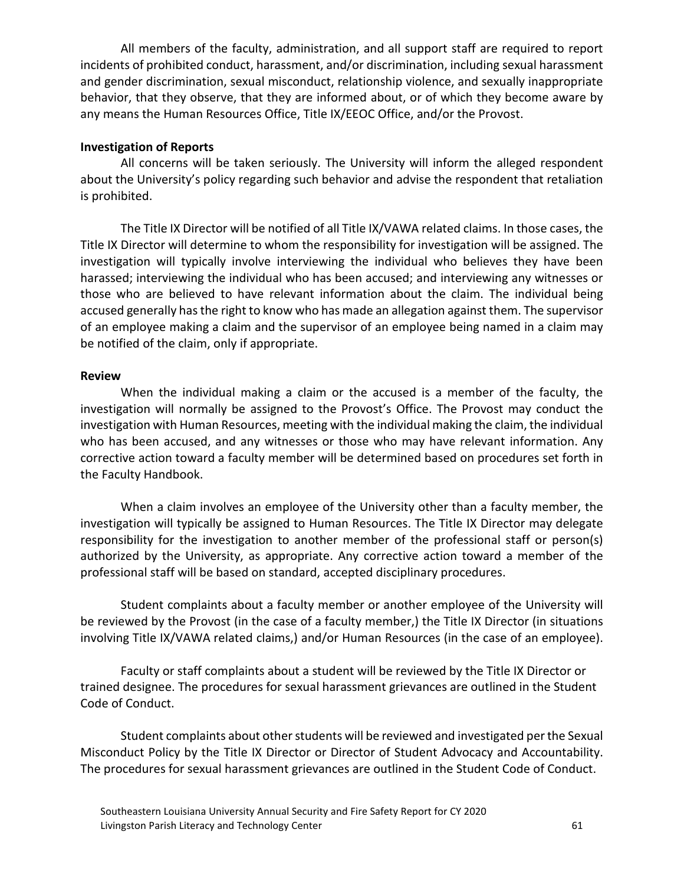All members of the faculty, administration, and all support staff are required to report incidents of prohibited conduct, harassment, and/or discrimination, including sexual harassment and gender discrimination, sexual misconduct, relationship violence, and sexually inappropriate behavior, that they observe, that they are informed about, or of which they become aware by any means the Human Resources Office, Title IX/EEOC Office, and/or the Provost.

**Investigation of Reports**

All concerns will be taken seriously. The University will inform the alleged respondent about the University's policy regarding such behavior and advise the respondent that retaliation is prohibited.

The Title IX Director will be notified of all Title IX/VAWA related claims. In those cases, the Title IX Director will determine to whom the responsibility for investigation will be assigned. The investigation will typically involve interviewing the individual who believes they have been harassed; interviewing the individual who has been accused; and interviewing any witnesses or those who are believed to have relevant information about the claim. The individual being accused generally has the right to know who has made an allegation against them. The supervisor of an employee making a claim and the supervisor of an employee being named in a claim may be notified of the claim, only if appropriate.

**Review**

When the individual making a claim or the accused is a member of the faculty, the investigation will normally be assigned to the Provost's Office. The Provost may conduct the investigation with Human Resources, meeting with the individual making the claim, the individual who has been accused, and any witnesses or those who may have relevant information. Any corrective action toward a faculty member will be determined based on procedures set forth in the Faculty Handbook.

When a claim involves an employee of the University other than a faculty member, the investigation will typically be assigned to Human Resources. The Title IX Director may delegate responsibility for the investigation to another member of the professional staff or person(s) authorized by the University, as appropriate. Any corrective action toward a member of the professional staff will be based on standard, accepted disciplinary procedures.

Student complaints about a faculty member or another employee of the University will be reviewed by the Provost (in the case of a faculty member,) the Title IX Director (in situations involving Title IX/VAWA related claims,) and/or Human Resources (in the case of an employee).

Faculty or staff complaints about a student will be reviewed by the Title IX Director or trained designee. The procedures for sexual harassment grievances are outlined in the Student Code of Conduct.

Student complaints about other students will be reviewed and investigated per the Sexual Misconduct Policy by the Title IX Director or Director of Student Advocacy and Accountability. The procedures for sexual harassment grievances are outlined in the Student Code of Conduct.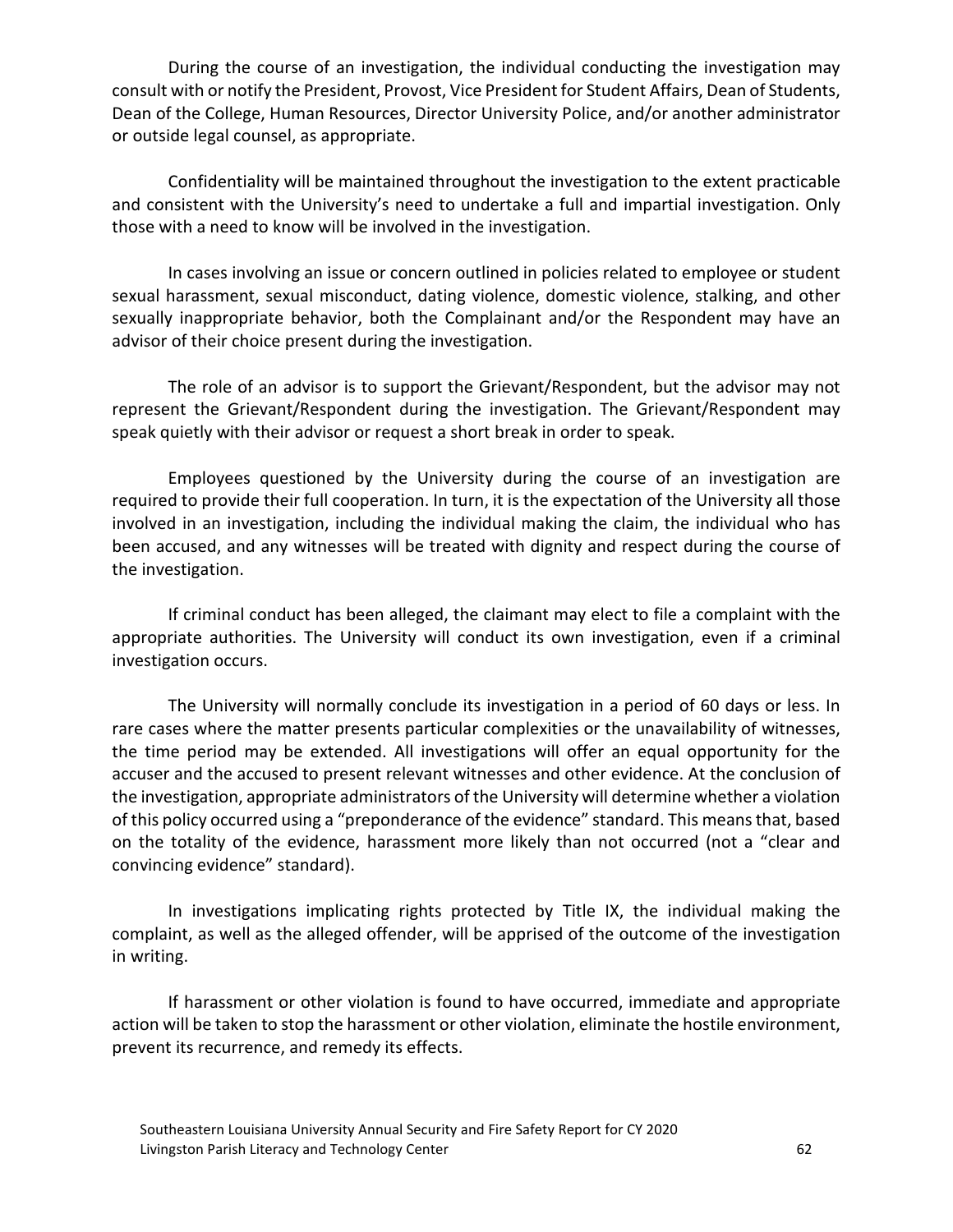During the course of an investigation, the individual conducting the investigation may consult with or notify the President, Provost, Vice President for Student Affairs, Dean of Students, Dean of the College, Human Resources, Director University Police, and/or another administrator or outside legal counsel, as appropriate.

Confidentiality will be maintained throughout the investigation to the extent practicable and consistent with the University's need to undertake a full and impartial investigation. Only those with a need to know will be involved in the investigation.

In cases involving an issue or concern outlined in policies related to employee or student sexual harassment, sexual misconduct, dating violence, domestic violence, stalking, and other sexually inappropriate behavior, both the Complainant and/or the Respondent may have an advisor of their choice present during the investigation.

The role of an advisor is to support the Grievant/Respondent, but the advisor may not represent the Grievant/Respondent during the investigation. The Grievant/Respondent may speak quietly with their advisor or request a short break in order to speak.

Employees questioned by the University during the course of an investigation are required to provide their full cooperation. In turn, it is the expectation of the University all those involved in an investigation, including the individual making the claim, the individual who has been accused, and any witnesses will be treated with dignity and respect during the course of the investigation.

If criminal conduct has been alleged, the claimant may elect to file a complaint with the appropriate authorities. The University will conduct its own investigation, even if a criminal investigation occurs.

The University will normally conclude its investigation in a period of 60 days or less. In rare cases where the matter presents particular complexities or the unavailability of witnesses, the time period may be extended. All investigations will offer an equal opportunity for the accuser and the accused to present relevant witnesses and other evidence. At the conclusion of the investigation, appropriate administrators of the University will determine whether a violation of this policy occurred using a "preponderance of the evidence" standard. This means that, based on the totality of the evidence, harassment more likely than not occurred (not a "clear and convincing evidence" standard).

In investigations implicating rights protected by Title IX, the individual making the complaint, as well as the alleged offender, will be apprised of the outcome of the investigation in writing.

If harassment or other violation is found to have occurred, immediate and appropriate action will be taken to stop the harassment or other violation, eliminate the hostile environment, prevent its recurrence, and remedy its effects.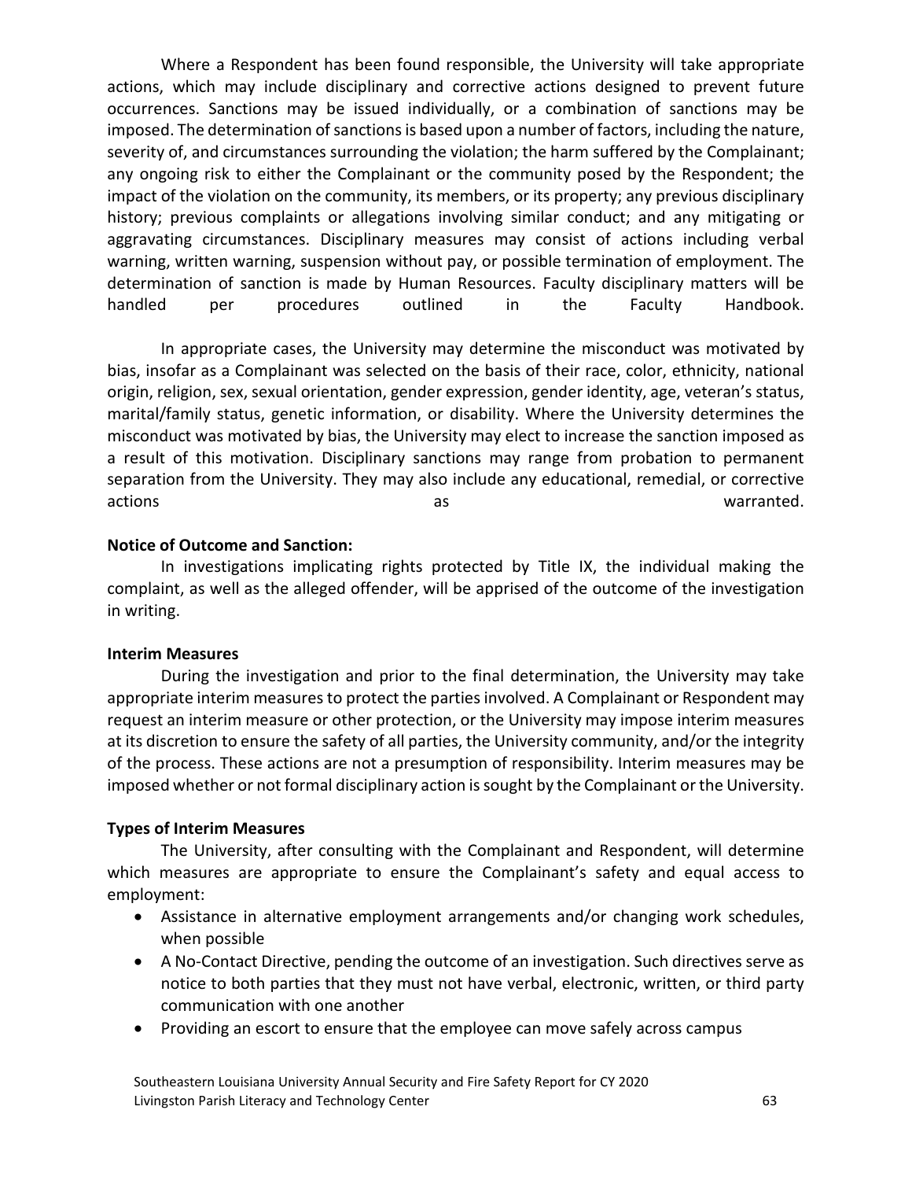Where a Respondent has been found responsible, the University will take appropriate actions, which may include disciplinary and corrective actions designed to prevent future occurrences. Sanctions may be issued individually, or a combination of sanctions may be imposed. The determination of sanctions is based upon a number of factors, including the nature, severity of, and circumstances surrounding the violation; the harm suffered by the Complainant; any ongoing risk to either the Complainant or the community posed by the Respondent; the impact of the violation on the community, its members, or its property; any previous disciplinary history; previous complaints or allegations involving similar conduct; and any mitigating or aggravating circumstances. Disciplinary measures may consist of actions including verbal warning, written warning, suspension without pay, or possible termination of employment. The determination of sanction is made by Human Resources. Faculty disciplinary matters will be handled per procedures outlined in the Faculty Handbook.

In appropriate cases, the University may determine the misconduct was motivated by bias, insofar as a Complainant was selected on the basis of their race, color, ethnicity, national origin, religion, sex, sexual orientation, gender expression, gender identity, age, veteran's status, marital/family status, genetic information, or disability. Where the University determines the misconduct was motivated by bias, the University may elect to increase the sanction imposed as a result of this motivation. Disciplinary sanctions may range from probation to permanent separation from the University. They may also include any educational, remedial, or corrective actions as warranted.

**Notice of Outcome and Sanction:**

In investigations implicating rights protected by Title IX, the individual making the complaint, as well as the alleged offender, will be apprised of the outcome of the investigation in writing.

**Interim Measures**

During the investigation and prior to the final determination, the University may take appropriate interim measures to protect the parties involved. A Complainant or Respondent may request an interim measure or other protection, or the University may impose interim measures at its discretion to ensure the safety of all parties, the University community, and/or the integrity of the process. These actions are not a presumption of responsibility. Interim measures may be imposed whether or not formal disciplinary action is sought by the Complainant or the University.

**Types of Interim Measures**

The University, after consulting with the Complainant and Respondent, will determine which measures are appropriate to ensure the Complainant's safety and equal access to employment:

- Assistance in alternative employment arrangements and/or changing work schedules, when possible
- A No-Contact Directive, pending the outcome of an investigation. Such directives serve as notice to both parties that they must not have verbal, electronic, written, or third party communication with one another
- Providing an escort to ensure that the employee can move safely across campus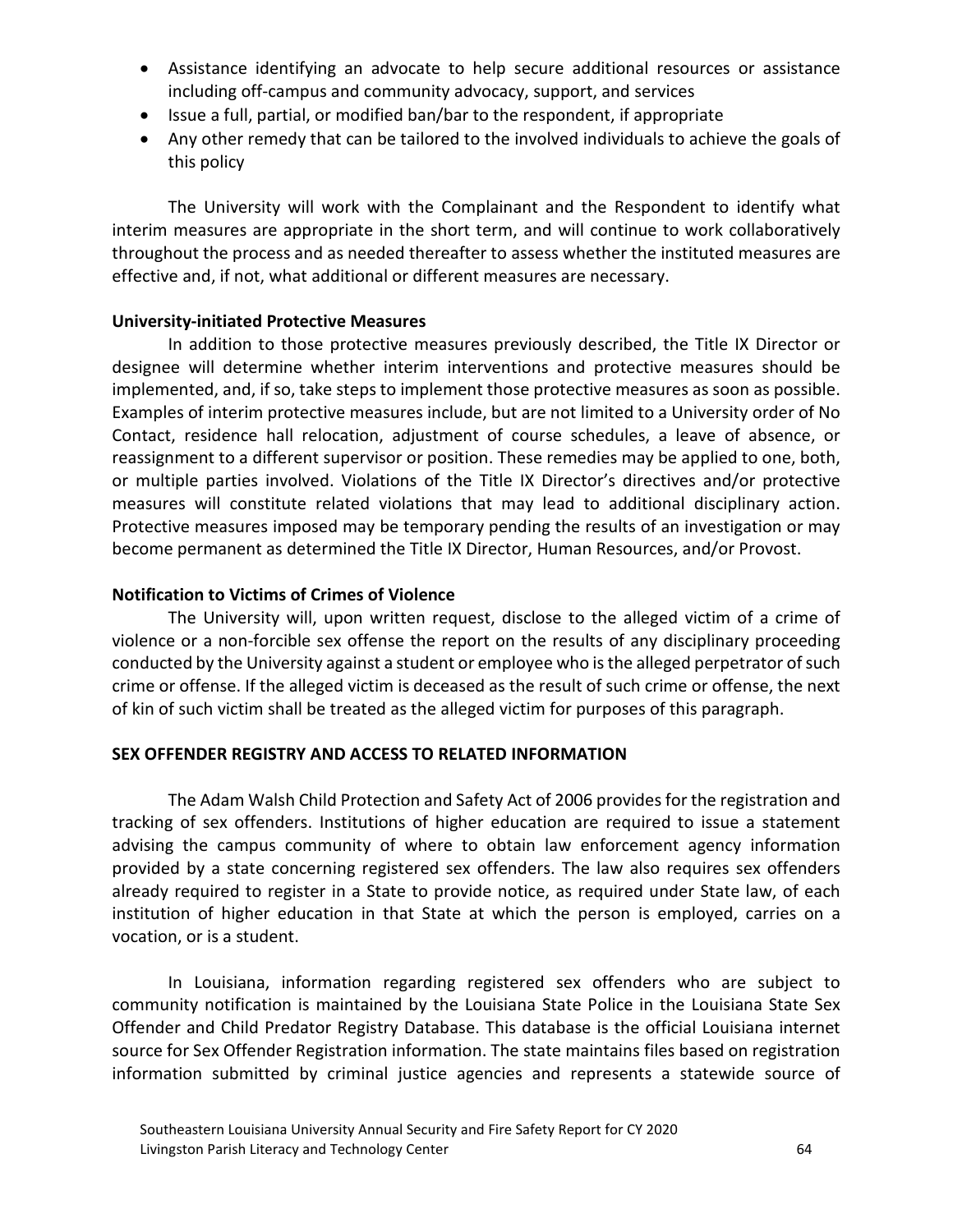- Assistance identifying an advocate to help secure additional resources or assistance including off-campus and community advocacy, support, and services
- Issue a full, partial, or modified ban/bar to the respondent, if appropriate
- Any other remedy that can be tailored to the involved individuals to achieve the goals of this policy

The University will work with the Complainant and the Respondent to identify what interim measures are appropriate in the short term, and will continue to work collaboratively throughout the process and as needed thereafter to assess whether the instituted measures are effective and, if not, what additional or different measures are necessary.

**University-initiated Protective Measures**

In addition to those protective measures previously described, the Title IX Director or designee will determine whether interim interventions and protective measures should be implemented, and, if so, take steps to implement those protective measures as soon as possible. Examples of interim protective measures include, but are not limited to a University order of No Contact, residence hall relocation, adjustment of course schedules, a leave of absence, or reassignment to a different supervisor or position. These remedies may be applied to one, both, or multiple parties involved. Violations of the Title IX Director's directives and/or protective measures will constitute related violations that may lead to additional disciplinary action. Protective measures imposed may be temporary pending the results of an investigation or may become permanent as determined the Title IX Director, Human Resources, and/or Provost.

**Notification to Victims of Crimes of Violence**

The University will, upon written request, disclose to the alleged victim of a crime of violence or a non-forcible sex offense the report on the results of any disciplinary proceeding conducted by the University against a student or employee who is the alleged perpetrator of such crime or offense. If the alleged victim is deceased as the result of such crime or offense, the next of kin of such victim shall be treated as the alleged victim for purposes of this paragraph.

**SEX OFFENDER REGISTRY AND ACCESS TO RELATED INFORMATION**

The Adam Walsh Child Protection and Safety Act of 2006 provides for the registration and tracking of sex offenders. Institutions of higher education are required to issue a statement advising the campus community of where to obtain law enforcement agency information provided by a state concerning registered sex offenders. The law also requires sex offenders already required to register in a State to provide notice, as required under State law, of each institution of higher education in that State at which the person is employed, carries on a vocation, or is a student.

In Louisiana, information regarding registered sex offenders who are subject to community notification is maintained by the Louisiana State Police in the Louisiana State Sex Offender and Child Predator Registry Database. This database is the official Louisiana internet source for Sex Offender Registration information. The state maintains files based on registration information submitted by criminal justice agencies and represents a statewide source of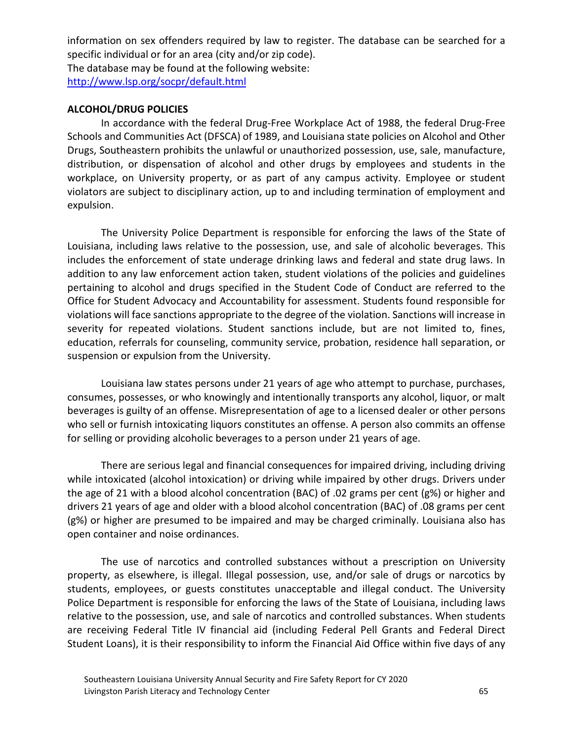information on sex offenders required by law to register. The database can be searched for a specific individual or for an area (city and/or zip code).
The database may be found at the following website:
[http://www.lsp.org/socpr/default.html](http://www.lsp.org/socpr/default.html)

**ALCOHOL/DRUG POLICIES**

In accordance with the federal Drug-Free Workplace Act of 1988, the federal Drug-Free Schools and Communities Act (DFSCA) of 1989, and Louisiana state policies on Alcohol and Other Drugs, Southeastern prohibits the unlawful or unauthorized possession, use, sale, manufacture, distribution, or dispensation of alcohol and other drugs by employees and students in the workplace, on University property, or as part of any campus activity. Employee or student violators are subject to disciplinary action, up to and including termination of employment and expulsion.

The University Police Department is responsible for enforcing the laws of the State of Louisiana, including laws relative to the possession, use, and sale of alcoholic beverages. This includes the enforcement of state underage drinking laws and federal and state drug laws. In addition to any law enforcement action taken, student violations of the policies and guidelines pertaining to alcohol and drugs specified in the Student Code of Conduct are referred to the Office for Student Advocacy and Accountability for assessment. Students found responsible for violations will face sanctions appropriate to the degree of the violation. Sanctions will increase in severity for repeated violations. Student sanctions include, but are not limited to, fines, education, referrals for counseling, community service, probation, residence hall separation, or suspension or expulsion from the University.

Louisiana law states persons under 21 years of age who attempt to purchase, purchases, consumes, possesses, or who knowingly and intentionally transports any alcohol, liquor, or malt beverages is guilty of an offense. Misrepresentation of age to a licensed dealer or other persons who sell or furnish intoxicating liquors constitutes an offense. A person also commits an offense for selling or providing alcoholic beverages to a person under 21 years of age.

There are serious legal and financial consequences for impaired driving, including driving while intoxicated (alcohol intoxication) or driving while impaired by other drugs. Drivers under the age of 21 with a blood alcohol concentration (BAC) of .02 grams per cent (g%) or higher and drivers 21 years of age and older with a blood alcohol concentration (BAC) of .08 grams per cent (g%) or higher are presumed to be impaired and may be charged criminally. Louisiana also has open container and noise ordinances.

The use of narcotics and controlled substances without a prescription on University property, as elsewhere, is illegal. Illegal possession, use, and/or sale of drugs or narcotics by students, employees, or guests constitutes unacceptable and illegal conduct. The University Police Department is responsible for enforcing the laws of the State of Louisiana, including laws relative to the possession, use, and sale of narcotics and controlled substances. When students are receiving Federal Title IV financial aid (including Federal Pell Grants and Federal Direct Student Loans), it is their responsibility to inform the Financial Aid Office within five days of any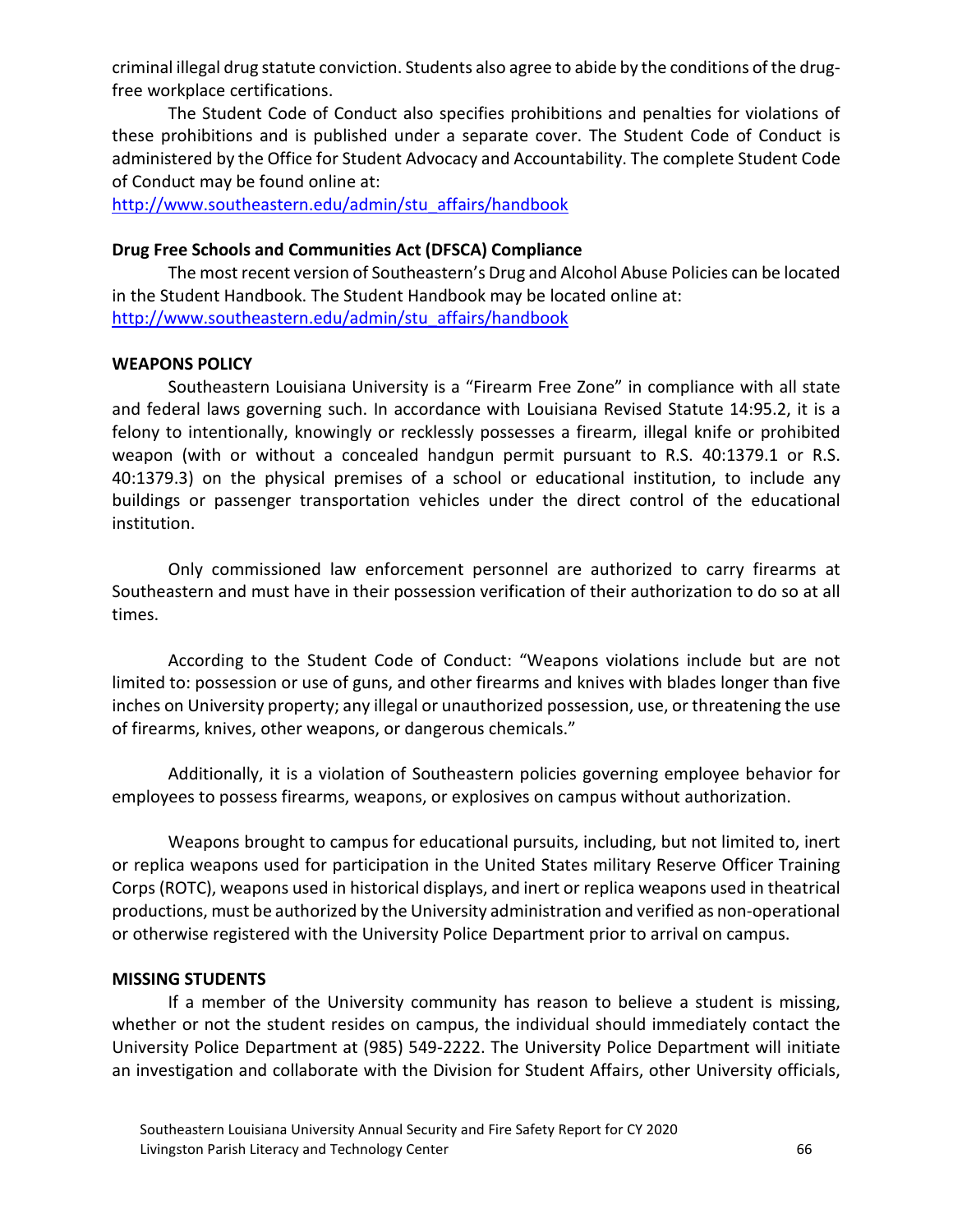criminal illegal drug statute conviction. Students also agree to abide by the conditions of the drug-free workplace certifications.

The Student Code of Conduct also specifies prohibitions and penalties for violations of these prohibitions and is published under a separate cover. The Student Code of Conduct is administered by the Office for Student Advocacy and Accountability. The complete Student Code of Conduct may be found online at:
http://www.southeastern.edu/admin/stu_affairs/handbook

**Drug Free Schools and Communities Act (DFSCA) Compliance**

The most recent version of Southeastern's Drug and Alcohol Abuse Policies can be located in the Student Handbook. The Student Handbook may be located online at:
http://www.southeastern.edu/admin/stu_affairs/handbook

**WEAPONS POLICY**

Southeastern Louisiana University is a "Firearm Free Zone" in compliance with all state and federal laws governing such. In accordance with Louisiana Revised Statute 14:95.2, it is a felony to intentionally, knowingly or recklessly possesses a firearm, illegal knife or prohibited weapon (with or without a concealed handgun permit pursuant to R.S. 40:1379.1 or R.S. 40:1379.3) on the physical premises of a school or educational institution, to include any buildings or passenger transportation vehicles under the direct control of the educational institution.

Only commissioned law enforcement personnel are authorized to carry firearms at Southeastern and must have in their possession verification of their authorization to do so at all times.

According to the Student Code of Conduct: "Weapons violations include but are not limited to: possession or use of guns, and other firearms and knives with blades longer than five inches on University property; any illegal or unauthorized possession, use, or threatening the use of firearms, knives, other weapons, or dangerous chemicals."

Additionally, it is a violation of Southeastern policies governing employee behavior for employees to possess firearms, weapons, or explosives on campus without authorization.

Weapons brought to campus for educational pursuits, including, but not limited to, inert or replica weapons used for participation in the United States military Reserve Officer Training Corps (ROTC), weapons used in historical displays, and inert or replica weapons used in theatrical productions, must be authorized by the University administration and verified as non-operational or otherwise registered with the University Police Department prior to arrival on campus.

**MISSING STUDENTS**

If a member of the University community has reason to believe a student is missing, whether or not the student resides on campus, the individual should immediately contact the University Police Department at (985) 549-2222. The University Police Department will initiate an investigation and collaborate with the Division for Student Affairs, other University officials,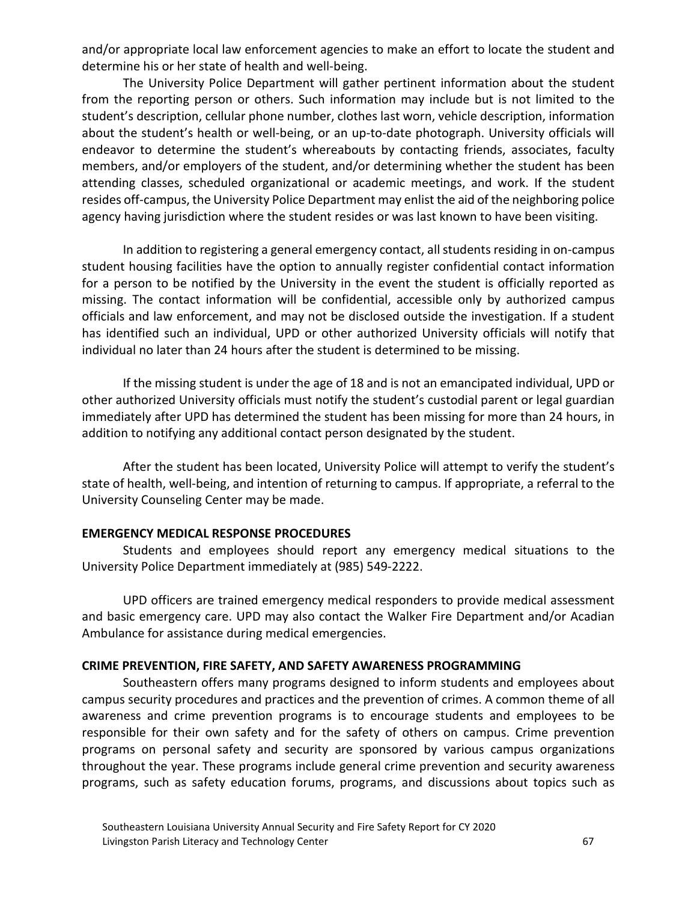and/or appropriate local law enforcement agencies to make an effort to locate the student and determine his or her state of health and well-being.

The University Police Department will gather pertinent information about the student from the reporting person or others. Such information may include but is not limited to the student's description, cellular phone number, clothes last worn, vehicle description, information about the student's health or well-being, or an up-to-date photograph. University officials will endeavor to determine the student's whereabouts by contacting friends, associates, faculty members, and/or employers of the student, and/or determining whether the student has been attending classes, scheduled organizational or academic meetings, and work. If the student resides off-campus, the University Police Department may enlist the aid of the neighboring police agency having jurisdiction where the student resides or was last known to have been visiting.

In addition to registering a general emergency contact, all students residing in on-campus student housing facilities have the option to annually register confidential contact information for a person to be notified by the University in the event the student is officially reported as missing. The contact information will be confidential, accessible only by authorized campus officials and law enforcement, and may not be disclosed outside the investigation. If a student has identified such an individual, UPD or other authorized University officials will notify that individual no later than 24 hours after the student is determined to be missing.

If the missing student is under the age of 18 and is not an emancipated individual, UPD or other authorized University officials must notify the student's custodial parent or legal guardian immediately after UPD has determined the student has been missing for more than 24 hours, in addition to notifying any additional contact person designated by the student.

After the student has been located, University Police will attempt to verify the student's state of health, well-being, and intention of returning to campus. If appropriate, a referral to the University Counseling Center may be made.

**EMERGENCY MEDICAL RESPONSE PROCEDURES**

Students and employees should report any emergency medical situations to the University Police Department immediately at (985) 549-2222.

UPD officers are trained emergency medical responders to provide medical assessment and basic emergency care. UPD may also contact the Walker Fire Department and/or Acadian Ambulance for assistance during medical emergencies.

**CRIME PREVENTION, FIRE SAFETY, AND SAFETY AWARENESS PROGRAMMING**

Southeastern offers many programs designed to inform students and employees about campus security procedures and practices and the prevention of crimes. A common theme of all awareness and crime prevention programs is to encourage students and employees to be responsible for their own safety and for the safety of others on campus. Crime prevention programs on personal safety and security are sponsored by various campus organizations throughout the year. These programs include general crime prevention and security awareness programs, such as safety education forums, programs, and discussions about topics such as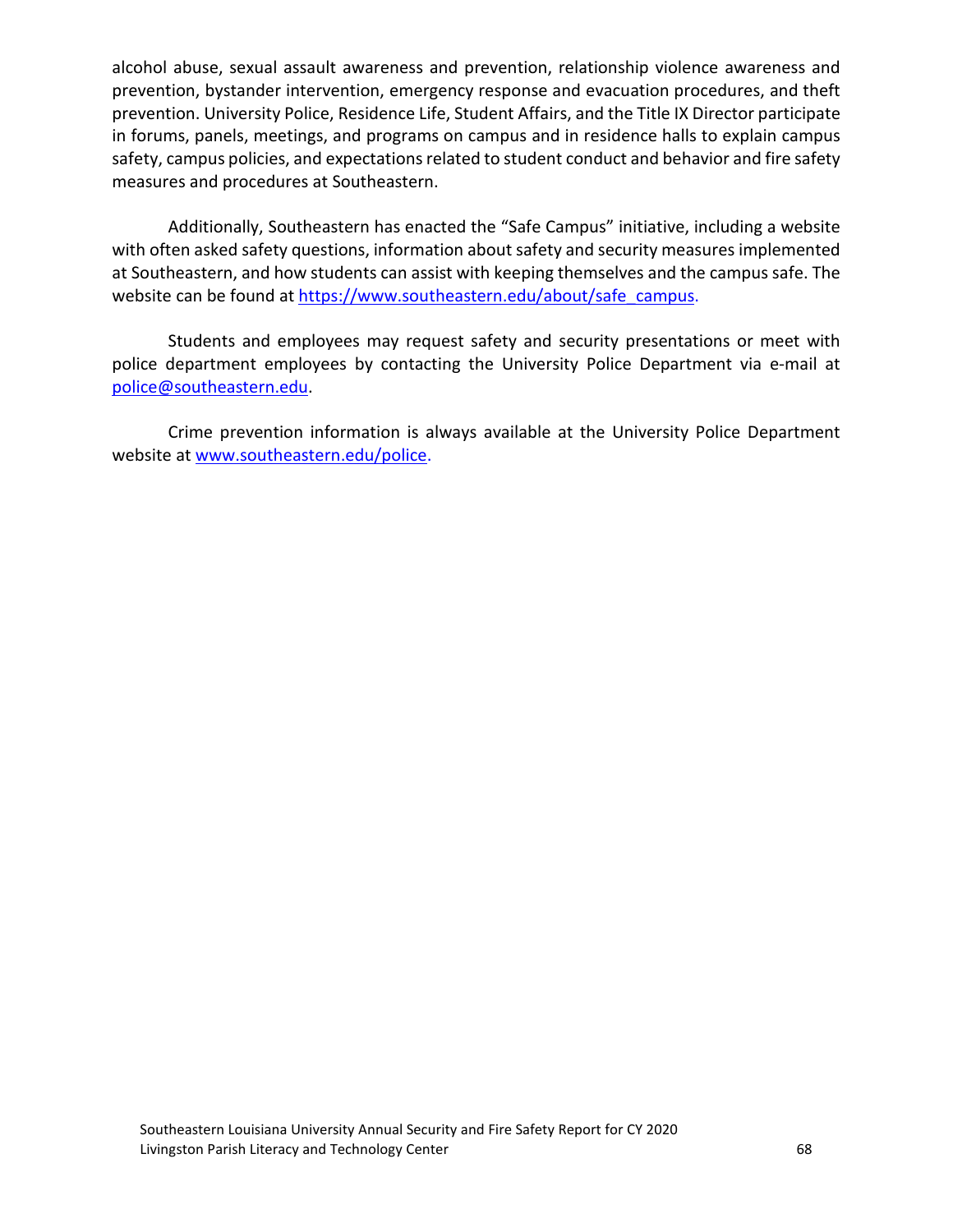alcohol abuse, sexual assault awareness and prevention, relationship violence awareness and prevention, bystander intervention, emergency response and evacuation procedures, and theft prevention. University Police, Residence Life, Student Affairs, and the Title IX Director participate in forums, panels, meetings, and programs on campus and in residence halls to explain campus safety, campus policies, and expectations related to student conduct and behavior and fire safety measures and procedures at Southeastern.

Additionally, Southeastern has enacted the "Safe Campus" initiative, including a website with often asked safety questions, information about safety and security measures implemented at Southeastern, and how students can assist with keeping themselves and the campus safe. The website can be found at https://www.southeastern.edu/about/safe_campus.

Students and employees may request safety and security presentations or meet with police department employees by contacting the University Police Department via e-mail at police@southeastern.edu.

Crime prevention information is always available at the University Police Department website at www.southeastern.edu/police.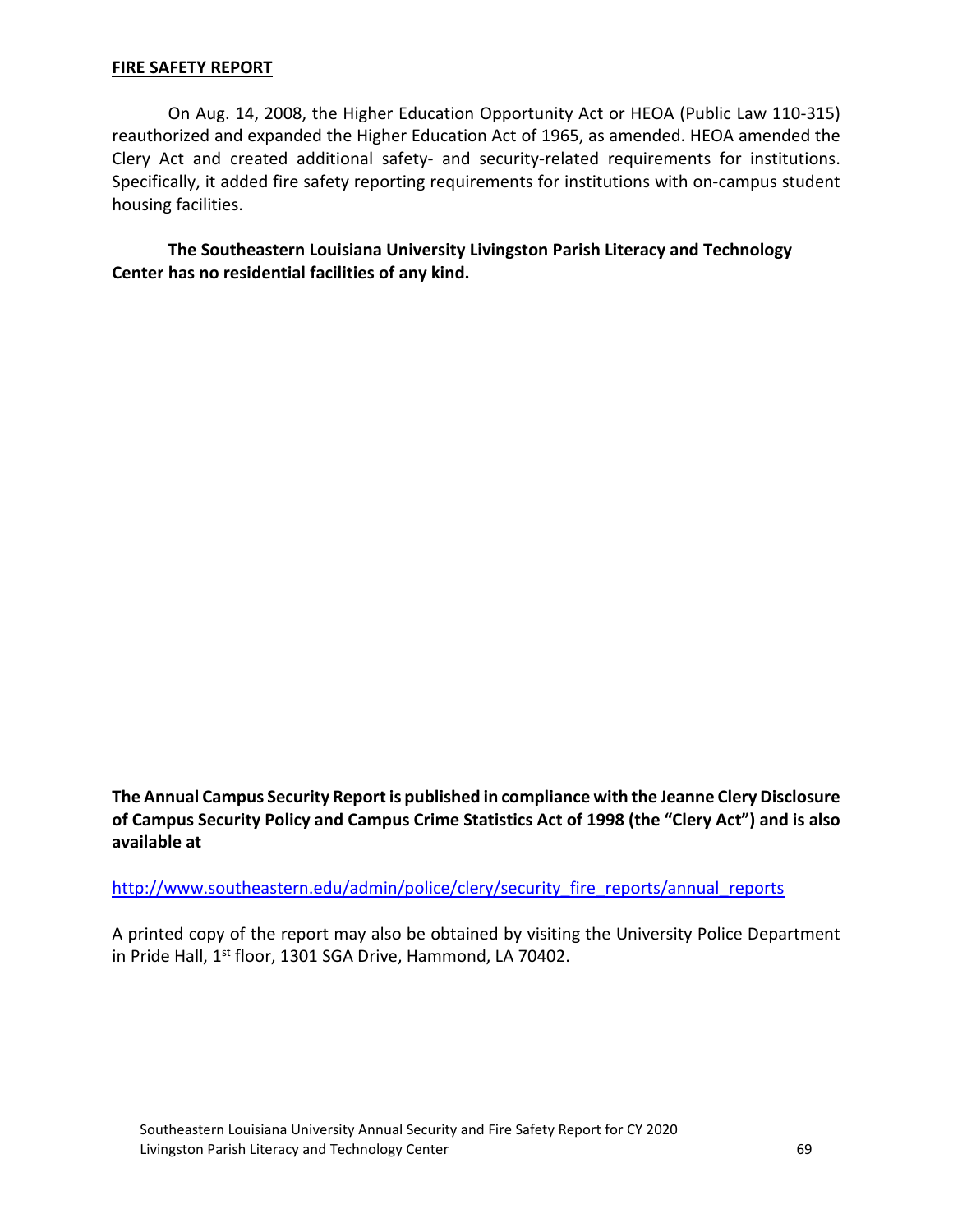**FIRE SAFETY REPORT**

On Aug. 14, 2008, the Higher Education Opportunity Act or HEOA (Public Law 110-315) reauthorized and expanded the Higher Education Act of 1965, as amended. HEOA amended the Clery Act and created additional safety- and security-related requirements for institutions. Specifically, it added fire safety reporting requirements for institutions with on-campus student housing facilities.

**The Southeastern Louisiana University Livingston Parish Literacy and Technology Center has no residential facilities of any kind.**

**The Annual Campus Security Report is published in compliance with the Jeanne Clery Disclosure of Campus Security Policy and Campus Crime Statistics Act of 1998 (the "Clery Act") and is also available at**

http://www.southeastern.edu/admin/police/clery/security_fire_reports/annual_reports

A printed copy of the report may also be obtained by visiting the University Police Department in Pride Hall, 1st floor, 1301 SGA Drive, Hammond, LA 70402.